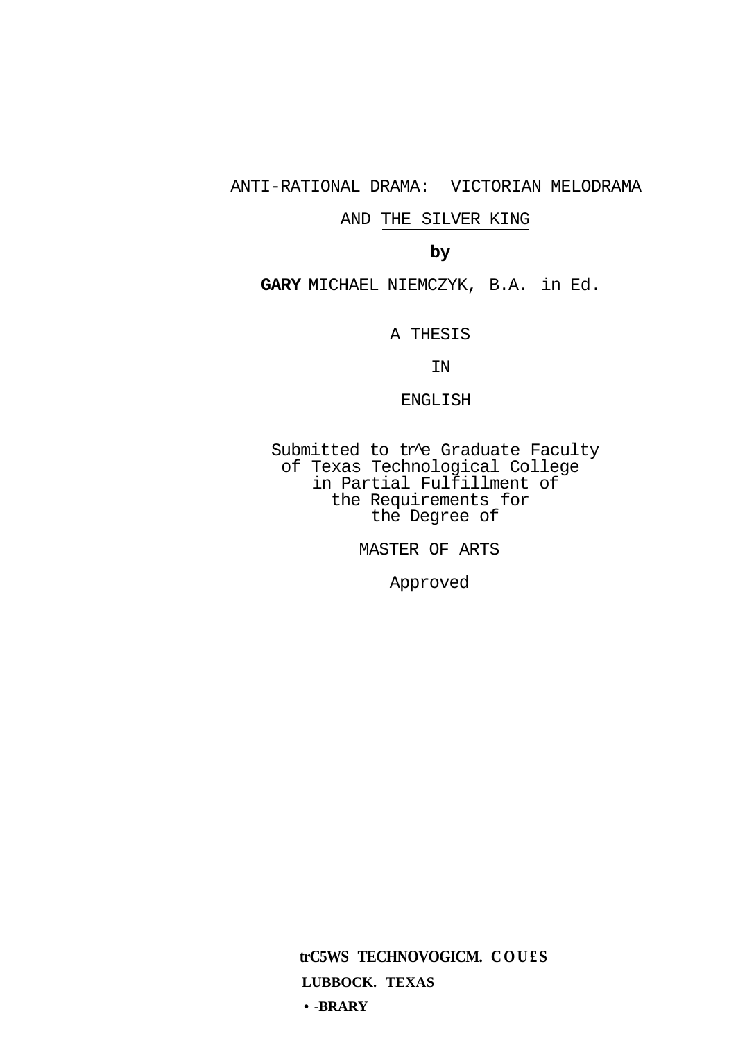# ANTI-RATIONAL DRAMA: VICTORIAN MELODRAMA AND THE SILVER KING

by

GARY MICHAEL NIEMCZYK, B.A. in Ed.

A THESIS

IN

ENGLISH

Submitted to tr^e Graduate Faculty
of Texas Technological College
in Partial Fulfillment of
the Requirements for
the Degree of

MASTER OF ARTS

Approved

**trC5WS TECHNOVOGICM. COU£S**
**LUBBOCK. TEXAS**
**• -BRARY**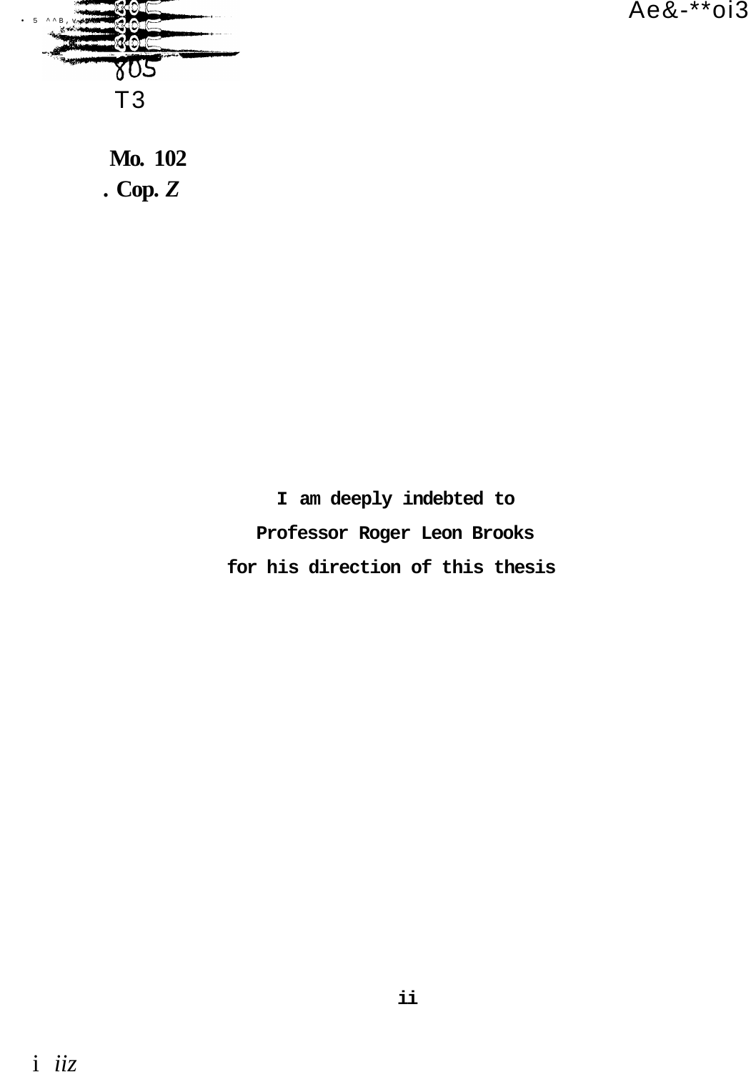I am deeply indebted to

Professor Roger Leon Brooks

for his direction of this thesis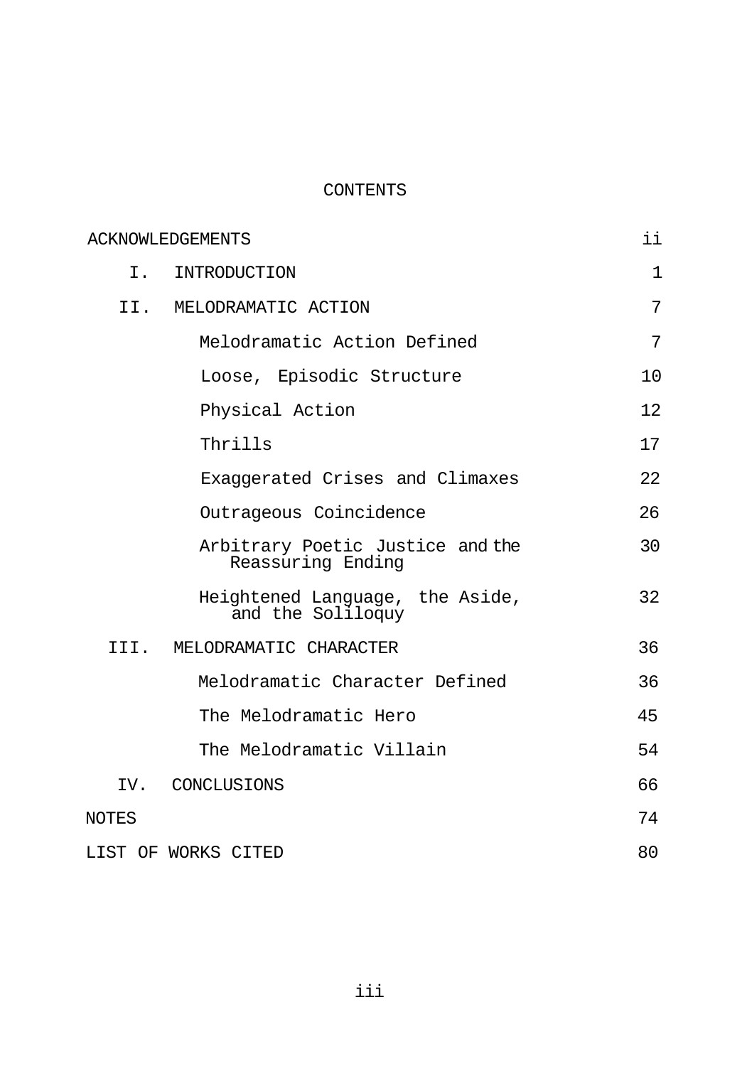# CONTENTS

| | |
|---|---|
| ACKNOWLEDGEMENTS | ii |
| I. INTRODUCTION | 1 |
| II. MELODRAMATIC ACTION | 7 |
| Melodramatic Action Defined | 7 |
| Loose, Episodic Structure | 10 |
| Physical Action | 12 |
| Thrills | 17 |
| Exaggerated Crises and Climaxes | 22 |
| Outrageous Coincidence | 26 |
| Arbitrary Poetic Justice and the Reassuring Ending | 30 |
| Heightened Language, the Aside, and the Soliloquy | 32 |
| III. MELODRAMATIC CHARACTER | 36 |
| Melodramatic Character Defined | 36 |
| The Melodramatic Hero | 45 |
| The Melodramatic Villain | 54 |
| IV. CONCLUSIONS | 66 |
| NOTES | 74 |
| LIST OF WORKS CITED | 80 |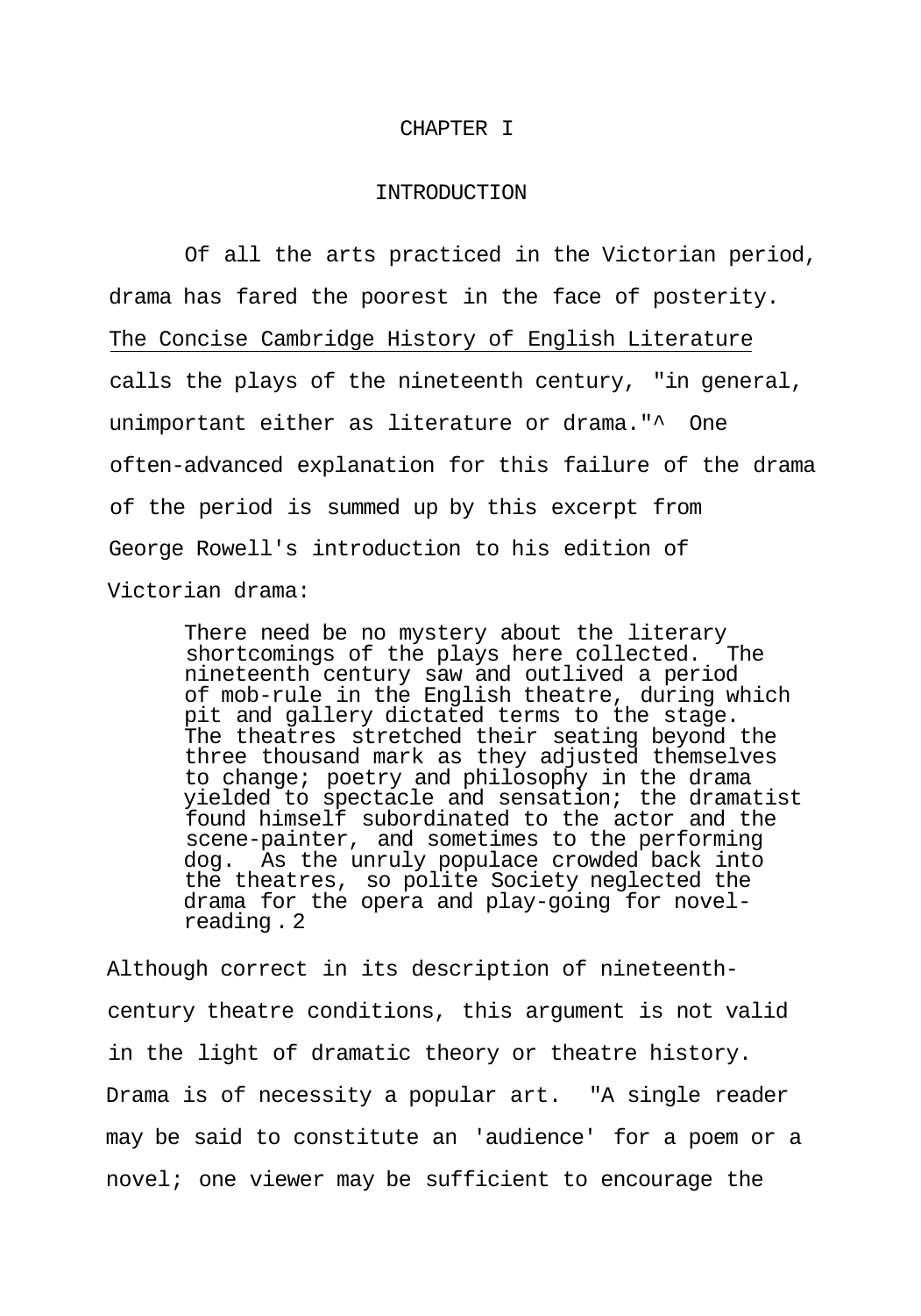# CHAPTER I

## INTRODUCTION

Of all the arts practiced in the Victorian period, drama has fared the poorest in the face of posterity. The Concise Cambridge History of English Literature calls the plays of the nineteenth century, "in general, unimportant either as literature or drama."[1] One often-advanced explanation for this failure of the drama of the period is summed up by this excerpt from George Rowell's introduction to his edition of Victorian drama:

> There need be no mystery about the literary shortcomings of the plays here collected. The nineteenth century saw and outlived a period of mob-rule in the English theatre, during which pit and gallery dictated terms to the stage. The theatres stretched their seating beyond the three thousand mark as they adjusted themselves to change; poetry and philosophy in the drama yielded to spectacle and sensation; the dramatist found himself subordinated to the actor and the scene-painter, and sometimes to the performing dog. As the unruly populace crowded back into the theatres, so polite Society neglected the drama for the opera and play-going for novel-reading.[2]

Although correct in its description of nineteenth-century theatre conditions, this argument is not valid in the light of dramatic theory or theatre history. Drama is of necessity a popular art. "A single reader may be said to constitute an 'audience' for a poem or a novel; one viewer may be sufficient to encourage the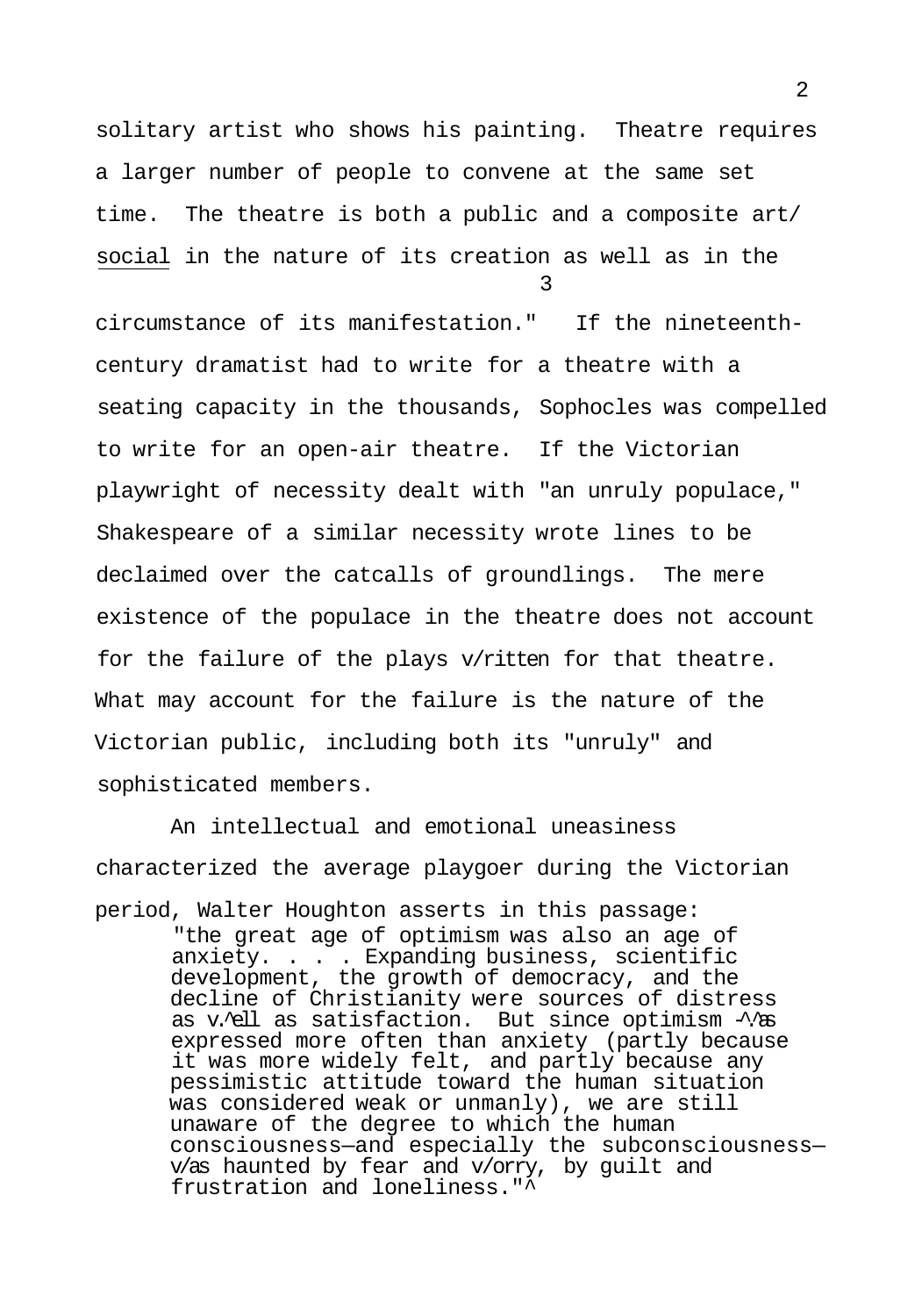solitary artist who shows his painting. Theatre requires a larger number of people to convene at the same set time. The theatre is both a public and a composite art/ social in the nature of its creation as well as in the circumstance of its manifestation."[3] If the nineteenth-century dramatist had to write for a theatre with a seating capacity in the thousands, Sophocles was compelled to write for an open-air theatre. If the Victorian playwright of necessity dealt with "an unruly populace," Shakespeare of a similar necessity wrote lines to be declaimed over the catcalls of groundlings. The mere existence of the populace in the theatre does not account for the failure of the plays written for that theatre. What may account for the failure is the nature of the Victorian public, including both its "unruly" and sophisticated members.

An intellectual and emotional uneasiness characterized the average playgoer during the Victorian period, Walter Houghton asserts in this passage:

> "the great age of optimism was also an age of anxiety. . . . Expanding business, scientific development, the growth of democracy, and the decline of Christianity were sources of distress as well as satisfaction. But since optimism was expressed more often than anxiety (partly because it was more widely felt, and partly because any pessimistic attitude toward the human situation was considered weak or unmanly), we are still unaware of the degree to which the human consciousness—and especially the subconsciousness—was haunted by fear and worry, by guilt and frustration and loneliness."[4]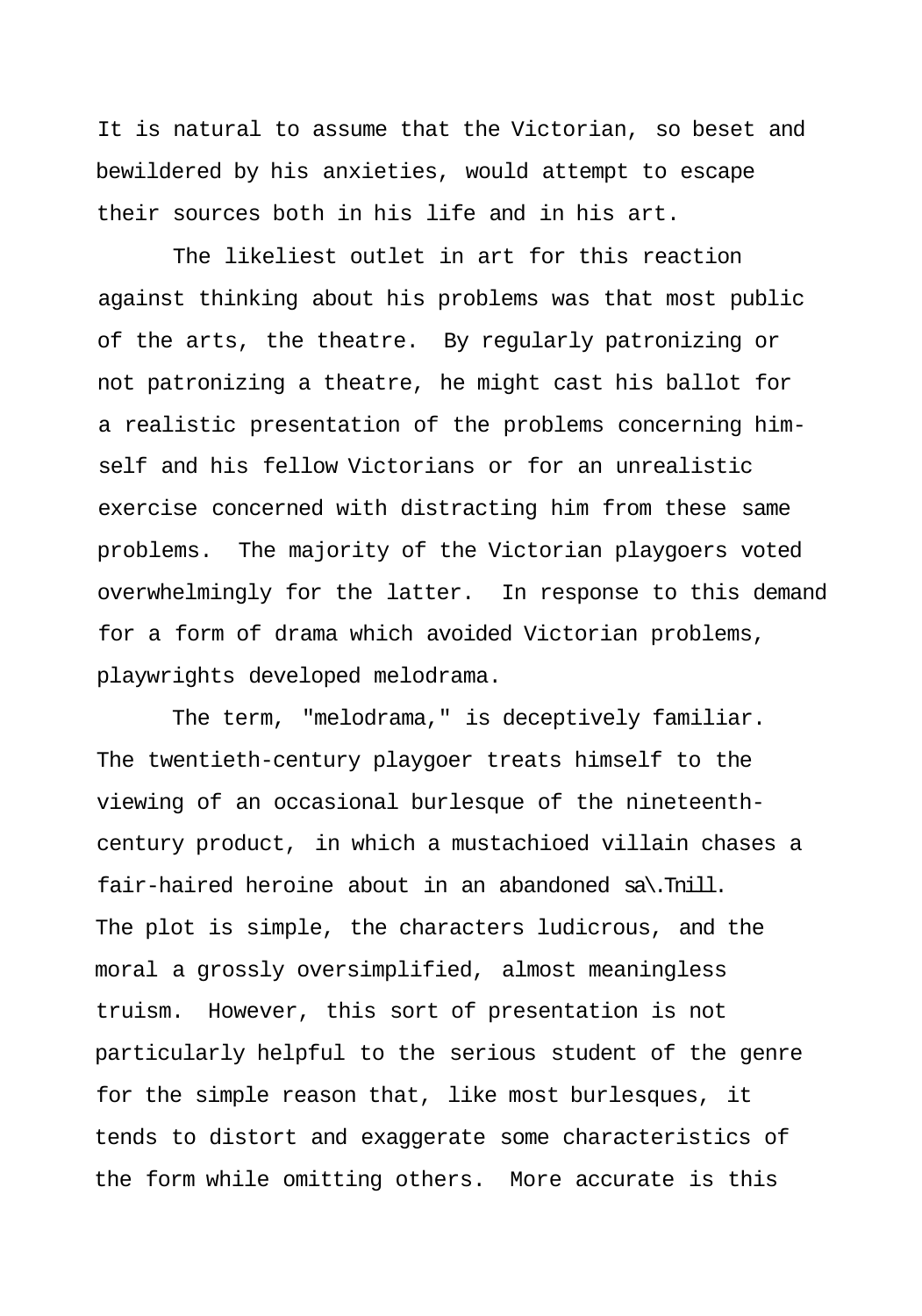It is natural to assume that the Victorian, so beset and bewildered by his anxieties, would attempt to escape their sources both in his life and in his art.

The likeliest outlet in art for this reaction against thinking about his problems was that most public of the arts, the theatre. By regularly patronizing or not patronizing a theatre, he might cast his ballot for a realistic presentation of the problems concerning himself and his fellow Victorians or for an unrealistic exercise concerned with distracting him from these same problems. The majority of the Victorian playgoers voted overwhelmingly for the latter. In response to this demand for a form of drama which avoided Victorian problems, playwrights developed melodrama.

The term, "melodrama," is deceptively familiar. The twentieth-century playgoer treats himself to the viewing of an occasional burlesque of the nineteenth-century product, in which a mustachioed villain chases a fair-haired heroine about in an abandoned sawmill. The plot is simple, the characters ludicrous, and the moral a grossly oversimplified, almost meaningless truism. However, this sort of presentation is not particularly helpful to the serious student of the genre for the simple reason that, like most burlesques, it tends to distort and exaggerate some characteristics of the form while omitting others. More accurate is this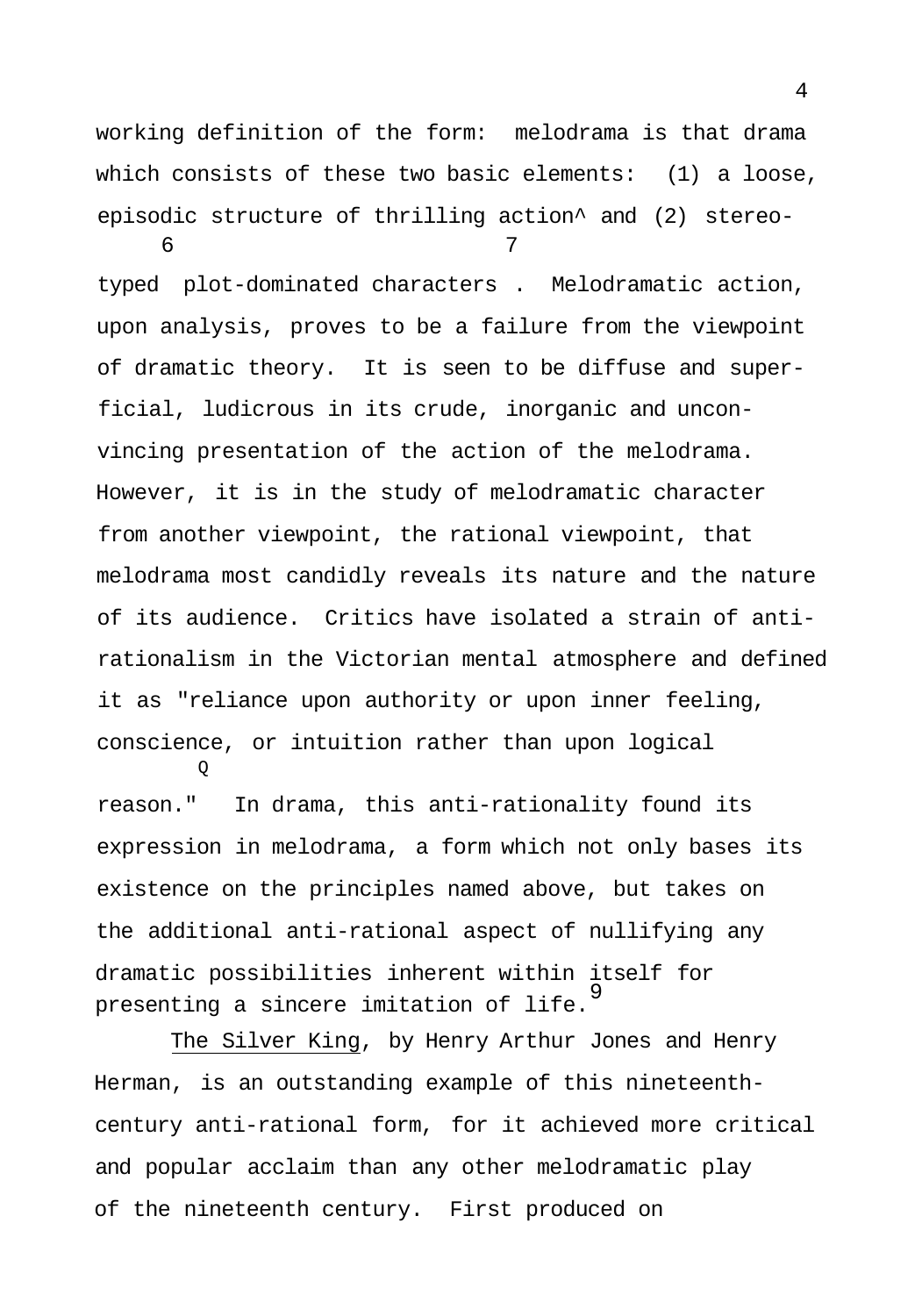working definition of the form: melodrama is that drama which consists of these two basic elements: (1) a loose, episodic structure of thrilling action[6] and (2) stereotyped plot-dominated characters[7]. Melodramatic action, upon analysis, proves to be a failure from the viewpoint of dramatic theory. It is seen to be diffuse and superficial, ludicrous in its crude, inorganic and unconvincing presentation of the action of the melodrama. However, it is in the study of melodramatic character from another viewpoint, the rational viewpoint, that melodrama most candidly reveals its nature and the nature of its audience. Critics have isolated a strain of anti-rationalism in the Victorian mental atmosphere and defined it as "reliance upon authority or upon inner feeling, conscience, or intuition rather than upon logical reason."[8] In drama, this anti-rationality found its expression in melodrama, a form which not only bases its existence on the principles named above, but takes on the additional anti-rational aspect of nullifying any dramatic possibilities inherent within itself for presenting a sincere imitation of life.[9]

The Silver King, by Henry Arthur Jones and Henry Herman, is an outstanding example of this nineteenth-century anti-rational form, for it achieved more critical and popular acclaim than any other melodramatic play of the nineteenth century. First produced on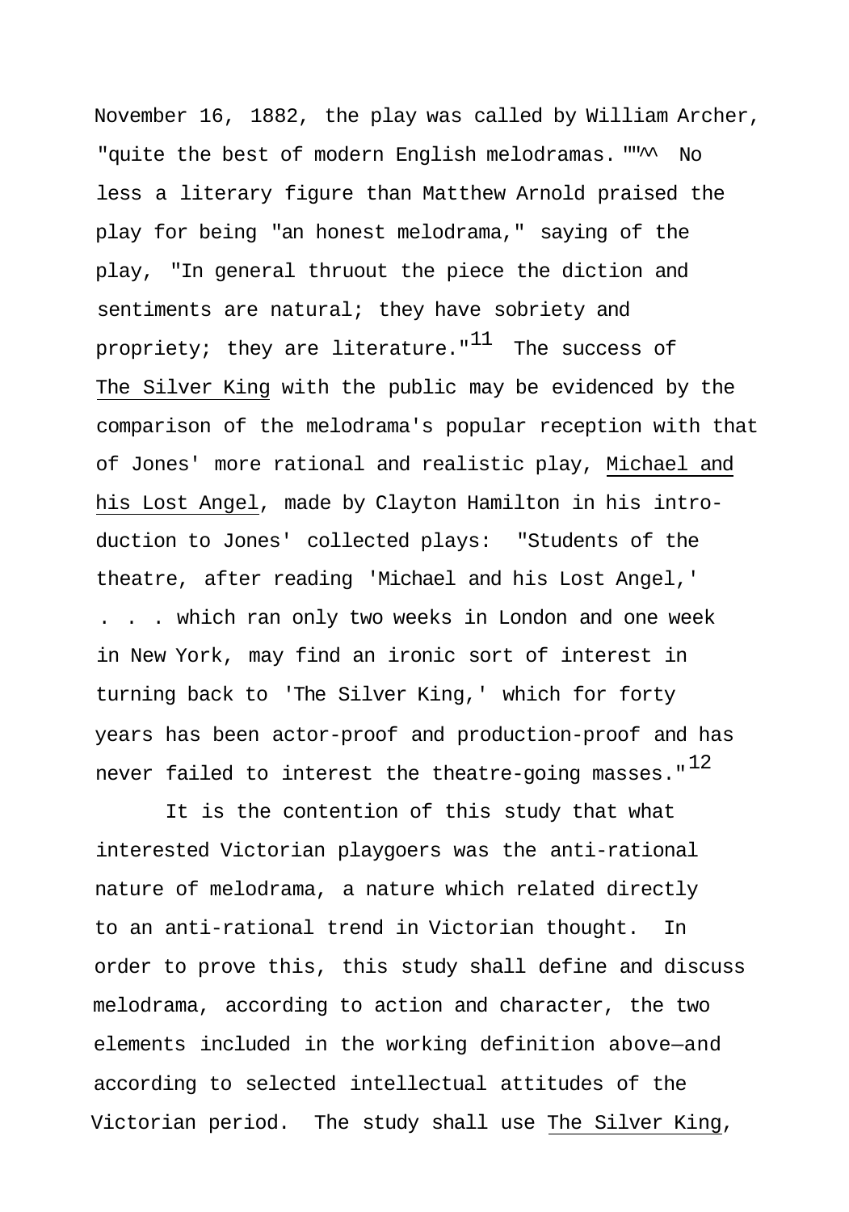November 16, 1882, the play was called by William Archer, "quite the best of modern English melodramas."[10] No less a literary figure than Matthew Arnold praised the play for being "an honest melodrama," saying of the play, "In general thruout the piece the diction and sentiments are natural; they have sobriety and propriety; they are literature."[11] The success of _The Silver King_ with the public may be evidenced by the comparison of the melodrama's popular reception with that of Jones' more rational and realistic play, _Michael and his Lost Angel_, made by Clayton Hamilton in his introduction to Jones' collected plays: "Students of the theatre, after reading 'Michael and his Lost Angel,' . . . which ran only two weeks in London and one week in New York, may find an ironic sort of interest in turning back to 'The Silver King,' which for forty years has been actor-proof and production-proof and has never failed to interest the theatre-going masses."[12]

It is the contention of this study that what interested Victorian playgoers was the anti-rational nature of melodrama, a nature which related directly to an anti-rational trend in Victorian thought. In order to prove this, this study shall define and discuss melodrama, according to action and character, the two elements included in the working definition above—and according to selected intellectual attitudes of the Victorian period. The study shall use _The Silver King_,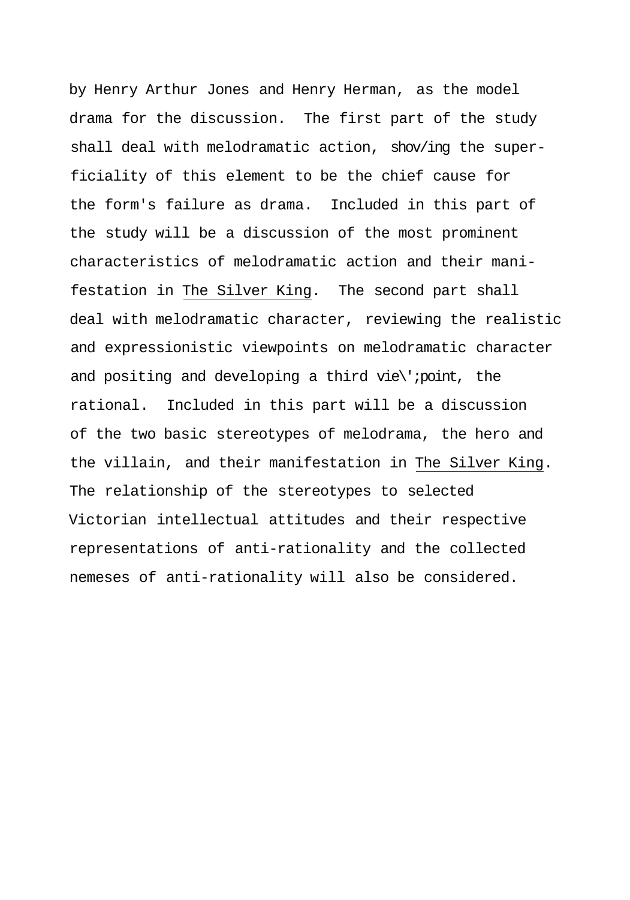by Henry Arthur Jones and Henry Herman, as the model drama for the discussion. The first part of the study shall deal with melodramatic action, showing the superficiality of this element to be the chief cause for the form's failure as drama. Included in this part of the study will be a discussion of the most prominent characteristics of melodramatic action and their manifestation in The Silver King. The second part shall deal with melodramatic character, reviewing the realistic and expressionistic viewpoints on melodramatic character and positing and developing a third viewpoint, the rational. Included in this part will be a discussion of the two basic stereotypes of melodrama, the hero and the villain, and their manifestation in The Silver King. The relationship of the stereotypes to selected Victorian intellectual attitudes and their respective representations of anti-rationality and the collected nemeses of anti-rationality will also be considered.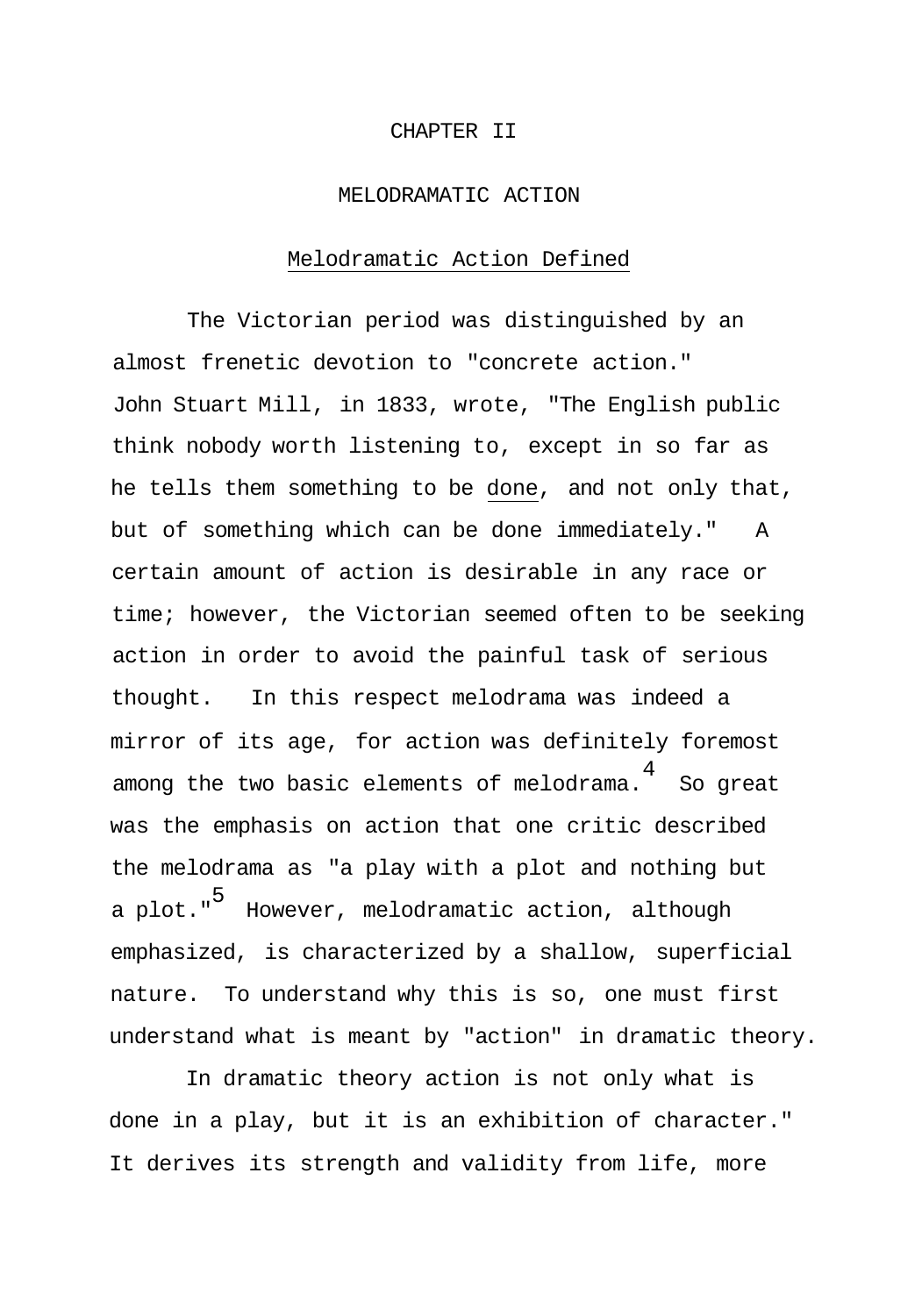# CHAPTER II

# MELODRAMATIC ACTION

## Melodramatic Action Defined

The Victorian period was distinguished by an almost frenetic devotion to "concrete action." John Stuart Mill, in 1833, wrote, "The English public think nobody worth listening to, except in so far as he tells them something to be done, and not only that, but of something which can be done immediately." A certain amount of action is desirable in any race or time; however, the Victorian seemed often to be seeking action in order to avoid the painful task of serious thought. In this respect melodrama was indeed a mirror of its age, for action was definitely foremost among the two basic elements of melodrama.[4] So great was the emphasis on action that one critic described the melodrama as "a play with a plot and nothing but a plot."[5] However, melodramatic action, although emphasized, is characterized by a shallow, superficial nature. To understand why this is so, one must first understand what is meant by "action" in dramatic theory.

In dramatic theory action is not only what is done in a play, but it is an exhibition of character." It derives its strength and validity from life, more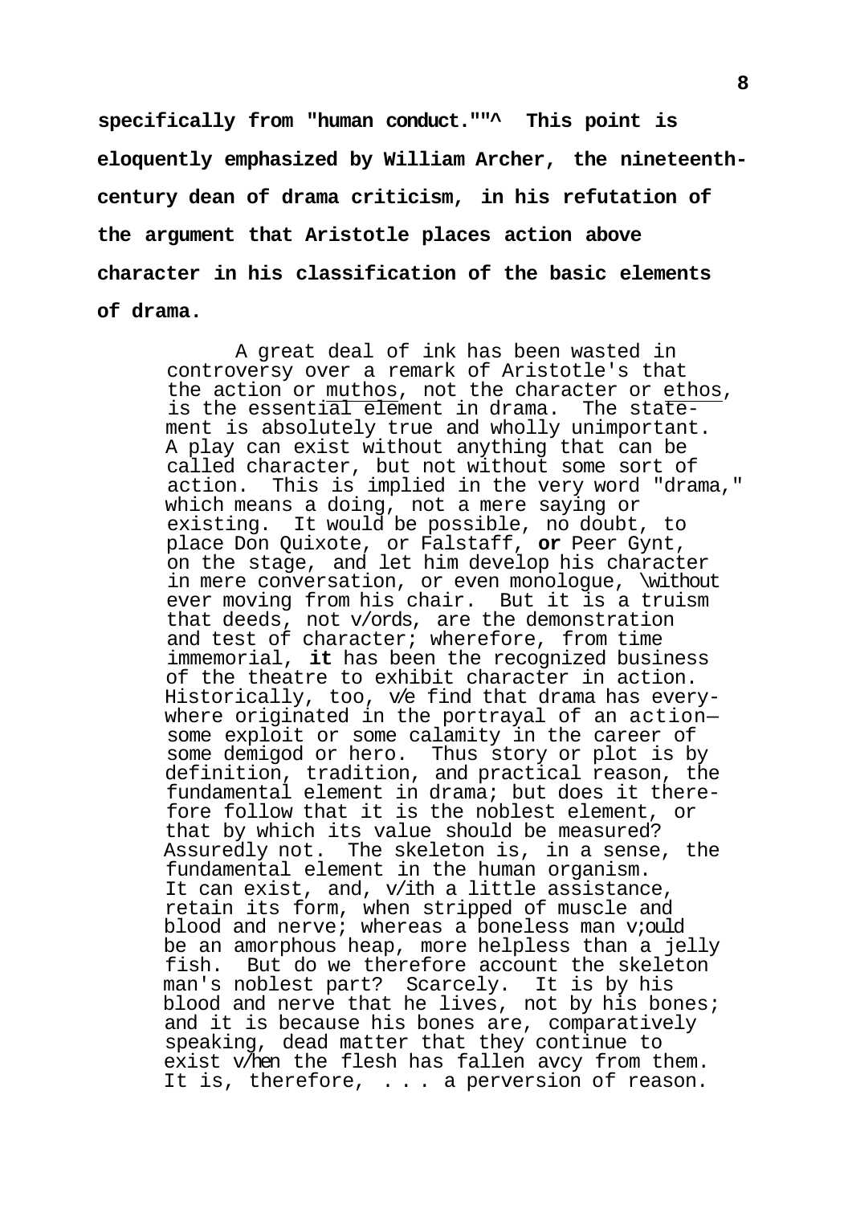specifically from "human conduct."[^] This point is eloquently emphasized by William Archer, the nineteenth-century dean of drama criticism, in his refutation of the argument that Aristotle places action above character in his classification of the basic elements of drama.

> A great deal of ink has been wasted in controversy over a remark of Aristotle's that the action or muthos, not the character or ethos, is the essential element in drama. The statement is absolutely true and wholly unimportant. A play can exist without anything that can be called character, but not without some sort of action. This is implied in the very word "drama," which means a doing, not a mere saying or existing. It would be possible, no doubt, to place Don Quixote, or Falstaff, or Peer Gynt, on the stage, and let him develop his character in mere conversation, or even monologue, without ever moving from his chair. But it is a truism that deeds, not words, are the demonstration and test of character; wherefore, from time immemorial, it has been the recognized business of the theatre to exhibit character in action. Historically, too, we find that drama has everywhere originated in the portrayal of an action— some exploit or some calamity in the career of some demigod or hero. Thus story or plot is by definition, tradition, and practical reason, the fundamental element in drama; but does it therefore follow that it is the noblest element, or that by which its value should be measured? Assuredly not. The skeleton is, in a sense, the fundamental element in the human organism. It can exist, and, with a little assistance, retain its form, when stripped of muscle and blood and nerve; whereas a boneless man would be an amorphous heap, more helpless than a jelly fish. But do we therefore account the skeleton man's noblest part? Scarcely. It is by his blood and nerve that he lives, not by his bones; and it is because his bones are, comparatively speaking, dead matter that they continue to exist when the flesh has fallen away from them. It is, therefore, . . . a perversion of reason.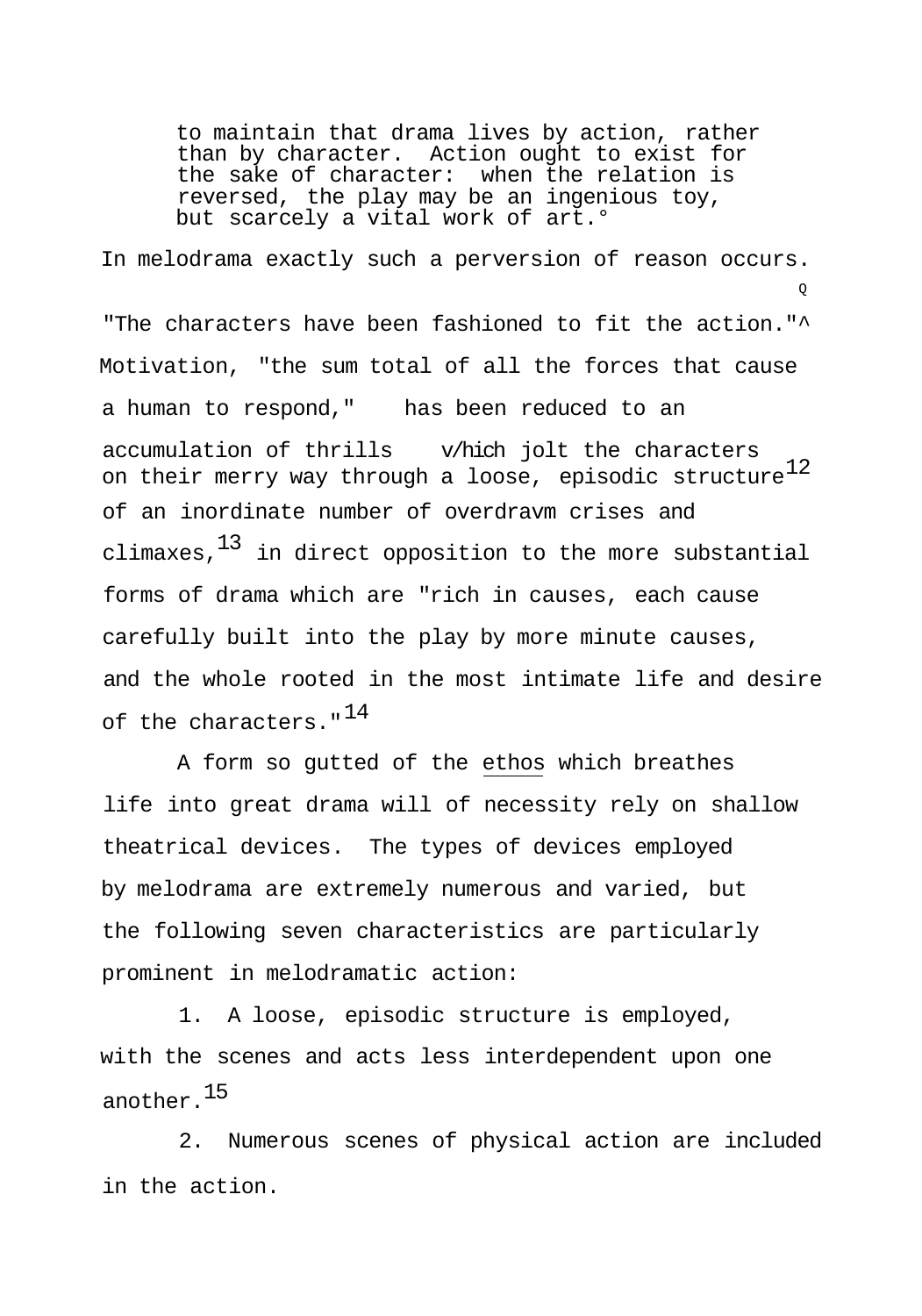> to maintain that drama lives by action, rather than by character. Action ought to exist for the sake of character: when the relation is reversed, the play may be an ingenious toy, but scarcely a vital work of art.°

In melodrama exactly such a perversion of reason occurs. "The characters have been fashioned to fit the action."^ Motivation, "the sum total of all the forces that cause a human to respond," has been reduced to an accumulation of thrills v/hich jolt the characters on their merry way through a loose, episodic structure[12] of an inordinate number of overdravm crises and climaxes,[13] in direct opposition to the more substantial forms of drama which are "rich in causes, each cause carefully built into the play by more minute causes, and the whole rooted in the most intimate life and desire of the characters."[14]

A form so gutted of the ethos which breathes life into great drama will of necessity rely on shallow theatrical devices. The types of devices employed by melodrama are extremely numerous and varied, but the following seven characteristics are particularly prominent in melodramatic action:

1. A loose, episodic structure is employed, with the scenes and acts less interdependent upon one another.[15]

2. Numerous scenes of physical action are included in the action.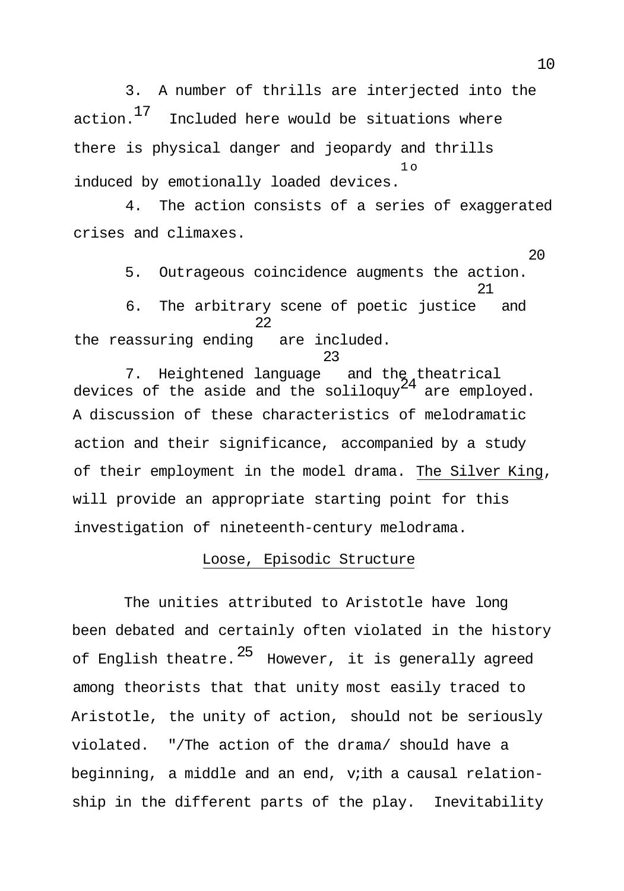3. A number of thrills are interjected into the action.[17] Included here would be situations where there is physical danger and jeopardy and thrills induced by emotionally loaded devices.[18]

4. The action consists of a series of exaggerated crises and climaxes.[19]

5. Outrageous coincidence augments the action.[20]

6. The arbitrary scene of poetic justice[21] and the reassuring ending[22] are included.

7. Heightened language[23] and the theatrical devices of the aside and the soliloquy[24] are employed.

A discussion of these characteristics of melodramatic action and their significance, accompanied by a study of their employment in the model drama. The Silver King, will provide an appropriate starting point for this investigation of nineteenth-century melodrama.

## Loose, Episodic Structure

The unities attributed to Aristotle have long been debated and certainly often violated in the history of English theatre.[25] However, it is generally agreed among theorists that that unity most easily traced to Aristotle, the unity of action, should not be seriously violated. "/The action of the drama/ should have a beginning, a middle and an end, with a causal relationship in the different parts of the play. Inevitability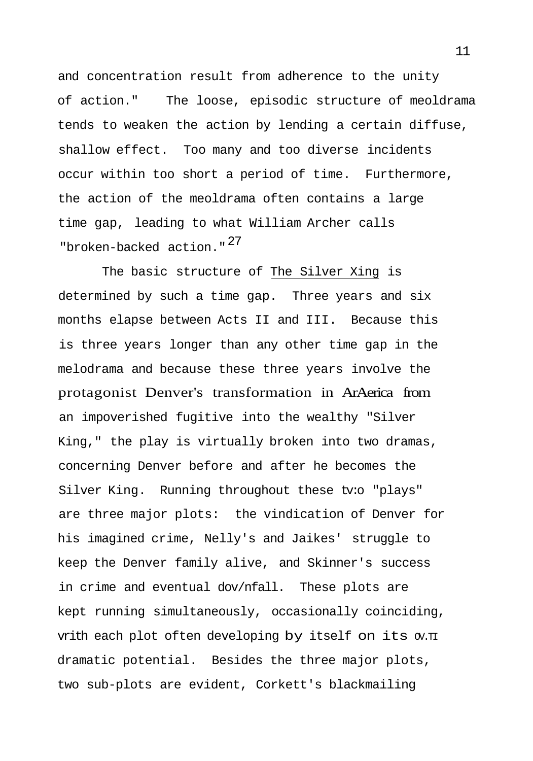and concentration result from adherence to the unity of action." The loose, episodic structure of meoldrama tends to weaken the action by lending a certain diffuse, shallow effect. Too many and too diverse incidents occur within too short a period of time. Furthermore, the action of the meoldrama often contains a large time gap, leading to what William Archer calls "broken-backed action."[27]

The basic structure of <u>The Silver Xing</u> is determined by such a time gap. Three years and six months elapse between Acts II and III. Because this is three years longer than any other time gap in the melodrama and because these three years involve the protagonist Denver's transformation in ArAerica from an impoverished fugitive into the wealthy "Silver King," the play is virtually broken into two dramas, concerning Denver before and after he becomes the Silver King. Running throughout these tv:o "plays" are three major plots: the vindication of Denver for his imagined crime, Nelly's and Jaikes' struggle to keep the Denver family alive, and Skinner's success in crime and eventual dov/nfall. These plots are kept running simultaneously, occasionally coinciding, vrith each plot often developing by itself on its ov.π dramatic potential. Besides the three major plots, two sub-plots are evident, Corkett's blackmailing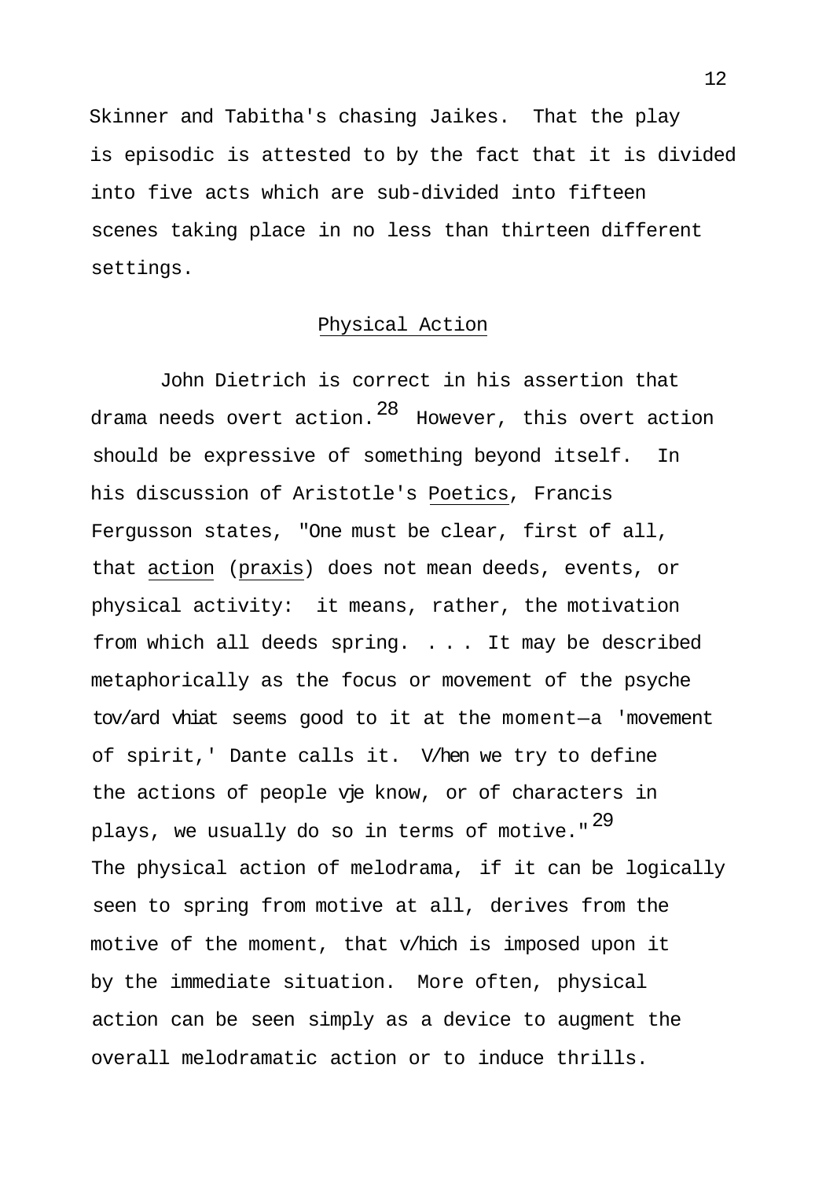Skinner and Tabitha's chasing Jaikes. That the play is episodic is attested to by the fact that it is divided into five acts which are sub-divided into fifteen scenes taking place in no less than thirteen different settings.

## Physical Action

John Dietrich is correct in his assertion that drama needs overt action.[28] However, this overt action should be expressive of something beyond itself. In his discussion of Aristotle's Poetics, Francis Fergusson states, "One must be clear, first of all, that action (praxis) does not mean deeds, events, or physical activity: it means, rather, the motivation from which all deeds spring. . . . It may be described metaphorically as the focus or movement of the psyche toward what seems good to it at the moment—a 'movement of spirit,' Dante calls it. When we try to define the actions of people we know, or of characters in plays, we usually do so in terms of motive."[29] The physical action of melodrama, if it can be logically seen to spring from motive at all, derives from the motive of the moment, that which is imposed upon it by the immediate situation. More often, physical action can be seen simply as a device to augment the overall melodramatic action or to induce thrills.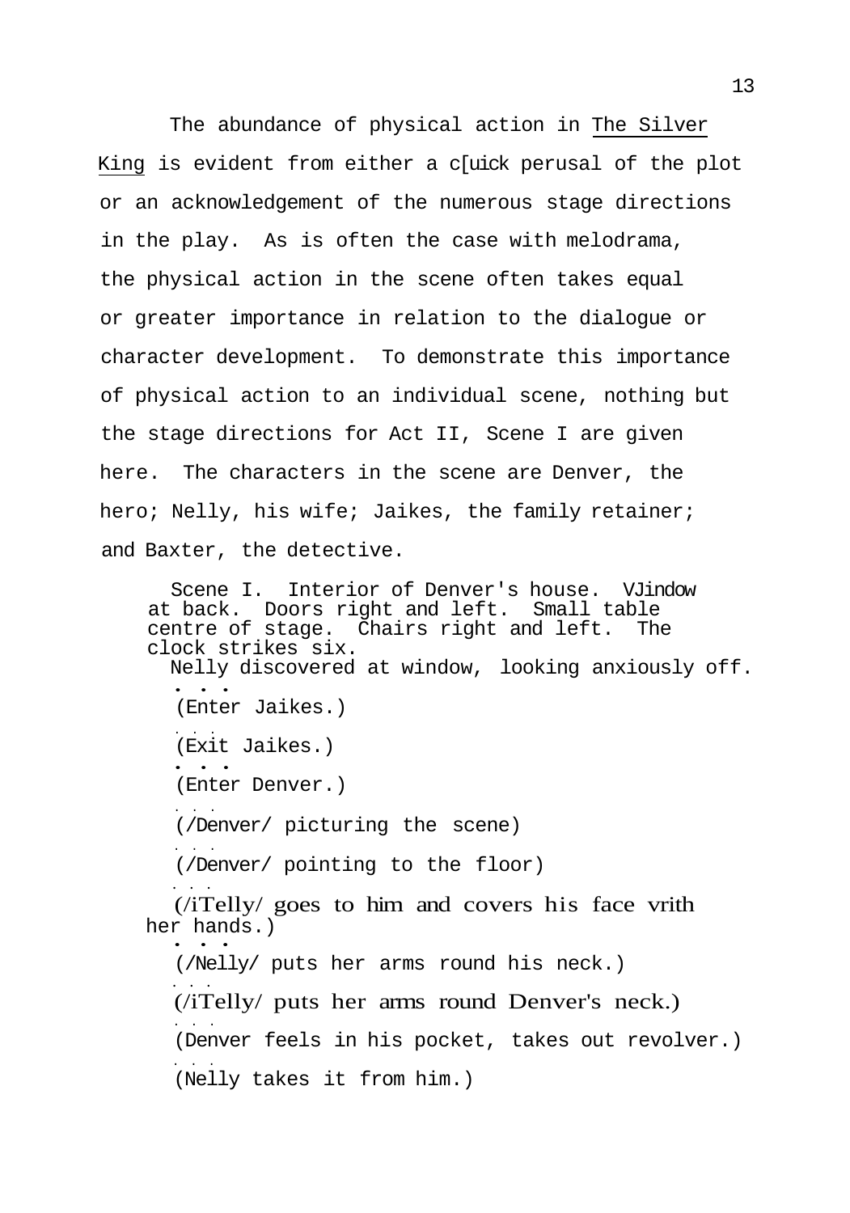The abundance of physical action in The Silver King is evident from either a quick perusal of the plot or an acknowledgement of the numerous stage directions in the play. As is often the case with melodrama, the physical action in the scene often takes equal or greater importance in relation to the dialogue or character development. To demonstrate this importance of physical action to an individual scene, nothing but the stage directions for Act II, Scene I are given here. The characters in the scene are Denver, the hero; Nelly, his wife; Jaikes, the family retainer; and Baxter, the detective.

> Scene I. Interior of Denver's house. Window at back. Doors right and left. Small table centre of stage. Chairs right and left. The clock strikes six.
>
> Nelly discovered at window, looking anxiously off.
>
> . . .
>
> (Enter Jaikes.)
>
> . . .
>
> (Exit Jaikes.)
>
> . . .
>
> (Enter Denver.)
>
> . . .
>
> (/Denver/ picturing the scene)
>
> . . .
>
> (/Denver/ pointing to the floor)
>
> . . .
>
> (/Nelly/ goes to him and covers his face with her hands.)
>
> . . .
>
> (/Nelly/ puts her arms round his neck.)
>
> . . .
>
> (/Nelly/ puts her arms round Denver's neck.)
>
> . . .
>
> (Denver feels in his pocket, takes out revolver.)
>
> . . .
>
> (Nelly takes it from him.)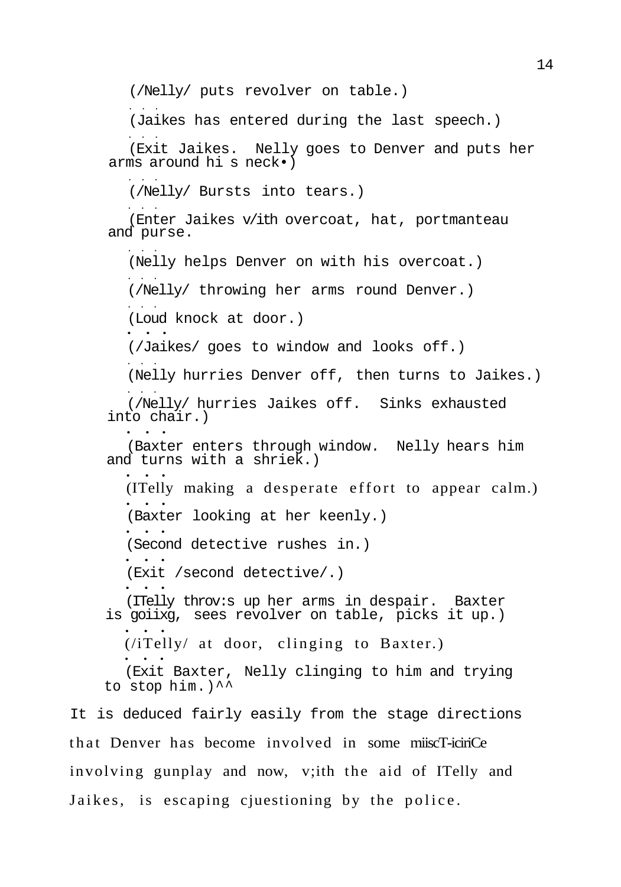(/Nelly/ puts revolver on table.)

. . .

(Jaikes has entered during the last speech.)

. . .

(Exit Jaikes. Nelly goes to Denver and puts her arms around hi s neck•)

. . .

(/Nelly/ Bursts into tears.)

. . .

(Enter Jaikes v/ith overcoat, hat, portmanteau and purse.

. . .

(Nelly helps Denver on with his overcoat.)

. . .

(/Nelly/ throwing her arms round Denver.)

. . .

(Loud knock at door.)

. . .

(/Jaikes/ goes to window and looks off.)

. . .

(Nelly hurries Denver off, then turns to Jaikes.)

. . .

(/Nelly/ hurries Jaikes off. Sinks exhausted into chair.)

. . .

(Baxter enters through window. Nelly hears him and turns with a shriek.)

. . .

(ITelly making a desperate effort to appear calm.)

. . .

(Baxter looking at her keenly.)

. . .

(Second detective rushes in.)

. . .

(Exit /second detective/.)

. . .

(ITelly throv:s up her arms in despair. Baxter is goiixg, sees revolver on table, picks it up.)

. . .

(/iTelly/ at door, clinging to Baxter.)

. . .

(Exit Baxter, Nelly clinging to him and trying to stop him.)^^

It is deduced fairly easily from the stage directions that Denver has become involved in some miiscT-iciriCe involving gunplay and now, v;ith the aid of ITelly and Jaikes, is escaping cjuestioning by the police.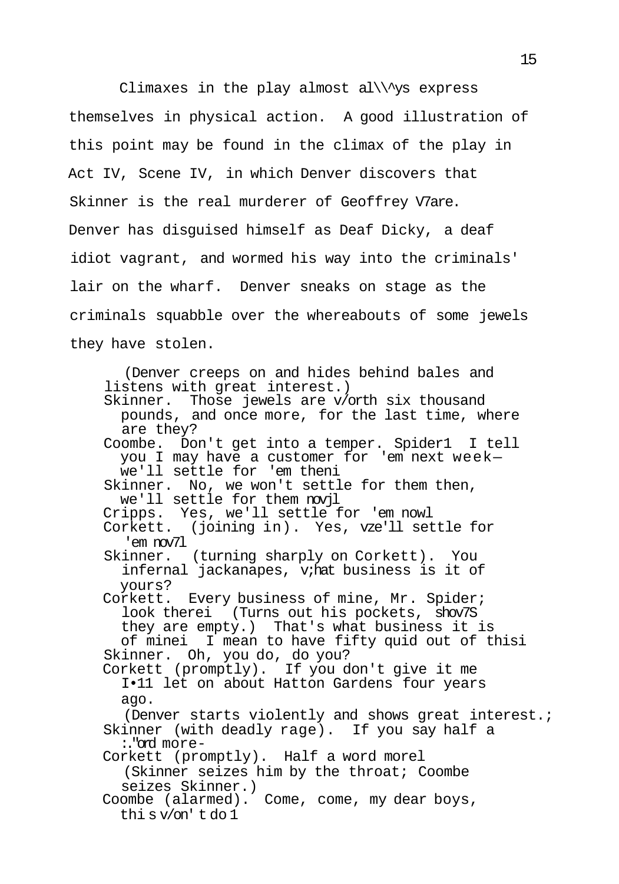Climaxes in the play almost al\\^ys express themselves in physical action. A good illustration of this point may be found in the climax of the play in Act IV, Scene IV, in which Denver discovers that Skinner is the real murderer of Geoffrey V7are. Denver has disguised himself as Deaf Dicky, a deaf idiot vagrant, and wormed his way into the criminals' lair on the wharf. Denver sneaks on stage as the criminals squabble over the whereabouts of some jewels they have stolen.

> (Denver creeps on and hides behind bales and listens with great interest.)
>
> Skinner. Those jewels are v/orth six thousand pounds, and once more, for the last time, where are they?
>
> Coombe. Don't get into a temper. Spider1 I tell you I may have a customer for 'em next week— we'll settle for 'em theni
>
> Skinner. No, we won't settle for them then, we'll settle for them novjl
>
> Cripps. Yes, we'll settle for 'em nowl
>
> Corkett. (joining in). Yes, vze'll settle for 'em nov7l
>
> Skinner. (turning sharply on Corkett). You infernal jackanapes, v;hat business is it of yours?
>
> Corkett. Every business of mine, Mr. Spider; look therei (Turns out his pockets, shov7S they are empty.) That's what business it is of minei I mean to have fifty quid out of thisi
>
> Skinner. Oh, you do, do you?
>
> Corkett (promptly). If you don't give it me I•11 let on about Hatton Gardens four years ago.
>
> (Denver starts violently and shows great interest.;
>
> Skinner (with deadly rage). If you say half a :."ord more-
>
> Corkett (promptly). Half a word morel
>
> (Skinner seizes him by the throat; Coombe seizes Skinner.)
>
> Coombe (alarmed). Come, come, my dear boys, thi s v/on' t do 1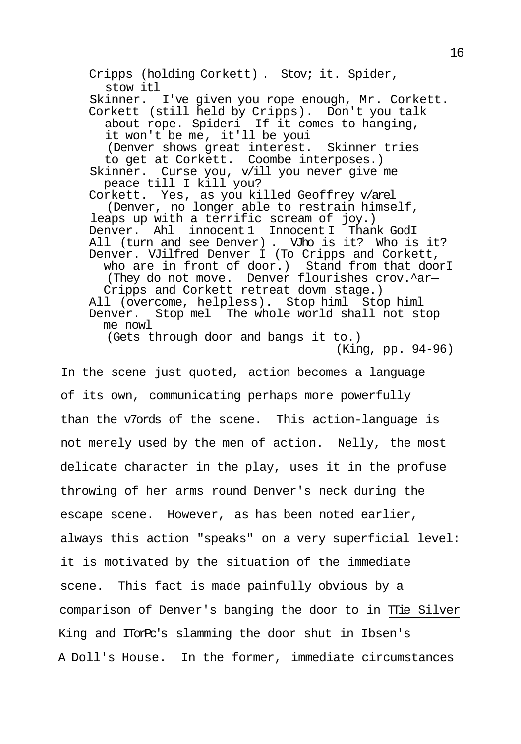Cripps (holding Corkett). Stow it. Spider, stow it!
Skinner. I've given you rope enough, Mr. Corkett.
Corkett (still held by Cripps). Don't you talk about rope. Spider! If it comes to hanging, it won't be me, it'll be you!
(Denver shows great interest. Skinner tries to get at Corkett. Coombe interposes.)
Skinner. Curse you, will you never give me peace till I kill you?
Corkett. Yes, as you killed Geoffrey Ware!
(Denver, no longer able to restrain himself, leaps up with a terrific scream of joy.)
Denver. Ah! innocent! Innocent! Thank God!
All (turn and see Denver). Who is it? Who is it?
Denver. Wilfred Denver! (To Cripps and Corkett, who are in front of door.) Stand from that door!
(They do not move. Denver flourishes crowbar— Cripps and Corkett retreat down stage.)
All (overcome, helpless). Stop him! Stop him!
Denver. Stop me! The whole world shall not stop me now!
(Gets through door and bangs it to.)
(King, pp. 94-96)

In the scene just quoted, action becomes a language of its own, communicating perhaps more powerfully than the words of the scene. This action-language is not merely used by the men of action. Nelly, the most delicate character in the play, uses it in the profuse throwing of her arms round Denver's neck during the escape scene. However, as has been noted earlier, always this action "speaks" on a very superficial level: it is motivated by the situation of the immediate scene. This fact is made painfully obvious by a comparison of Denver's banging the door to in The Silver King and Nora's slamming the door shut in Ibsen's A Doll's House. In the former, immediate circumstances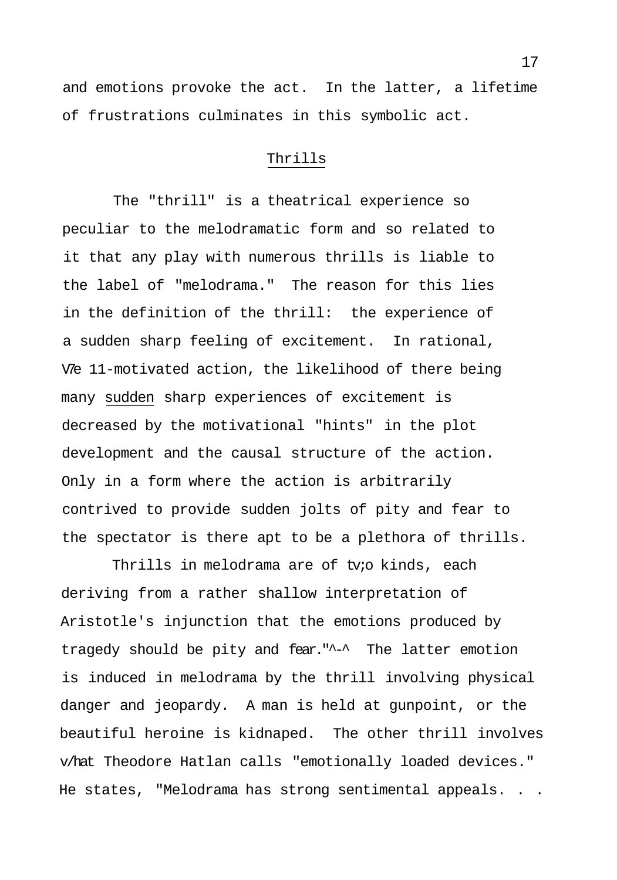and emotions provoke the act. In the latter, a lifetime of frustrations culminates in this symbolic act.

## Thrills

The "thrill" is a theatrical experience so peculiar to the melodramatic form and so related to it that any play with numerous thrills is liable to the label of "melodrama." The reason for this lies in the definition of the thrill: the experience of a sudden sharp feeling of excitement. In rational, V/e 11-motivated action, the likelihood of there being many sudden sharp experiences of excitement is decreased by the motivational "hints" in the plot development and the causal structure of the action. Only in a form where the action is arbitrarily contrived to provide sudden jolts of pity and fear to the spectator is there apt to be a plethora of thrills.

Thrills in melodrama are of tv;o kinds, each deriving from a rather shallow interpretation of Aristotle's injunction that the emotions produced by tragedy should be pity and fear."^-^ The latter emotion is induced in melodrama by the thrill involving physical danger and jeopardy. A man is held at gunpoint, or the beautiful heroine is kidnaped. The other thrill involves v/hat Theodore Hatlan calls "emotionally loaded devices." He states, "Melodrama has strong sentimental appeals. . .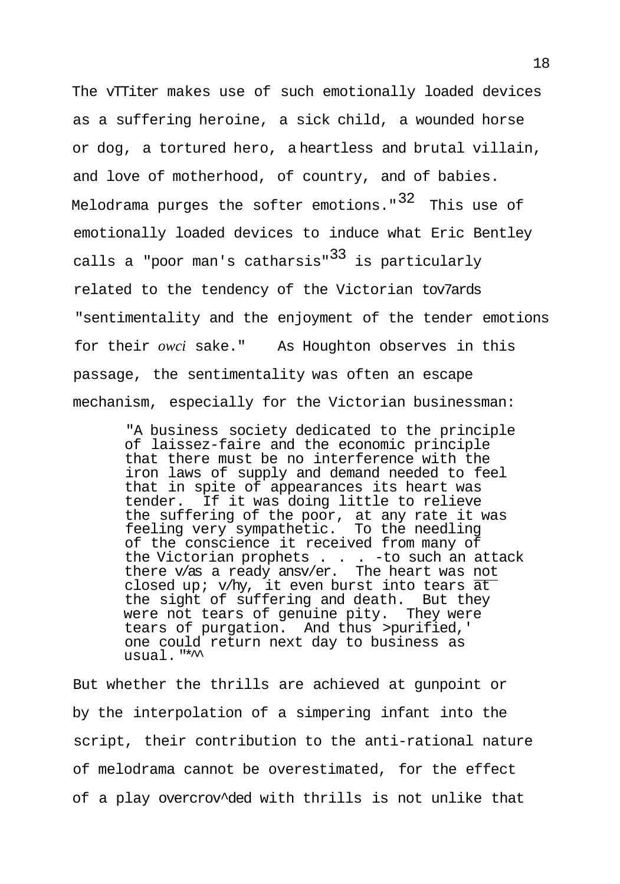The vTTiter makes use of such emotionally loaded devices as a suffering heroine, a sick child, a wounded horse or dog, a tortured hero, a heartless and brutal villain, and love of motherhood, of country, and of babies. Melodrama purges the softer emotions."[32] This use of emotionally loaded devices to induce what Eric Bentley calls a "poor man's catharsis"[33] is particularly related to the tendency of the Victorian tov7ards "sentimentality and the enjoyment of the tender emotions for their *owci* sake." As Houghton observes in this passage, the sentimentality was often an escape mechanism, especially for the Victorian businessman:

> "A business society dedicated to the principle of laissez-faire and the economic principle that there must be no interference with the iron laws of supply and demand needed to feel that in spite of appearances its heart was tender. If it was doing little to relieve the suffering of the poor, at any rate it was feeling very sympathetic. To the needling of the conscience it received from many of the Victorian prophets . . . -to such an attack there v/as a ready ansv/er. The heart was <u>not</u> closed up; v/hy, it even burst into tears <u>at</u> the sight of suffering and death. But they were not tears of genuine pity. They were tears of purgation. And thus >purified,' one could return next day to business as usual."*^^

But whether the thrills are achieved at gunpoint or by the interpolation of a simpering infant into the script, their contribution to the anti-rational nature of melodrama cannot be overestimated, for the effect of a play overcrov^ded with thrills is not unlike that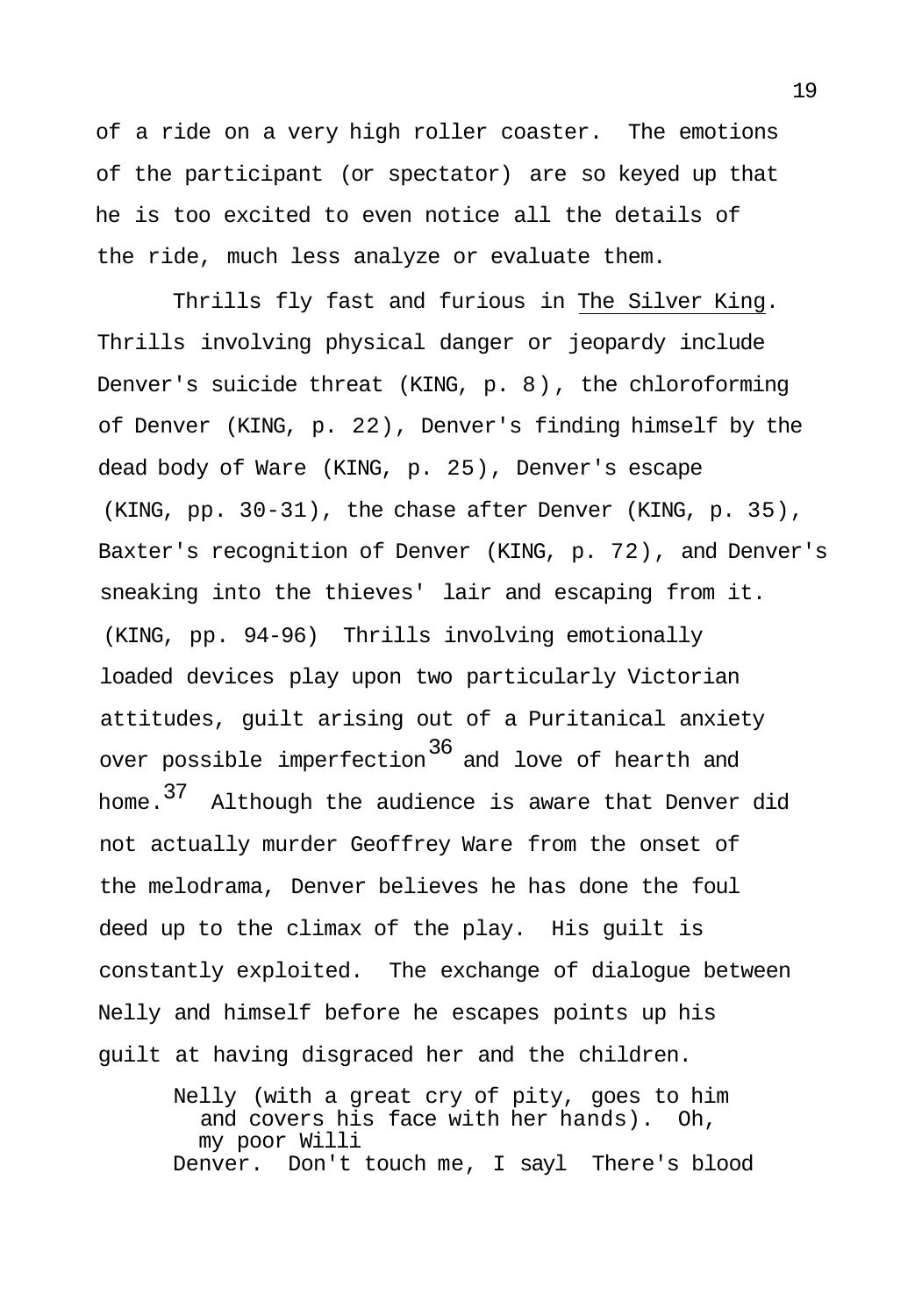of a ride on a very high roller coaster. The emotions of the participant (or spectator) are so keyed up that he is too excited to even notice all the details of the ride, much less analyze or evaluate them.

Thrills fly fast and furious in The Silver King. Thrills involving physical danger or jeopardy include Denver's suicide threat (KING, p. 8), the chloroforming of Denver (KING, p. 22), Denver's finding himself by the dead body of Ware (KING, p. 25), Denver's escape (KING, pp. 30-31), the chase after Denver (KING, p. 35), Baxter's recognition of Denver (KING, p. 72), and Denver's sneaking into the thieves' lair and escaping from it. (KING, pp. 94-96) Thrills involving emotionally loaded devices play upon two particularly Victorian attitudes, guilt arising out of a Puritanical anxiety over possible imperfection[36] and love of hearth and home.[37] Although the audience is aware that Denver did not actually murder Geoffrey Ware from the onset of the melodrama, Denver believes he has done the foul deed up to the climax of the play. His guilt is constantly exploited. The exchange of dialogue between Nelly and himself before he escapes points up his guilt at having disgraced her and the children.

> Nelly (with a great cry of pity, goes to him and covers his face with her hands). Oh, my poor Willi
> Denver. Don't touch me, I sayl There's blood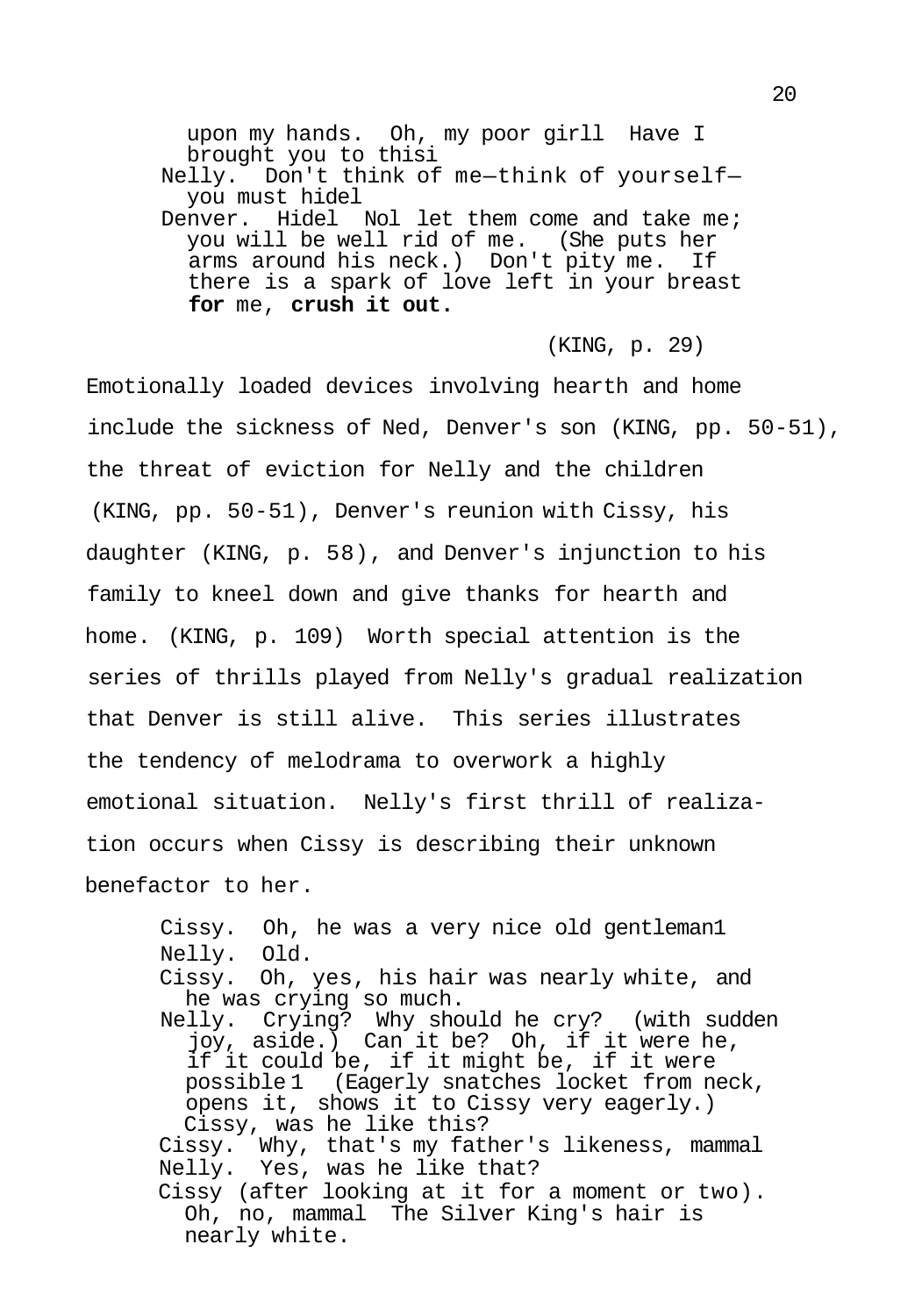upon my hands. Oh, my poor girll Have I brought you to thisi
Nelly. Don't think of me—think of yourself—you must hidel
Denver. Hidel Nol let them come and take me; you will be well rid of me. (She puts her arms around his neck.) Don't pity me. If there is a spark of love left in your breast **for** me, **crush it out.**

(KING, p. 29)

Emotionally loaded devices involving hearth and home include the sickness of Ned, Denver's son (KING, pp. 50-51), the threat of eviction for Nelly and the children (KING, pp. 50-51), Denver's reunion with Cissy, his daughter (KING, p. 58), and Denver's injunction to his family to kneel down and give thanks for hearth and home. (KING, p. 109) Worth special attention is the series of thrills played from Nelly's gradual realization that Denver is still alive. This series illustrates the tendency of melodrama to overwork a highly emotional situation. Nelly's first thrill of realization occurs when Cissy is describing their unknown benefactor to her.

Cissy. Oh, he was a very nice old gentleman1
Nelly. Old.
Cissy. Oh, yes, his hair was nearly white, and he was crying so much.
Nelly. Crying? Why should he cry? (with sudden joy, aside.) Can it be? Oh, if it were he, if it could be, if it might be, if it were possible1 (Eagerly snatches locket from neck, opens it, shows it to Cissy very eagerly.) Cissy, was he like this?
Cissy. Why, that's my father's likeness, mammal
Nelly. Yes, was he like that?
Cissy (after looking at it for a moment or two). Oh, no, mammal The Silver King's hair is nearly white.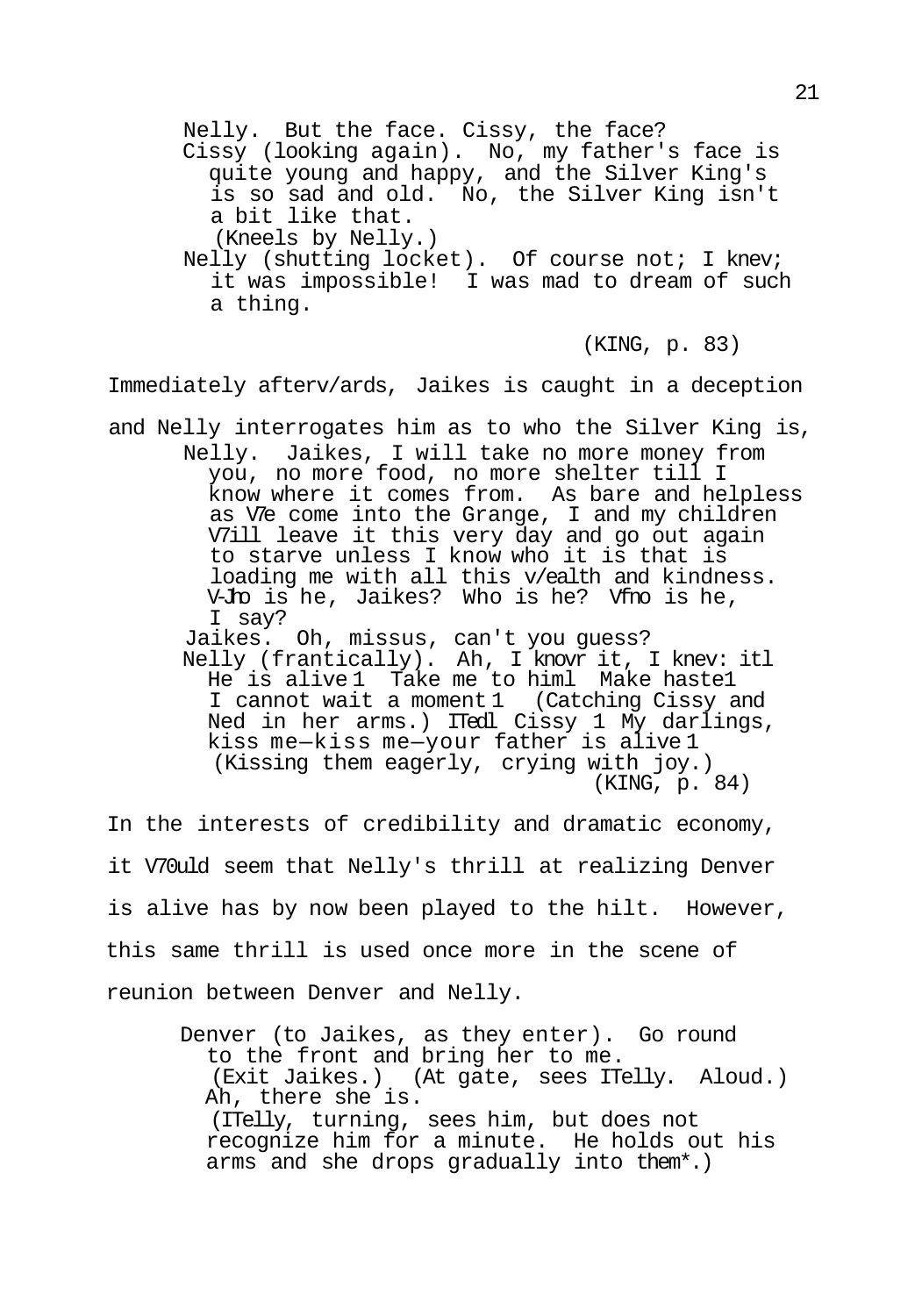Nelly. But the face. Cissy, the face?
Cissy (looking again). No, my father's face is quite young and happy, and the Silver King's is so sad and old. No, the Silver King isn't a bit like that.
(Kneels by Nelly.)
Nelly (shutting locket). Of course not; I knev; it was impossible! I was mad to dream of such a thing.

(KING, p. 83)

Immediately afterv/ards, Jaikes is caught in a deception and Nelly interrogates him as to who the Silver King is,

Nelly. Jaikes, I will take no more money from you, no more food, no more shelter till I know where it comes from. As bare and helpless as V7e come into the Grange, I and my children V7ill leave it this very day and go out again to starve unless I know who it is that is loading me with all this v/ealth and kindness. V-Jho is he, Jaikes? Who is he? Vfno is he, I say?
Jaikes. Oh, missus, can't you guess?
Nelly (frantically). Ah, I knovr it, I knev: itl He is alive1 Take me to himl Make haste1 I cannot wait a moment1 (Catching Cissy and Ned in her arms.) ITedl Cissy 1 My darlings, kiss me—kiss me—your father is alive1
(Kissing them eagerly, crying with joy.)
(KING, p. 84)

In the interests of credibility and dramatic economy, it V70uld seem that Nelly's thrill at realizing Denver is alive has by now been played to the hilt. However, this same thrill is used once more in the scene of reunion between Denver and Nelly.

Denver (to Jaikes, as they enter). Go round to the front and bring her to me.
(Exit Jaikes.) (At gate, sees ITelly. Aloud.) Ah, there she is.
(ITelly, turning, sees him, but does not recognize him for a minute. He holds out his arms and she drops gradually into them*.)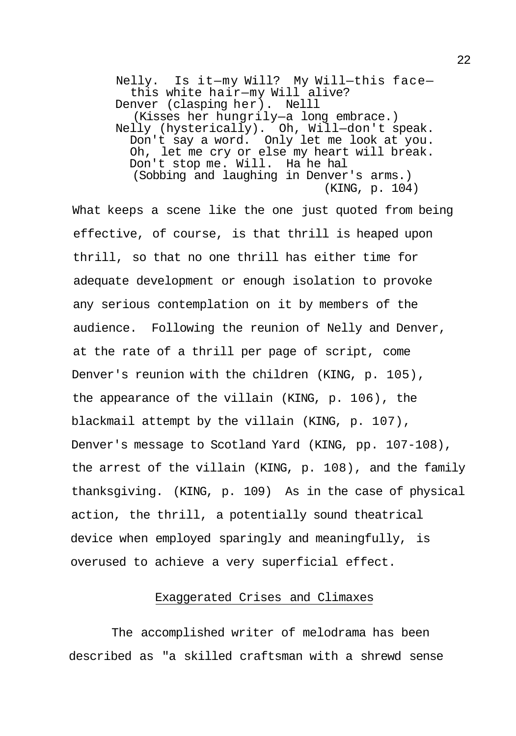> Nelly. Is it—my Will? My Will—this face—
> this white hair—my Will alive?
> Denver (clasping her). Nelll
> (Kisses her hungrily—a long embrace.)
> Nelly (hysterically). Oh, Will—don't speak.
> Don't say a word. Only let me look at you.
> Oh, let me cry or else my heart will break.
> Don't stop me. Will. Ha he hal
> (Sobbing and laughing in Denver's arms.)
> (KING, p. 104)

What keeps a scene like the one just quoted from being effective, of course, is that thrill is heaped upon thrill, so that no one thrill has either time for adequate development or enough isolation to provoke any serious contemplation on it by members of the audience. Following the reunion of Nelly and Denver, at the rate of a thrill per page of script, come Denver's reunion with the children (KING, p. 105), the appearance of the villain (KING, p. 106), the blackmail attempt by the villain (KING, p. 107), Denver's message to Scotland Yard (KING, pp. 107-108), the arrest of the villain (KING, p. 108), and the family thanksgiving. (KING, p. 109) As in the case of physical action, the thrill, a potentially sound theatrical device when employed sparingly and meaningfully, is overused to achieve a very superficial effect.

## Exaggerated Crises and Climaxes

The accomplished writer of melodrama has been described as "a skilled craftsman with a shrewd sense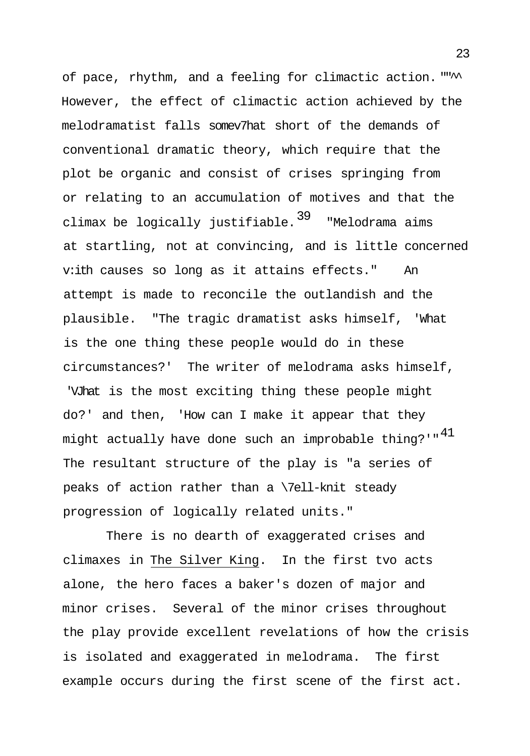of pace, rhythm, and a feeling for climactic action."^^ However, the effect of climactic action achieved by the melodramatist falls somewhat short of the demands of conventional dramatic theory, which require that the plot be organic and consist of crises springing from or relating to an accumulation of motives and that the climax be logically justifiable.[39] "Melodrama aims at startling, not at convincing, and is little concerned with causes so long as it attains effects." An attempt is made to reconcile the outlandish and the plausible. "The tragic dramatist asks himself, 'What is the one thing these people would do in these circumstances?' The writer of melodrama asks himself, 'What is the most exciting thing these people might do?' and then, 'How can I make it appear that they might actually have done such an improbable thing?'"[41] The resultant structure of the play is "a series of peaks of action rather than a well-knit steady progression of logically related units."

There is no dearth of exaggerated crises and climaxes in <u>The Silver King</u>. In the first two acts alone, the hero faces a baker's dozen of major and minor crises. Several of the minor crises throughout the play provide excellent revelations of how the crisis is isolated and exaggerated in melodrama. The first example occurs during the first scene of the first act.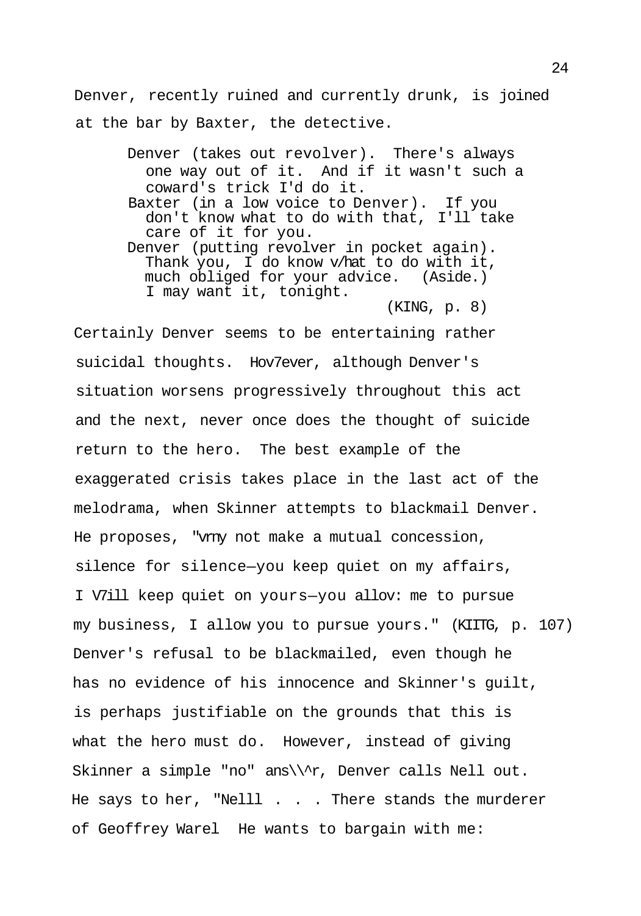Denver, recently ruined and currently drunk, is joined at the bar by Baxter, the detective.

> Denver (takes out revolver). There's always one way out of it. And if it wasn't such a coward's trick I'd do it.
> Baxter (in a low voice to Denver). If you don't know what to do with that, I'll take care of it for you.
> Denver (putting revolver in pocket again). Thank you, I do know what to do with it, much obliged for your advice. (Aside.) I may want it, tonight.
>
> (KING, p. 8)

Certainly Denver seems to be entertaining rather suicidal thoughts. However, although Denver's situation worsens progressively throughout this act and the next, never once does the thought of suicide return to the hero. The best example of the exaggerated crisis takes place in the last act of the melodrama, when Skinner attempts to blackmail Denver. He proposes, "Why not make a mutual concession, silence for silence—you keep quiet on my affairs, I will keep quiet on yours—you allow me to pursue my business, I allow you to pursue yours." (KING, p. 107) Denver's refusal to be blackmailed, even though he has no evidence of his innocence and Skinner's guilt, is perhaps justifiable on the grounds that this is what the hero must do. However, instead of giving Skinner a simple "no" answer, Denver calls Nell out. He says to her, "Nell! . . . There stands the murderer of Geoffrey Ware! He wants to bargain with me: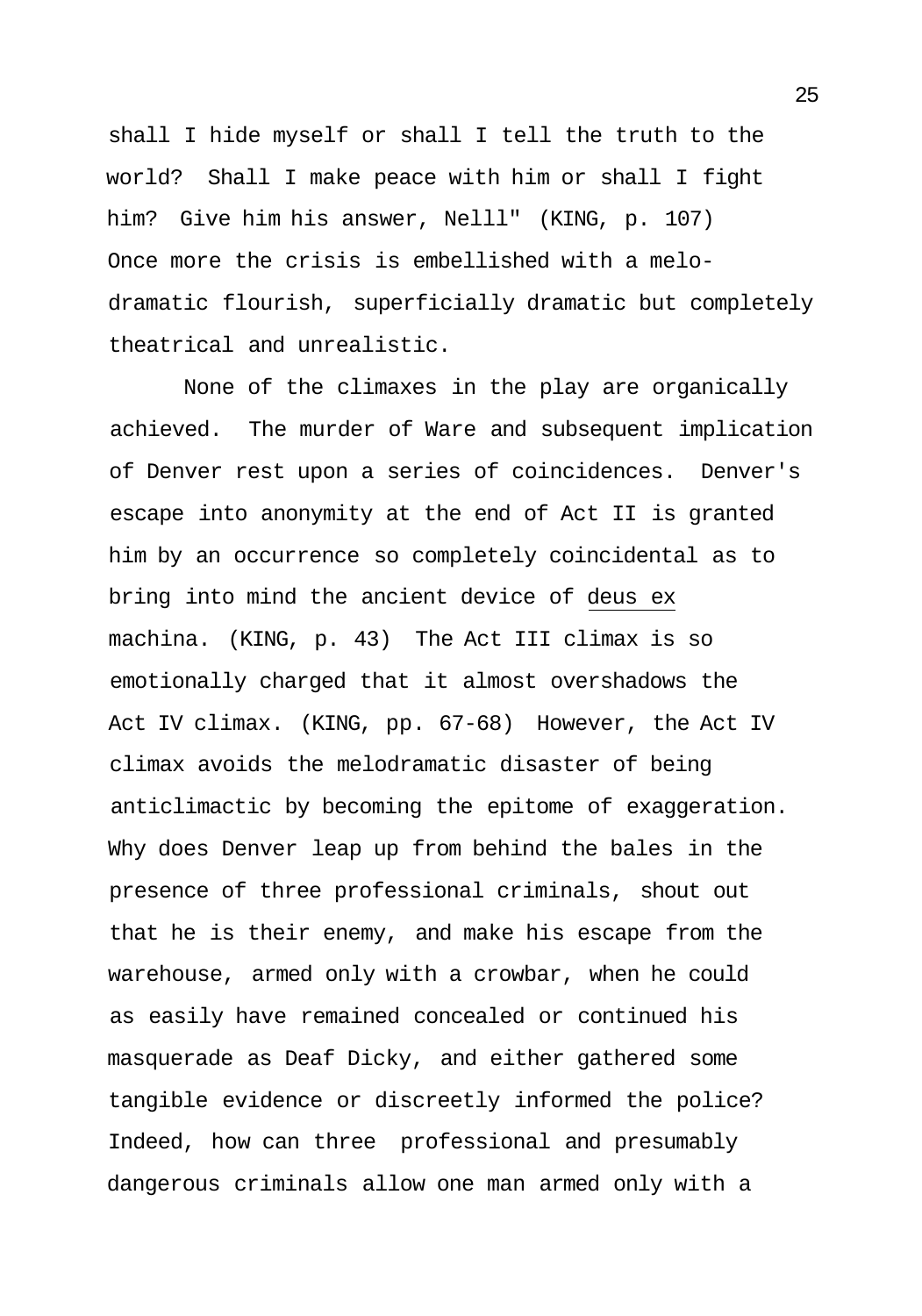shall I hide myself or shall I tell the truth to the world? Shall I make peace with him or shall I fight him? Give him his answer, Nelll" (KING, p. 107) Once more the crisis is embellished with a melodramatic flourish, superficially dramatic but completely theatrical and unrealistic.

None of the climaxes in the play are organically achieved. The murder of Ware and subsequent implication of Denver rest upon a series of coincidences. Denver's escape into anonymity at the end of Act II is granted him by an occurrence so completely coincidental as to bring into mind the ancient device of _deus ex machina_. (KING, p. 43) The Act III climax is so emotionally charged that it almost overshadows the Act IV climax. (KING, pp. 67-68) However, the Act IV climax avoids the melodramatic disaster of being anticlimactic by becoming the epitome of exaggeration. Why does Denver leap up from behind the bales in the presence of three professional criminals, shout out that he is their enemy, and make his escape from the warehouse, armed only with a crowbar, when he could as easily have remained concealed or continued his masquerade as Deaf Dicky, and either gathered some tangible evidence or discreetly informed the police? Indeed, how can three professional and presumably dangerous criminals allow one man armed only with a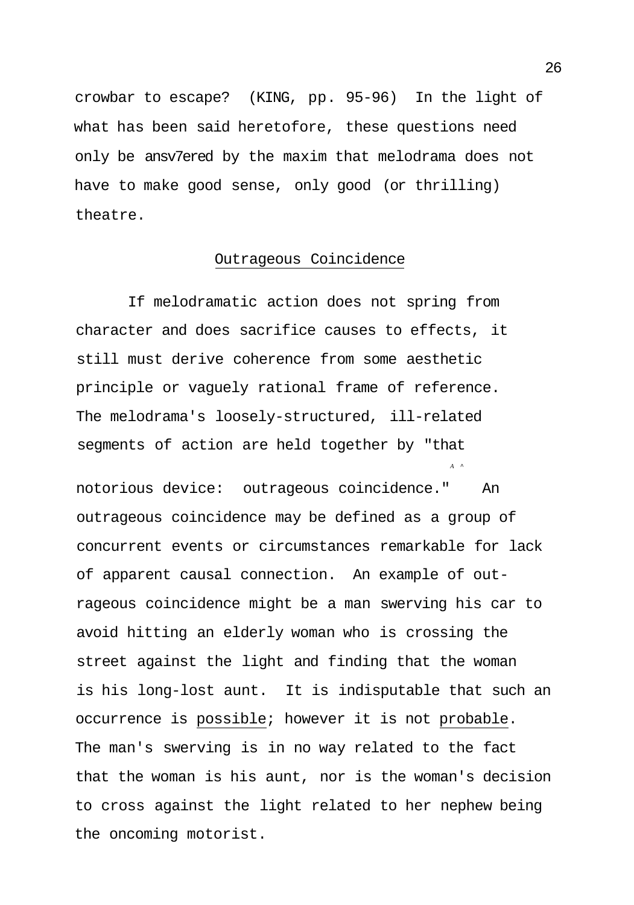crowbar to escape? (KING, pp. 95-96) In the light of what has been said heretofore, these questions need only be ansv7ered by the maxim that melodrama does not have to make good sense, only good (or thrilling) theatre.

## Outrageous Coincidence

If melodramatic action does not spring from character and does sacrifice causes to effects, it still must derive coherence from some aesthetic principle or vaguely rational frame of reference. The melodrama's loosely-structured, ill-related segments of action are held together by "that notorious device: outrageous coincidence." An outrageous coincidence may be defined as a group of concurrent events or circumstances remarkable for lack of apparent causal connection. An example of outrageous coincidence might be a man swerving his car to avoid hitting an elderly woman who is crossing the street against the light and finding that the woman is his long-lost aunt. It is indisputable that such an occurrence is possible; however it is not probable. The man's swerving is in no way related to the fact that the woman is his aunt, nor is the woman's decision to cross against the light related to her nephew being the oncoming motorist.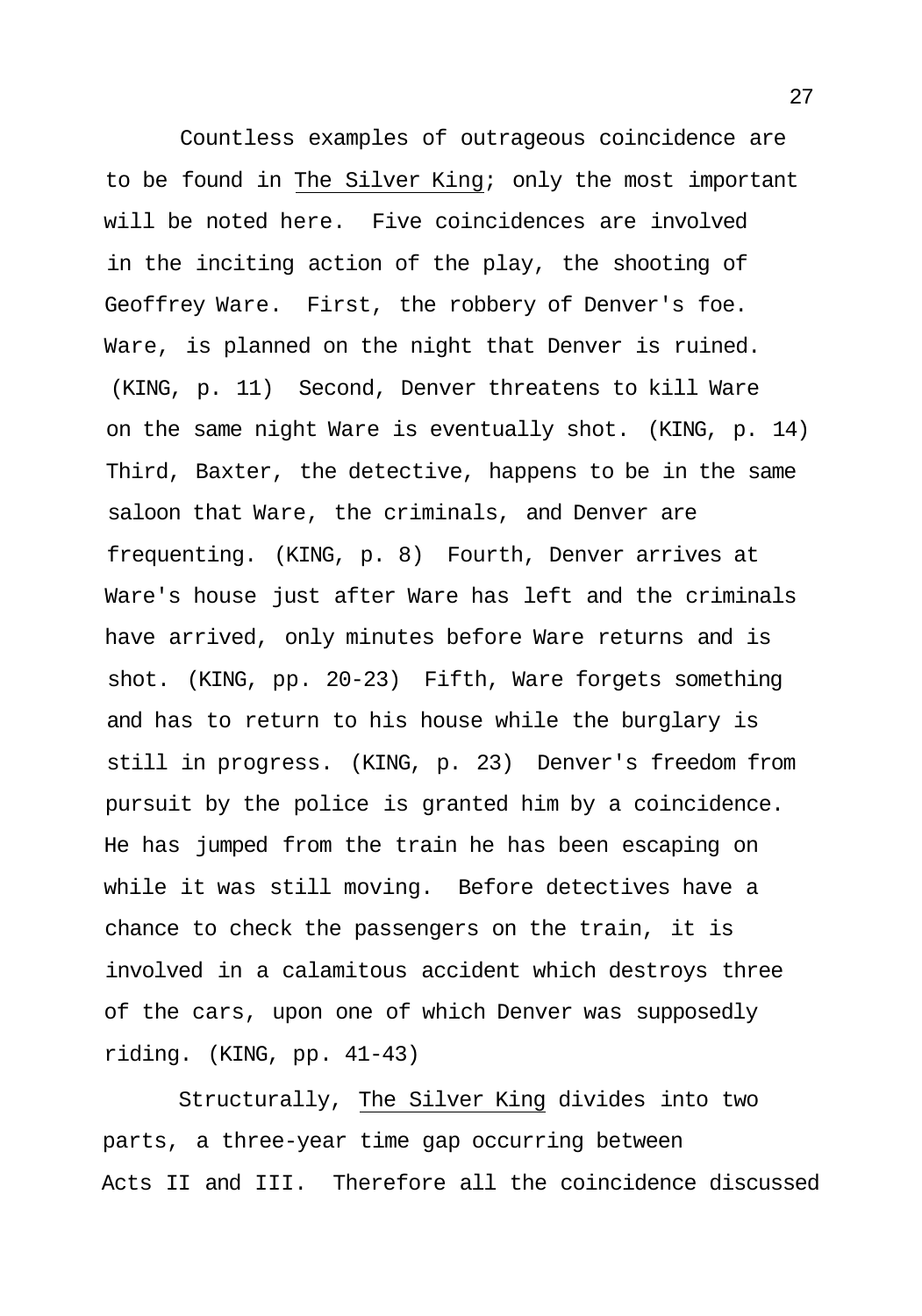Countless examples of outrageous coincidence are to be found in The Silver King; only the most important will be noted here. Five coincidences are involved in the inciting action of the play, the shooting of Geoffrey Ware. First, the robbery of Denver's foe. Ware, is planned on the night that Denver is ruined. (KING, p. 11) Second, Denver threatens to kill Ware on the same night Ware is eventually shot. (KING, p. 14) Third, Baxter, the detective, happens to be in the same saloon that Ware, the criminals, and Denver are frequenting. (KING, p. 8) Fourth, Denver arrives at Ware's house just after Ware has left and the criminals have arrived, only minutes before Ware returns and is shot. (KING, pp. 20-23) Fifth, Ware forgets something and has to return to his house while the burglary is still in progress. (KING, p. 23) Denver's freedom from pursuit by the police is granted him by a coincidence. He has jumped from the train he has been escaping on while it was still moving. Before detectives have a chance to check the passengers on the train, it is involved in a calamitous accident which destroys three of the cars, upon one of which Denver was supposedly riding. (KING, pp. 41-43)

Structurally, The Silver King divides into two parts, a three-year time gap occurring between Acts II and III. Therefore all the coincidence discussed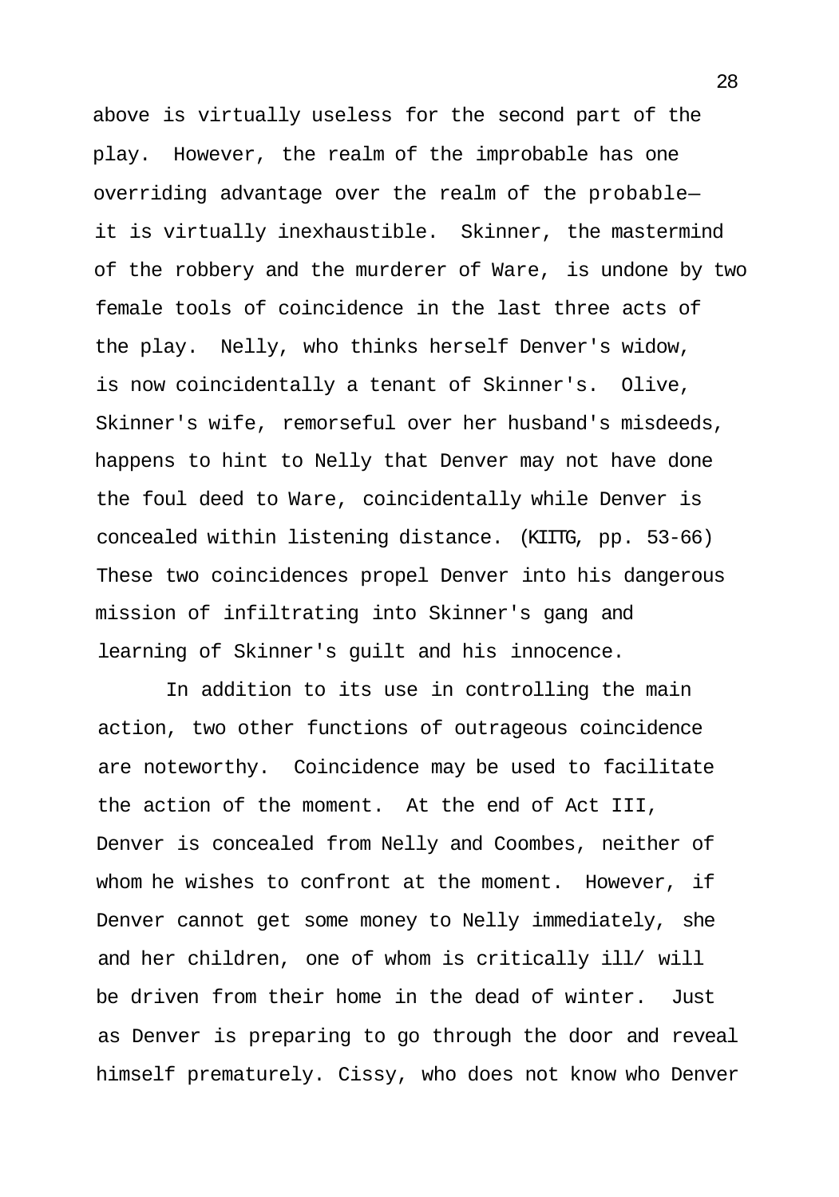above is virtually useless for the second part of the play. However, the realm of the improbable has one overriding advantage over the realm of the probable—it is virtually inexhaustible. Skinner, the mastermind of the robbery and the murderer of Ware, is undone by two female tools of coincidence in the last three acts of the play. Nelly, who thinks herself Denver's widow, is now coincidentally a tenant of Skinner's. Olive, Skinner's wife, remorseful over her husband's misdeeds, happens to hint to Nelly that Denver may not have done the foul deed to Ware, coincidentally while Denver is concealed within listening distance. (*KIITG*, pp. 53-66) These two coincidences propel Denver into his dangerous mission of infiltrating into Skinner's gang and learning of Skinner's guilt and his innocence.

In addition to its use in controlling the main action, two other functions of outrageous coincidence are noteworthy. Coincidence may be used to facilitate the action of the moment. At the end of Act III, Denver is concealed from Nelly and Coombes, neither of whom he wishes to confront at the moment. However, if Denver cannot get some money to Nelly immediately, she and her children, one of whom is critically ill/ will be driven from their home in the dead of winter. Just as Denver is preparing to go through the door and reveal himself prematurely. Cissy, who does not know who Denver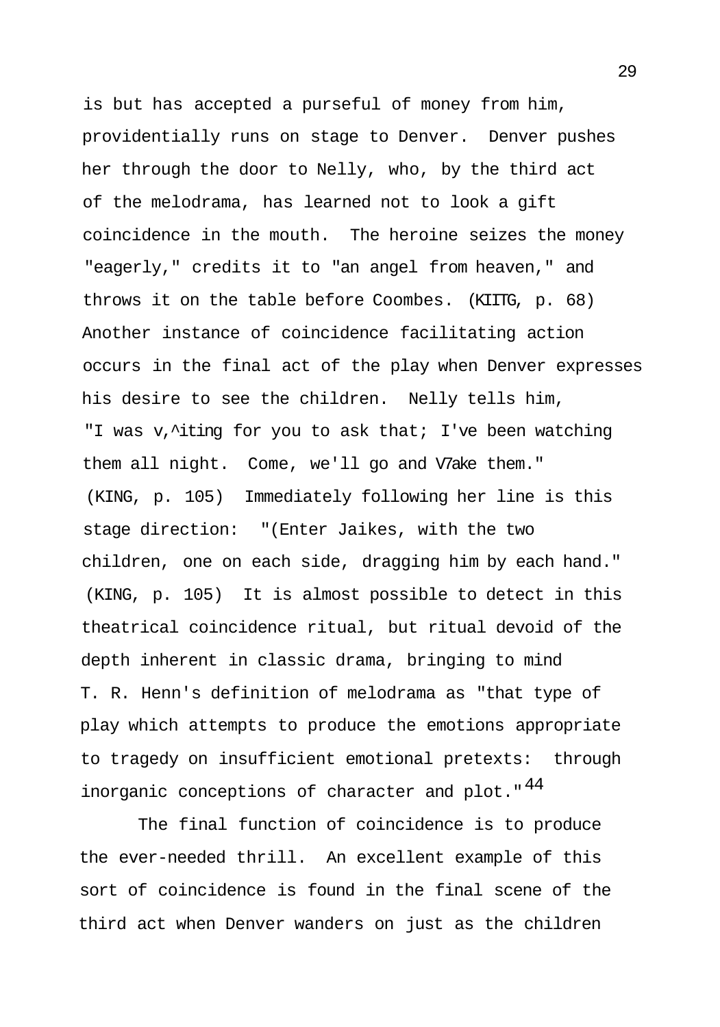is but has accepted a purseful of money from him, providentially runs on stage to Denver. Denver pushes her through the door to Nelly, who, by the third act of the melodrama, has learned not to look a gift coincidence in the mouth. The heroine seizes the money "eagerly," credits it to "an angel from heaven," and throws it on the table before Coombes. (KIITG, p. 68) Another instance of coincidence facilitating action occurs in the final act of the play when Denver expresses his desire to see the children. Nelly tells him, "I was v,^iting for you to ask that; I've been watching them all night. Come, we'll go and V7ake them." (KING, p. 105) Immediately following her line is this stage direction: "(Enter Jaikes, with the two children, one on each side, dragging him by each hand." (KING, p. 105) It is almost possible to detect in this theatrical coincidence ritual, but ritual devoid of the depth inherent in classic drama, bringing to mind T. R. Henn's definition of melodrama as "that type of play which attempts to produce the emotions appropriate to tragedy on insufficient emotional pretexts: through inorganic conceptions of character and plot."[44]

The final function of coincidence is to produce the ever-needed thrill. An excellent example of this sort of coincidence is found in the final scene of the third act when Denver wanders on just as the children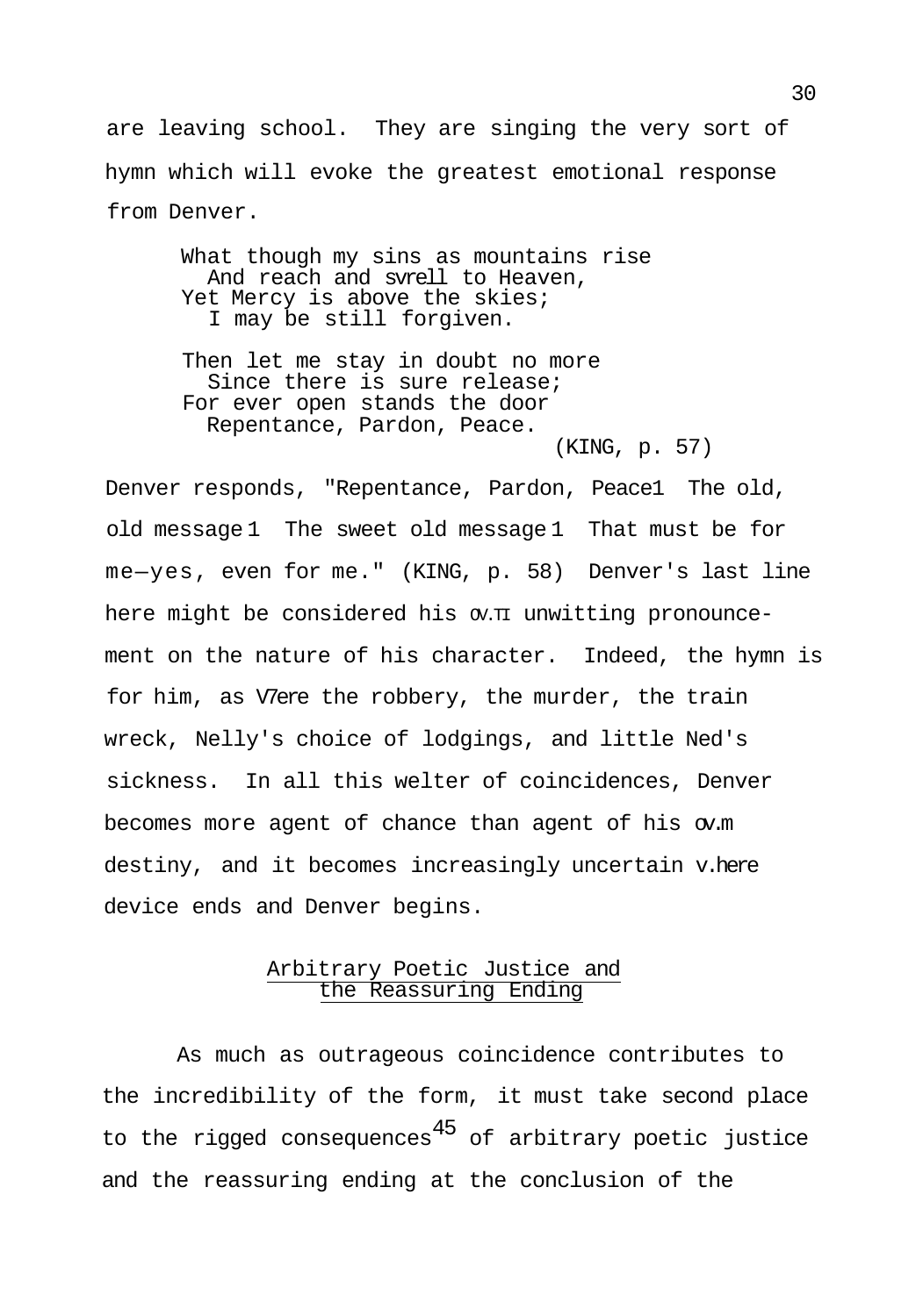are leaving school. They are singing the very sort of hymn which will evoke the greatest emotional response from Denver.

> What though my sins as mountains rise
> And reach and swell to Heaven,
> Yet Mercy is above the skies;
> I may be still forgiven.
>
> Then let me stay in doubt no more
> Since there is sure release;
> For ever open stands the door
> Repentance, Pardon, Peace.
>
> (KING, p. 57)

Denver responds, "Repentance, Pardon, Peace! The old, old message! The sweet old message! That must be for me—yes, even for me." (KING, p. 58) Denver's last line here might be considered his own unwitting pronouncement on the nature of his character. Indeed, the hymn is for him, as were the robbery, the murder, the train wreck, Nelly's choice of lodgings, and little Ned's sickness. In all this welter of coincidences, Denver becomes more agent of chance than agent of his own destiny, and it becomes increasingly uncertain where device ends and Denver begins.

## Arbitrary Poetic Justice and the Reassuring Ending

As much as outrageous coincidence contributes to the incredibility of the form, it must take second place to the rigged consequences[45] of arbitrary poetic justice and the reassuring ending at the conclusion of the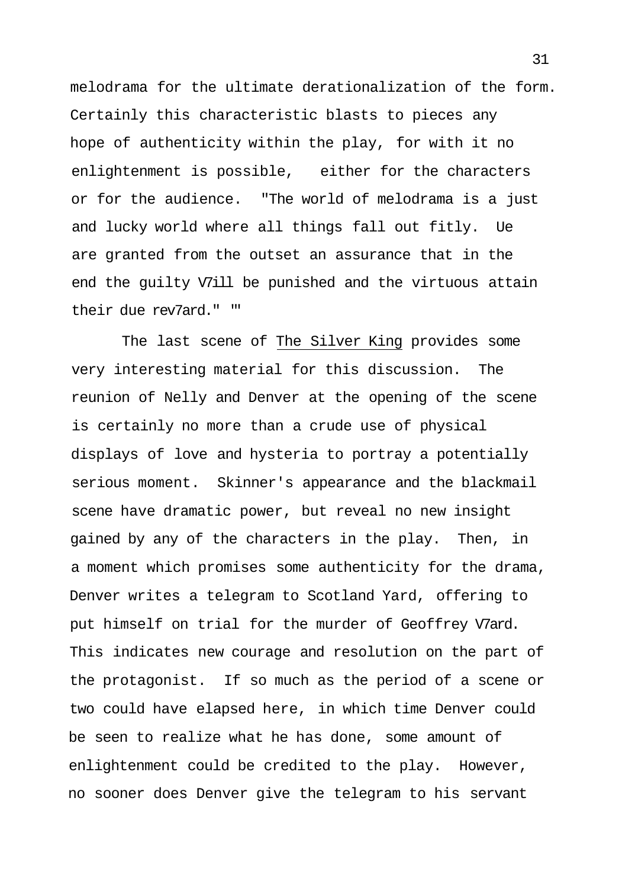melodrama for the ultimate derationalization of the form. Certainly this characteristic blasts to pieces any hope of authenticity within the play, for with it no enlightenment is possible, either for the characters or for the audience. "The world of melodrama is a just and lucky world where all things fall out fitly. Ue are granted from the outset an assurance that in the end the guilty V7ill be punished and the virtuous attain their due rev7ard." "'

The last scene of The Silver King provides some very interesting material for this discussion. The reunion of Nelly and Denver at the opening of the scene is certainly no more than a crude use of physical displays of love and hysteria to portray a potentially serious moment. Skinner's appearance and the blackmail scene have dramatic power, but reveal no new insight gained by any of the characters in the play. Then, in a moment which promises some authenticity for the drama, Denver writes a telegram to Scotland Yard, offering to put himself on trial for the murder of Geoffrey V7ard. This indicates new courage and resolution on the part of the protagonist. If so much as the period of a scene or two could have elapsed here, in which time Denver could be seen to realize what he has done, some amount of enlightenment could be credited to the play. However, no sooner does Denver give the telegram to his servant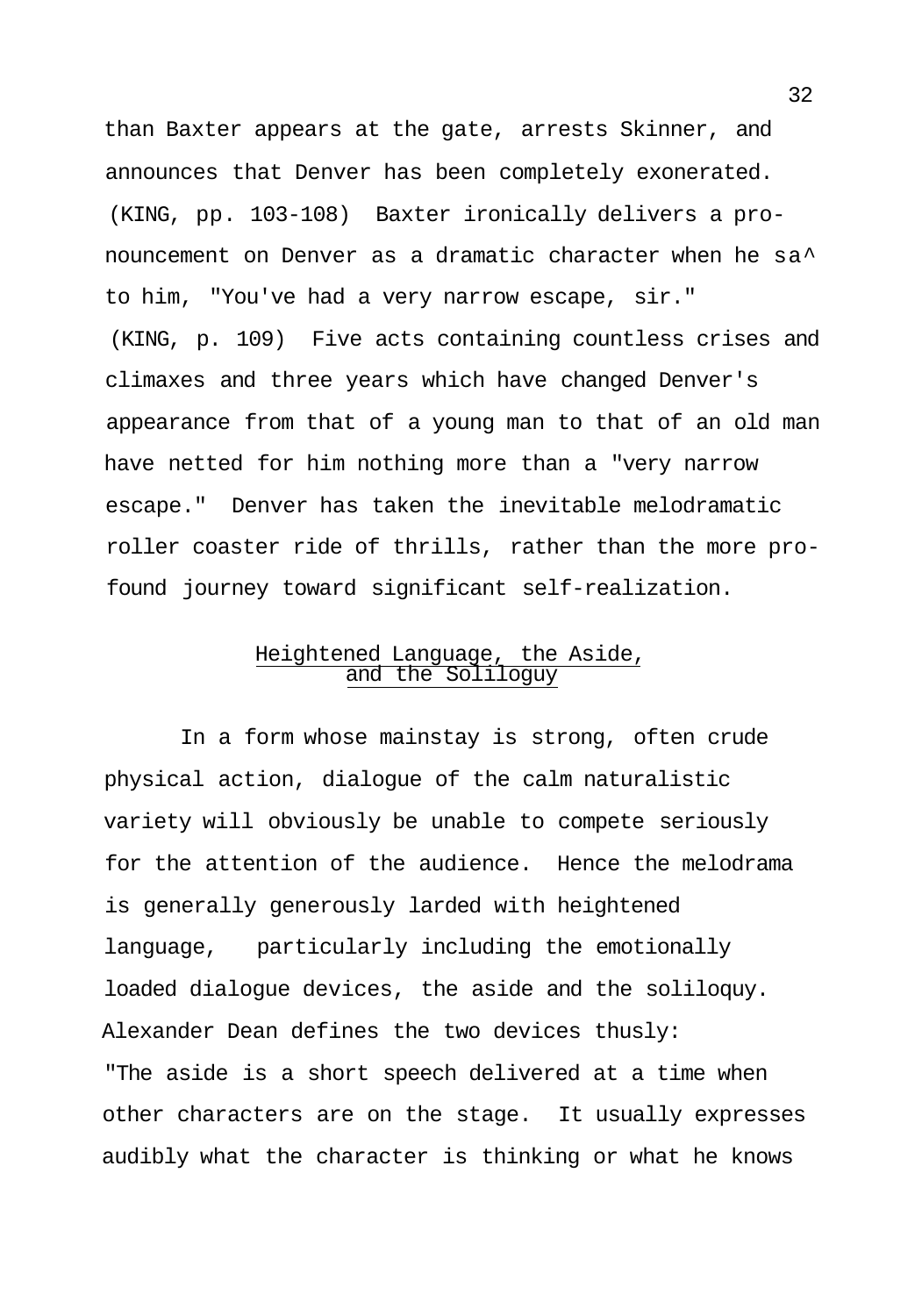than Baxter appears at the gate, arrests Skinner, and announces that Denver has been completely exonerated. (KING, pp. 103-108) Baxter ironically delivers a pronouncement on Denver as a dramatic character when he sa^ to him, "You've had a very narrow escape, sir." (KING, p. 109) Five acts containing countless crises and climaxes and three years which have changed Denver's appearance from that of a young man to that of an old man have netted for him nothing more than a "very narrow escape." Denver has taken the inevitable melodramatic roller coaster ride of thrills, rather than the more profound journey toward significant self-realization.

## Heightened Language, the Aside, and the Soliloguy

In a form whose mainstay is strong, often crude physical action, dialogue of the calm naturalistic variety will obviously be unable to compete seriously for the attention of the audience. Hence the melodrama is generally generously larded with heightened language, particularly including the emotionally loaded dialogue devices, the aside and the soliloquy. Alexander Dean defines the two devices thusly: "The aside is a short speech delivered at a time when other characters are on the stage. It usually expresses audibly what the character is thinking or what he knows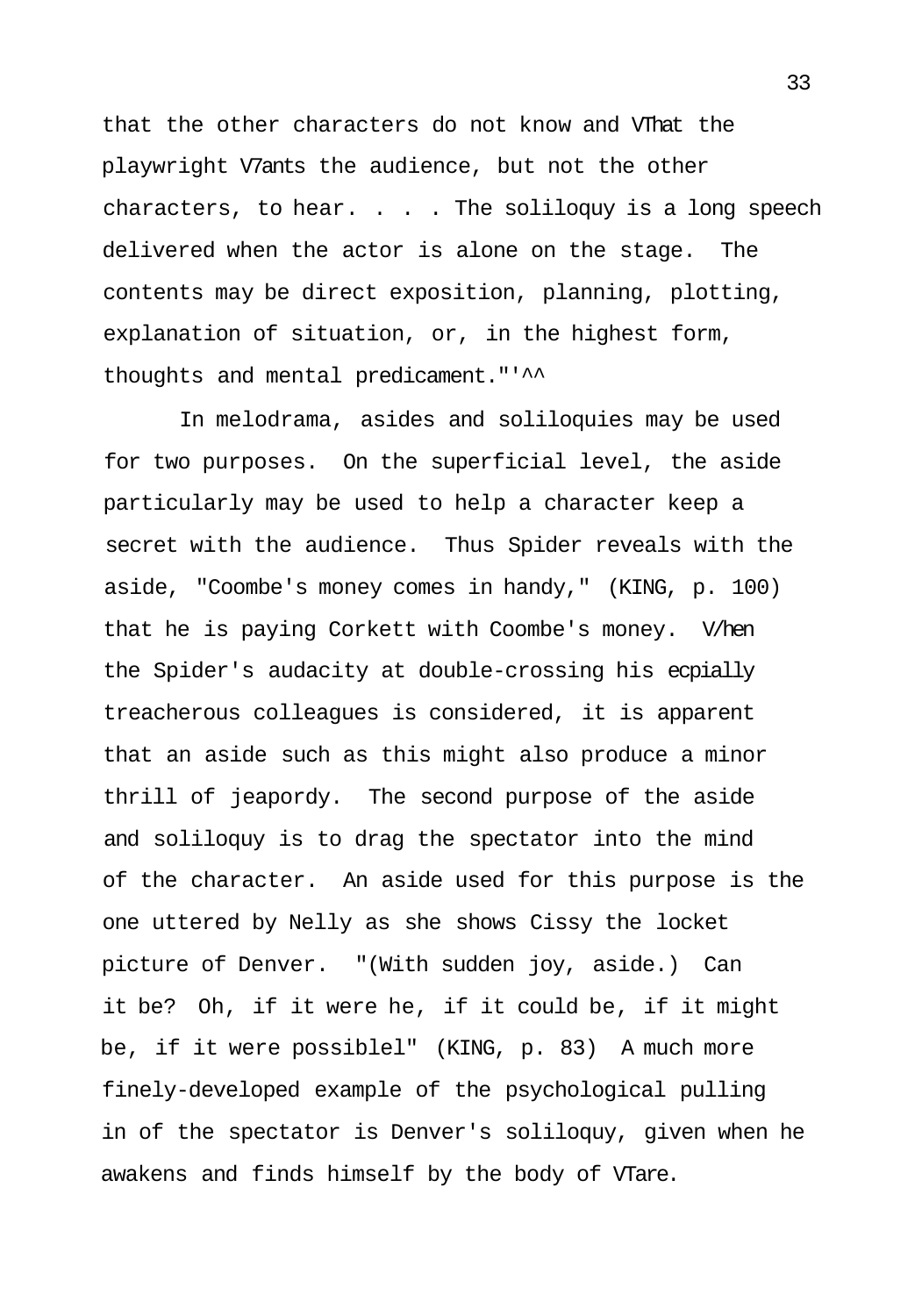that the other characters do not know and VThat the playwright V7ants the audience, but not the other characters, to hear. . . . The soliloquy is a long speech delivered when the actor is alone on the stage. The contents may be direct exposition, planning, plotting, explanation of situation, or, in the highest form, thoughts and mental predicament."'^^

In melodrama, asides and soliloquies may be used for two purposes. On the superficial level, the aside particularly may be used to help a character keep a secret with the audience. Thus Spider reveals with the aside, "Coombe's money comes in handy," (KING, p. 100) that he is paying Corkett with Coombe's money. V/hen the Spider's audacity at double-crossing his ecpially treacherous colleagues is considered, it is apparent that an aside such as this might also produce a minor thrill of jeapordy. The second purpose of the aside and soliloquy is to drag the spectator into the mind of the character. An aside used for this purpose is the one uttered by Nelly as she shows Cissy the locket picture of Denver. "(With sudden joy, aside.) Can it be? Oh, if it were he, if it could be, if it might be, if it were possiblel" (KING, p. 83) A much more finely-developed example of the psychological pulling in of the spectator is Denver's soliloquy, given when he awakens and finds himself by the body of VTare.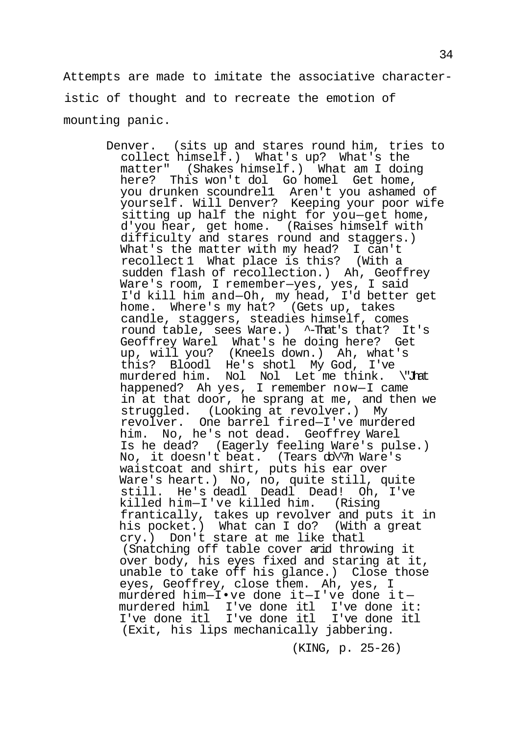Attempts are made to imitate the associative characteristic of thought and to recreate the emotion of mounting panic.

> Denver. (sits up and stares round him, tries to collect himself.) What's up? What's the matter" (Shakes himself.) What am I doing here? This won't dol Go homel Get home, you drunken scoundrel1 Aren't you ashamed of yourself. Will Denver? Keeping your poor wife sitting up half the night for you—get home, d'you hear, get home. (Raises himself with difficulty and stares round and staggers.) What's the matter with my head? I can't recollect 1 What place is this? (With a sudden flash of recollection.) Ah, Geoffrey Ware's room, I remember—yes, yes, I said I'd kill him and—Oh, my head, I'd better get home. Where's my hat? (Gets up, takes candle, staggers, steadies himself, comes round table, sees Ware.) ^-That's that? It's Geoffrey Warel What's he doing here? Get up, will you? (Kneels down.) Ah, what's this? Bloodl He's shotl My God, I've murdered him. Nol Nol Let me think. \"Jhat happened? Ah yes, I remember now—I came in at that door, he sprang at me, and then we struggled. (Looking at revolver.) My revolver. One barrel fired—I've murdered him. No, he's not dead. Geoffrey Warel Is he dead? (Eagerly feeling Ware's pulse.) No, it doesn't beat. (Tears dô\^7n Ware's waistcoat and shirt, puts his ear over Ware's heart.) No, no, quite still, quite still. He's deadl Deadl Dead! Oh, I've killed him—I've killed him. (Rising frantically, takes up revolver and puts it in his pocket.) What can I do? (With a great cry.) Don't stare at me like thatl (Snatching off table cover arid throwing it over body, his eyes fixed and staring at it, unable to take off his glance.) Close those eyes, Geoffrey, close them. Ah, yes, I murdered him—I•ve done it—I've done it—murdered himl I've done itl I've done it: I've done itl I've done itl I've done itl (Exit, his lips mechanically jabbering.
>
> (KING, p. 25-26)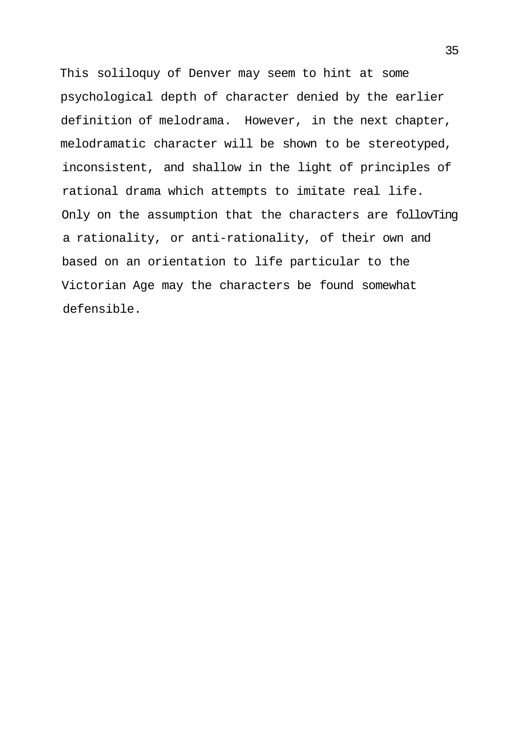This soliloquy of Denver may seem to hint at some psychological depth of character denied by the earlier definition of melodrama. However, in the next chapter, melodramatic character will be shown to be stereotyped, inconsistent, and shallow in the light of principles of rational drama which attempts to imitate real life. Only on the assumption that the characters are follovTing a rationality, or anti-rationality, of their own and based on an orientation to life particular to the Victorian Age may the characters be found somewhat defensible.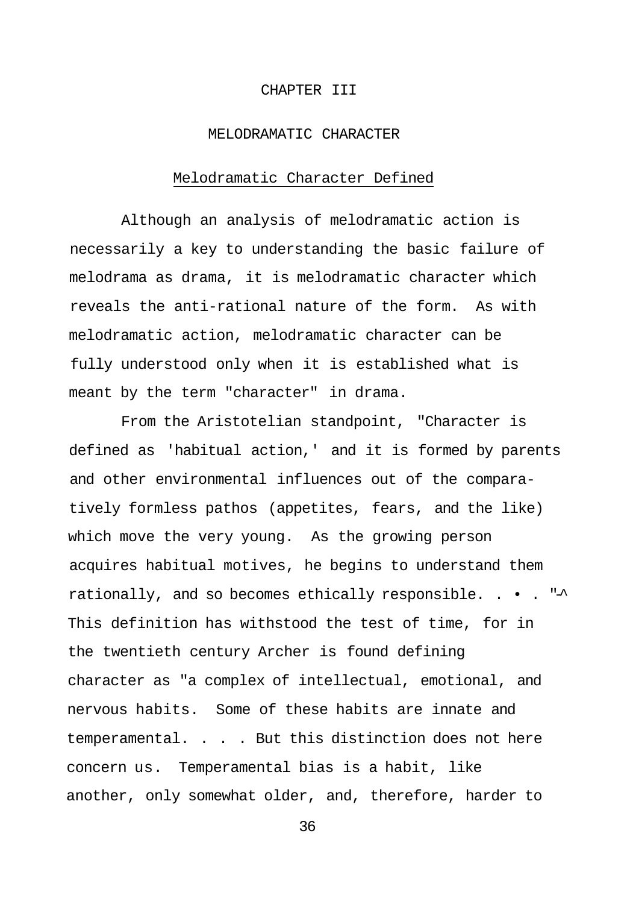# CHAPTER III

## MELODRAMATIC CHARACTER

### Melodramatic Character Defined

Although an analysis of melodramatic action is necessarily a key to understanding the basic failure of melodrama as drama, it is melodramatic character which reveals the anti-rational nature of the form. As with melodramatic action, melodramatic character can be fully understood only when it is established what is meant by the term "character" in drama.

From the Aristotelian standpoint, "Character is defined as 'habitual action,' and it is formed by parents and other environmental influences out of the comparatively formless pathos (appetites, fears, and the like) which move the very young. As the growing person acquires habitual motives, he begins to understand them rationally, and so becomes ethically responsible. . . . "[1] This definition has withstood the test of time, for in the twentieth century Archer is found defining character as "a complex of intellectual, emotional, and nervous habits. Some of these habits are innate and temperamental. . . . But this distinction does not here concern us. Temperamental bias is a habit, like another, only somewhat older, and, therefore, harder to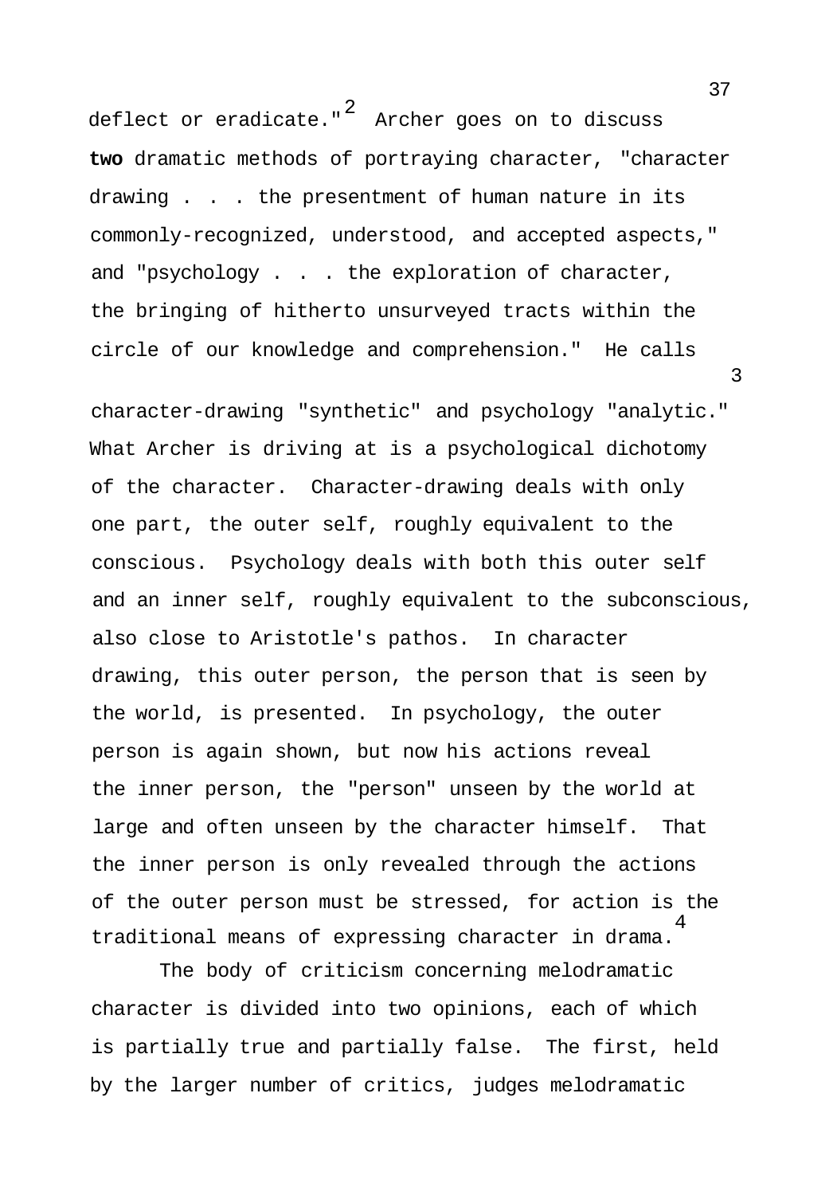deflect or eradicate."[2] Archer goes on to discuss **two** dramatic methods of portraying character, "character drawing . . . the presentment of human nature in its commonly-recognized, understood, and accepted aspects," and "psychology . . . the exploration of character, the bringing of hitherto unsurveyed tracts within the circle of our knowledge and comprehension." He calls character-drawing "synthetic" and psychology "analytic."[3] What Archer is driving at is a psychological dichotomy of the character. Character-drawing deals with only one part, the outer self, roughly equivalent to the conscious. Psychology deals with both this outer self and an inner self, roughly equivalent to the subconscious, also close to Aristotle's pathos. In character drawing, this outer person, the person that is seen by the world, is presented. In psychology, the outer person is again shown, but now his actions reveal the inner person, the "person" unseen by the world at large and often unseen by the character himself. That the inner person is only revealed through the actions of the outer person must be stressed, for action is the traditional means of expressing character in drama.[4]

The body of criticism concerning melodramatic character is divided into two opinions, each of which is partially true and partially false. The first, held by the larger number of critics, judges melodramatic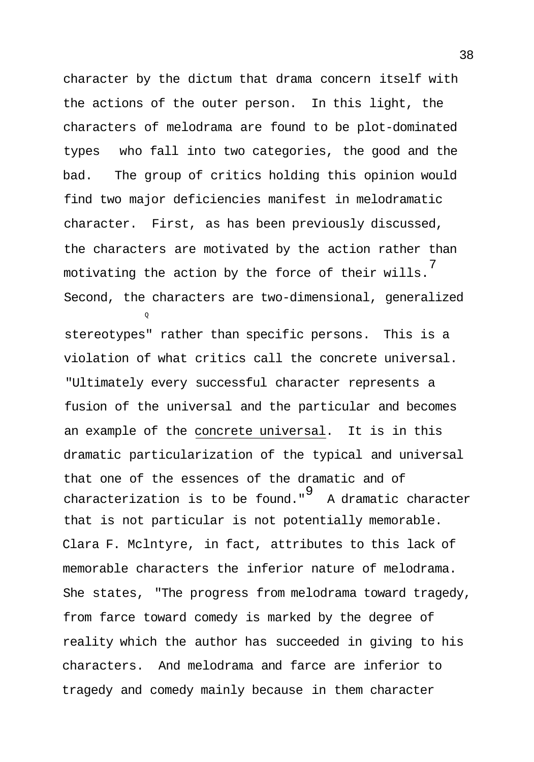character by the dictum that drama concern itself with the actions of the outer person. In this light, the characters of melodrama are found to be plot-dominated types who fall into two categories, the good and the bad. The group of critics holding this opinion would find two major deficiencies manifest in melodramatic character. First, as has been previously discussed, the characters are motivated by the action rather than motivating the action by the force of their wills.[7] Second, the characters are two-dimensional, generalized stereotypes[8] rather than specific persons. This is a violation of what critics call the concrete universal. "Ultimately every successful character represents a fusion of the universal and the particular and becomes an example of the <u>concrete universal</u>. It is in this dramatic particularization of the typical and universal that one of the essences of the dramatic and of characterization is to be found."[9] A dramatic character that is not particular is not potentially memorable. Clara F. McIntyre, in fact, attributes to this lack of memorable characters the inferior nature of melodrama. She states, "The progress from melodrama toward tragedy, from farce toward comedy is marked by the degree of reality which the author has succeeded in giving to his characters. And melodrama and farce are inferior to tragedy and comedy mainly because in them character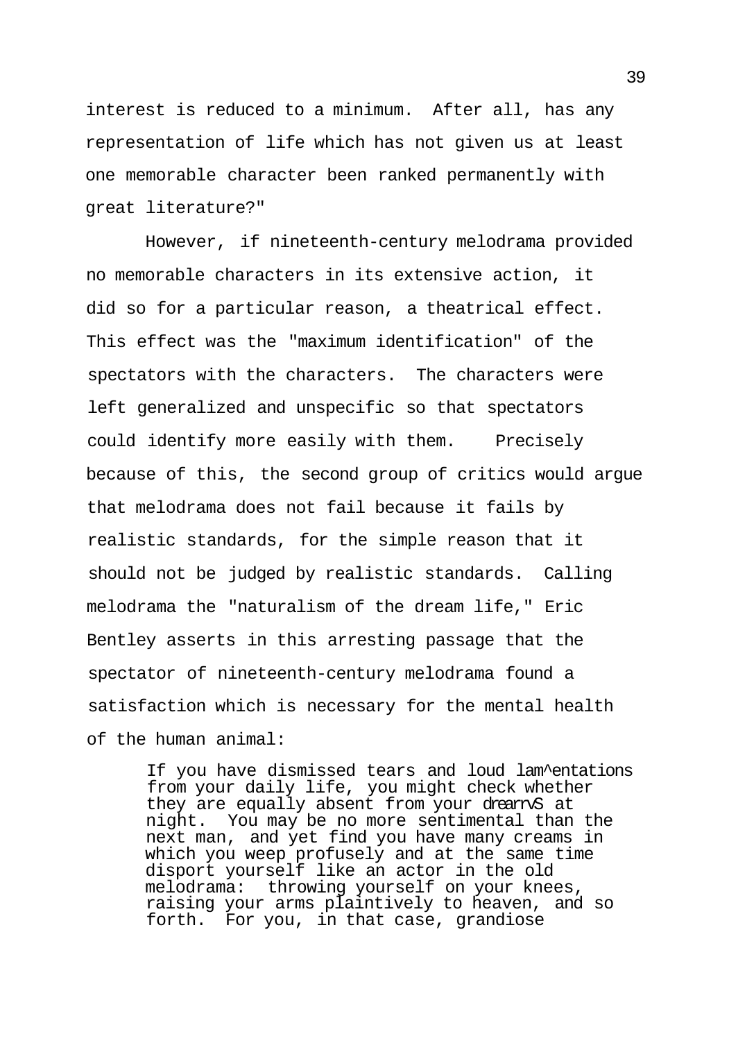interest is reduced to a minimum. After all, has any representation of life which has not given us at least one memorable character been ranked permanently with great literature?"

However, if nineteenth-century melodrama provided no memorable characters in its extensive action, it did so for a particular reason, a theatrical effect. This effect was the "maximum identification" of the spectators with the characters. The characters were left generalized and unspecific so that spectators could identify more easily with them. Precisely because of this, the second group of critics would argue that melodrama does not fail because it fails by realistic standards, for the simple reason that it should not be judged by realistic standards. Calling melodrama the "naturalism of the dream life," Eric Bentley asserts in this arresting passage that the spectator of nineteenth-century melodrama found a satisfaction which is necessary for the mental health of the human animal:

> If you have dismissed tears and loud lam^entations from your daily life, you might check whether they are equally absent from your drearnS at night. You may be no more sentimental than the next man, and yet find you have many creams in which you weep profusely and at the same time disport yourself like an actor in the old melodrama: throwing yourself on your knees, raising your arms plaintively to heaven, and so forth. For you, in that case, grandiose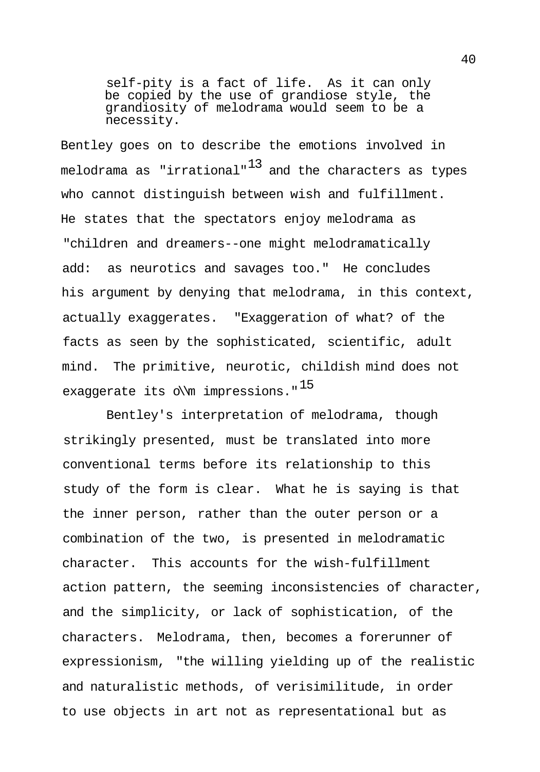> self-pity is a fact of life. As it can only be copied by the use of grandiose style, the grandiosity of melodrama would seem to be a necessity.

Bentley goes on to describe the emotions involved in melodrama as "irrational"[13] and the characters as types who cannot distinguish between wish and fulfillment. He states that the spectators enjoy melodrama as "children and dreamers--one might melodramatically add: as neurotics and savages too." He concludes his argument by denying that melodrama, in this context, actually exaggerates. "Exaggeration of what? of the facts as seen by the sophisticated, scientific, adult mind. The primitive, neurotic, childish mind does not exaggerate its o\\m impressions."[15]

Bentley's interpretation of melodrama, though strikingly presented, must be translated into more conventional terms before its relationship to this study of the form is clear. What he is saying is that the inner person, rather than the outer person or a combination of the two, is presented in melodramatic character. This accounts for the wish-fulfillment action pattern, the seeming inconsistencies of character, and the simplicity, or lack of sophistication, of the characters. Melodrama, then, becomes a forerunner of expressionism, "the willing yielding up of the realistic and naturalistic methods, of verisimilitude, in order to use objects in art not as representational but as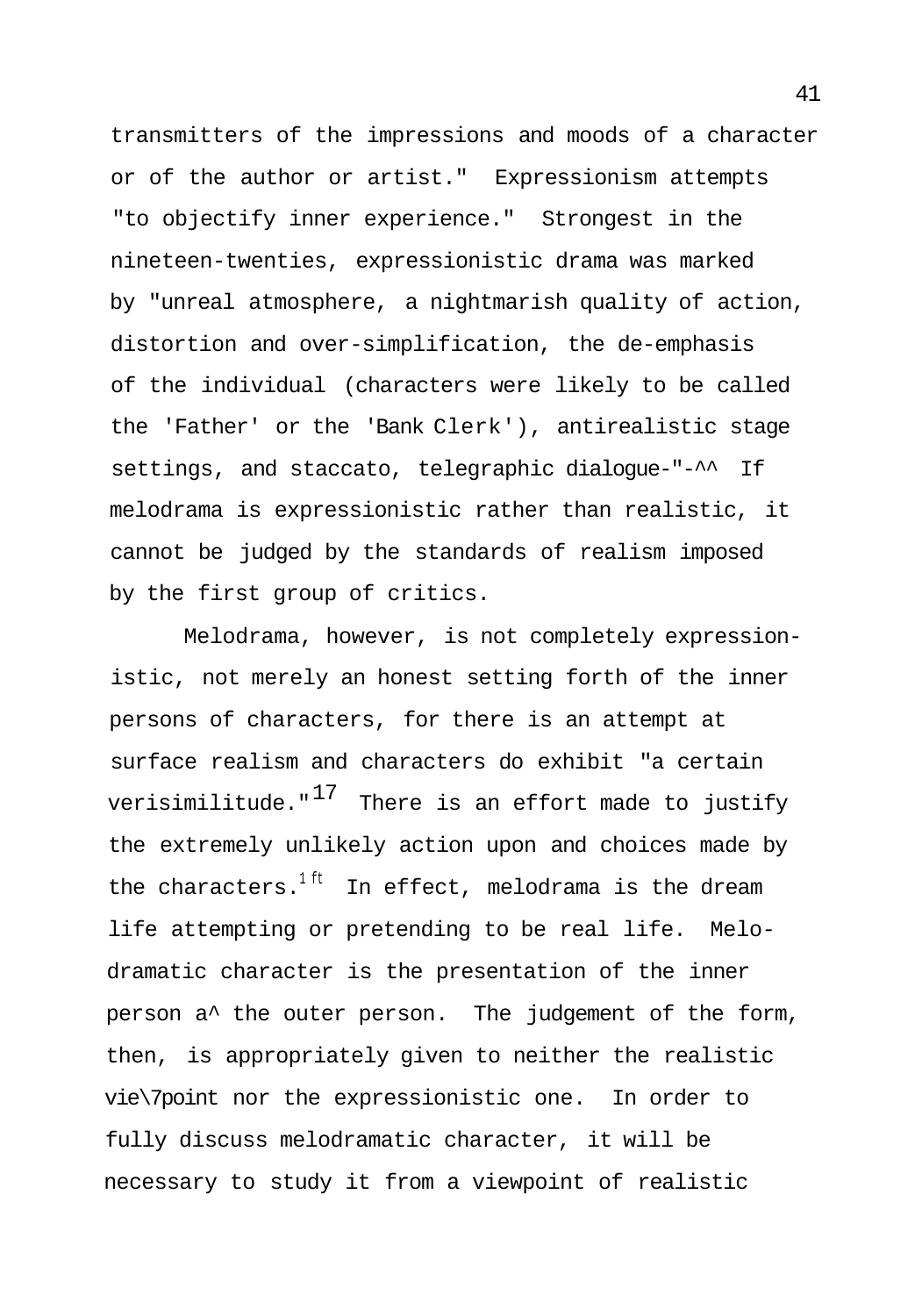transmitters of the impressions and moods of a character or of the author or artist." Expressionism attempts "to objectify inner experience." Strongest in the nineteen-twenties, expressionistic drama was marked by "unreal atmosphere, a nightmarish quality of action, distortion and over-simplification, the de-emphasis of the individual (characters were likely to be called the 'Father' or the 'Bank Clerk'), antirealistic stage settings, and staccato, telegraphic dialogue-"-^^ If melodrama is expressionistic rather than realistic, it cannot be judged by the standards of realism imposed by the first group of critics.

Melodrama, however, is not completely expressionistic, not merely an honest setting forth of the inner persons of characters, for there is an attempt at surface realism and characters do exhibit "a certain verisimilitude."[17] There is an effort made to justify the extremely unlikely action upon and choices made by the characters.[1 ft] In effect, melodrama is the dream life attempting or pretending to be real life. Melodramatic character is the presentation of the inner person a^ the outer person. The judgement of the form, then, is appropriately given to neither the realistic vie\7point nor the expressionistic one. In order to fully discuss melodramatic character, it will be necessary to study it from a viewpoint of realistic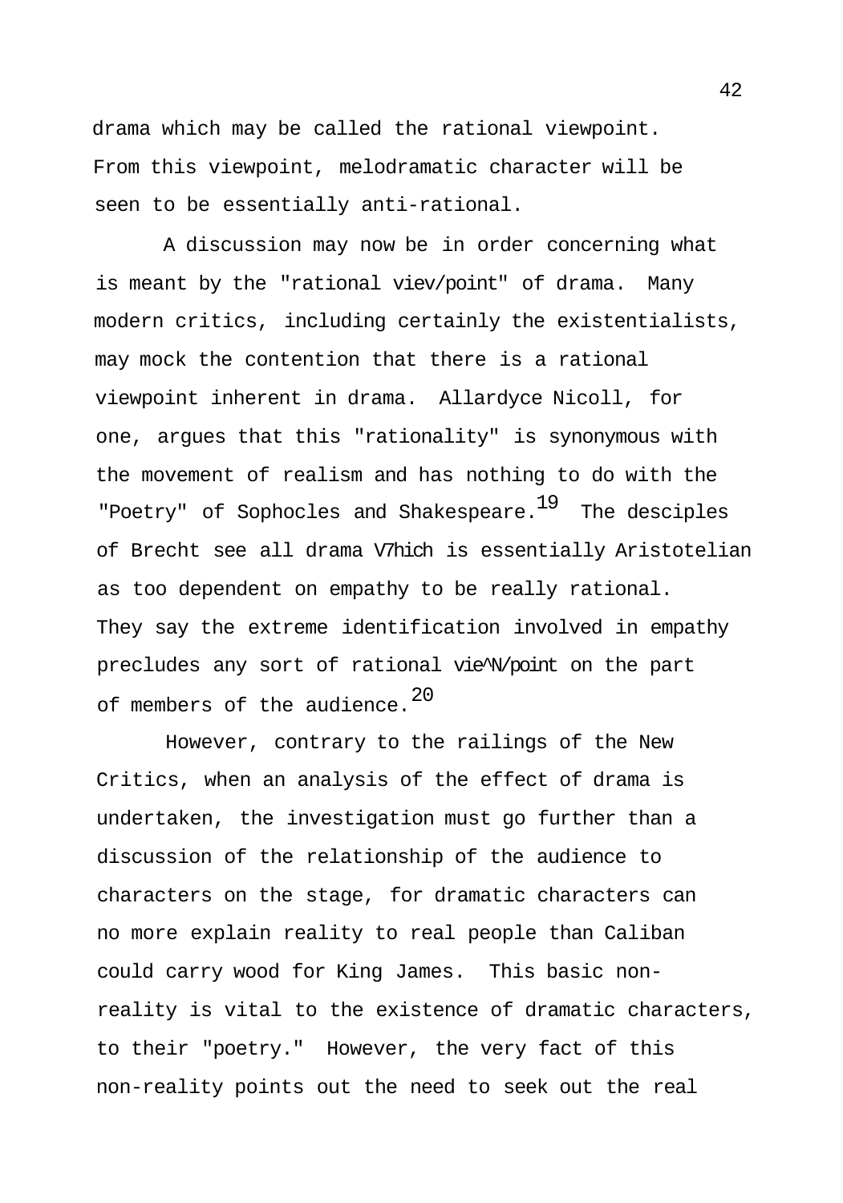drama which may be called the rational viewpoint. From this viewpoint, melodramatic character will be seen to be essentially anti-rational.

A discussion may now be in order concerning what is meant by the "rational viev/point" of drama. Many modern critics, including certainly the existentialists, may mock the contention that there is a rational viewpoint inherent in drama. Allardyce Nicoll, for one, argues that this "rationality" is synonymous with the movement of realism and has nothing to do with the "Poetry" of Sophocles and Shakespeare.[19] The desciples of Brecht see all drama V7hich is essentially Aristotelian as too dependent on empathy to be really rational. They say the extreme identification involved in empathy precludes any sort of rational vie^N/point on the part of members of the audience.[20]

However, contrary to the railings of the New Critics, when an analysis of the effect of drama is undertaken, the investigation must go further than a discussion of the relationship of the audience to characters on the stage, for dramatic characters can no more explain reality to real people than Caliban could carry wood for King James. This basic non-reality is vital to the existence of dramatic characters, to their "poetry." However, the very fact of this non-reality points out the need to seek out the real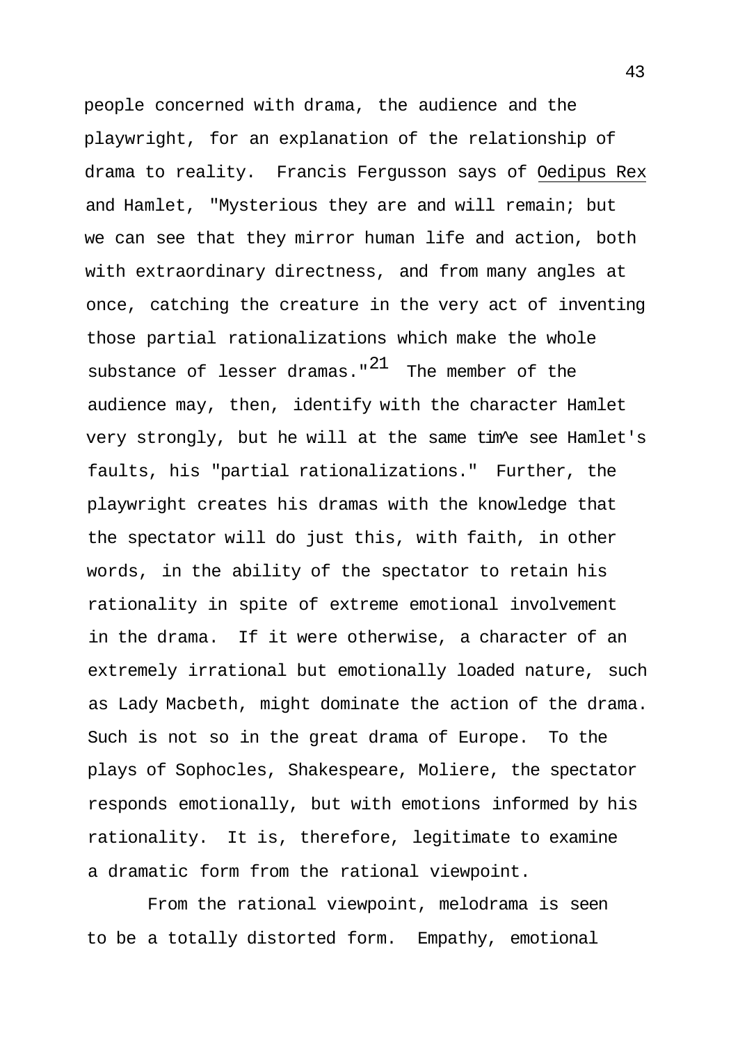people concerned with drama, the audience and the playwright, for an explanation of the relationship of drama to reality. Francis Fergusson says of Oedipus Rex and Hamlet, "Mysterious they are and will remain; but we can see that they mirror human life and action, both with extraordinary directness, and from many angles at once, catching the creature in the very act of inventing those partial rationalizations which make the whole substance of lesser dramas."[21] The member of the audience may, then, identify with the character Hamlet very strongly, but he will at the same tim^e see Hamlet's faults, his "partial rationalizations." Further, the playwright creates his dramas with the knowledge that the spectator will do just this, with faith, in other words, in the ability of the spectator to retain his rationality in spite of extreme emotional involvement in the drama. If it were otherwise, a character of an extremely irrational but emotionally loaded nature, such as Lady Macbeth, might dominate the action of the drama. Such is not so in the great drama of Europe. To the plays of Sophocles, Shakespeare, Moliere, the spectator responds emotionally, but with emotions informed by his rationality. It is, therefore, legitimate to examine a dramatic form from the rational viewpoint.

From the rational viewpoint, melodrama is seen to be a totally distorted form. Empathy, emotional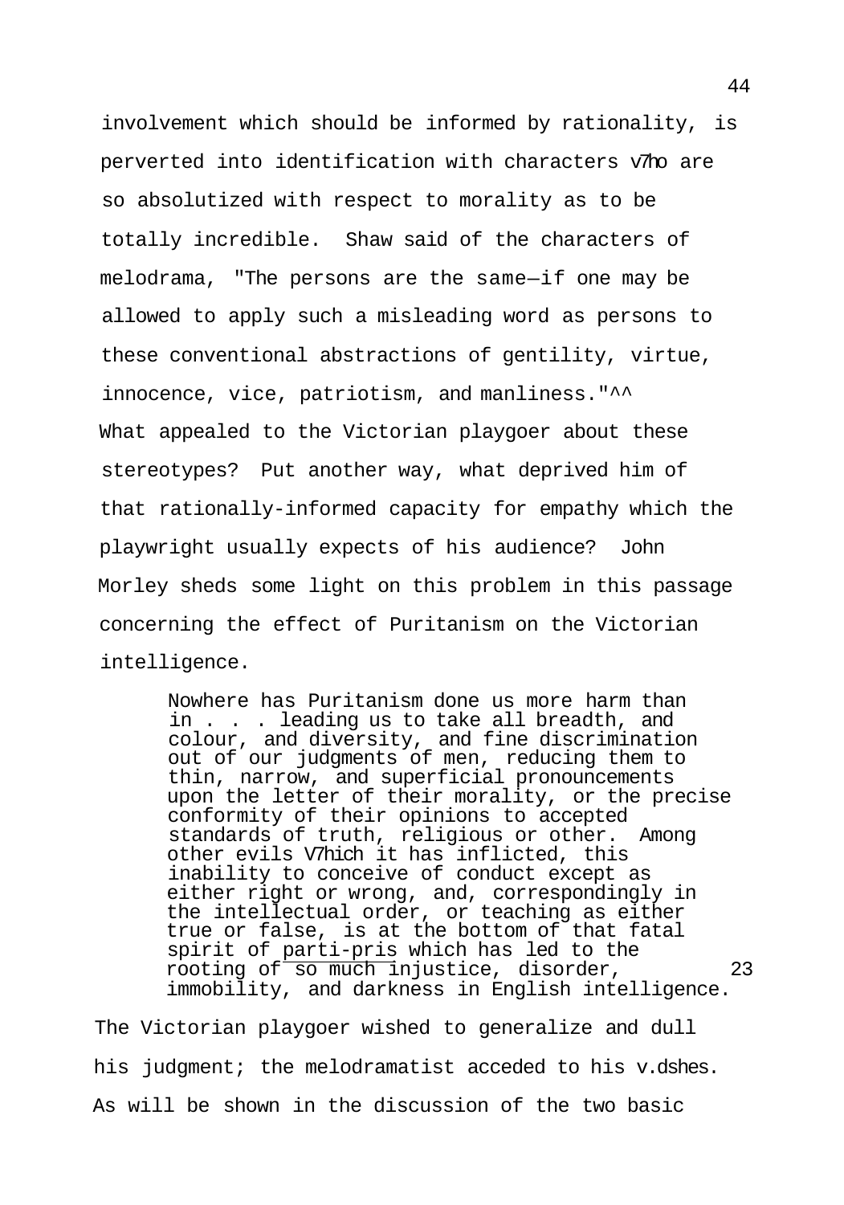involvement which should be informed by rationality, is perverted into identification with characters v7ho are so absolutized with respect to morality as to be totally incredible. Shaw said of the characters of melodrama, "The persons are the same—if one may be allowed to apply such a misleading word as persons to these conventional abstractions of gentility, virtue, innocence, vice, patriotism, and manliness."^^
What appealed to the Victorian playgoer about these stereotypes? Put another way, what deprived him of that rationally-informed capacity for empathy which the playwright usually expects of his audience? John Morley sheds some light on this problem in this passage concerning the effect of Puritanism on the Victorian intelligence.

> Nowhere has Puritanism done us more harm than in . . . leading us to take all breadth, and colour, and diversity, and fine discrimination out of our judgments of men, reducing them to thin, narrow, and superficial pronouncements upon the letter of their morality, or the precise conformity of their opinions to accepted standards of truth, religious or other. Among other evils V7hich it has inflicted, this inability to conceive of conduct except as either right or wrong, and, correspondingly in the intellectual order, or teaching as either true or false, is at the bottom of that fatal spirit of parti-pris which has led to the rooting of so much injustice, disorder, immobility, and darkness in English intelligence.[23]

The Victorian playgoer wished to generalize and dull his judgment; the melodramatist acceded to his v.dshes. As will be shown in the discussion of the two basic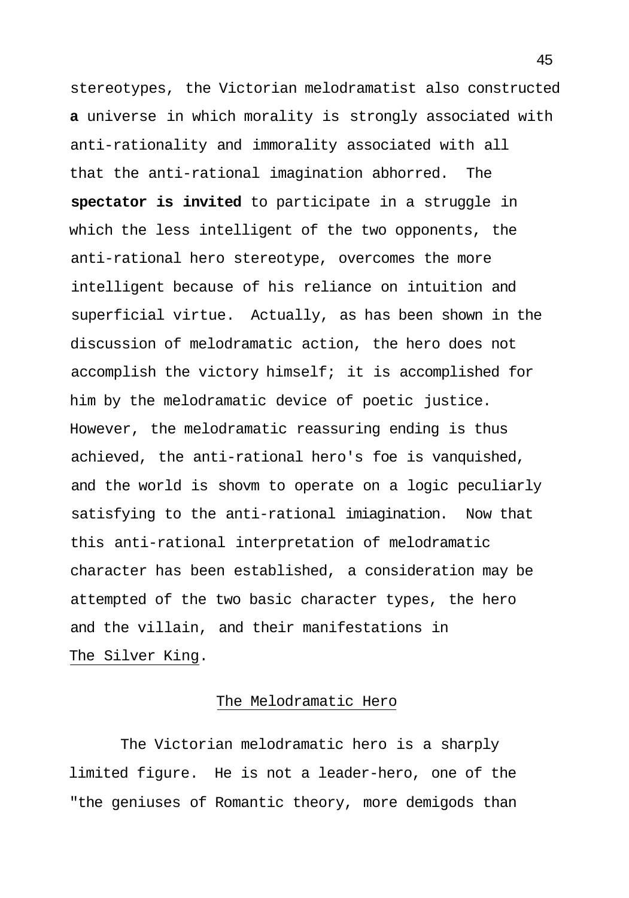stereotypes, the Victorian melodramatist also constructed **a** universe in which morality is strongly associated with anti-rationality and immorality associated with all that the anti-rational imagination abhorred. The **spectator is invited** to participate in a struggle in which the less intelligent of the two opponents, the anti-rational hero stereotype, overcomes the more intelligent because of his reliance on intuition and superficial virtue. Actually, as has been shown in the discussion of melodramatic action, the hero does not accomplish the victory himself; it is accomplished for him by the melodramatic device of poetic justice. However, the melodramatic reassuring ending is thus achieved, the anti-rational hero's foe is vanquished, and the world is shovm to operate on a logic peculiarly satisfying to the anti-rational imiagination. Now that this anti-rational interpretation of melodramatic character has been established, a consideration may be attempted of the two basic character types, the hero and the villain, and their manifestations in The Silver King.

## The Melodramatic Hero

The Victorian melodramatic hero is a sharply limited figure. He is not a leader-hero, one of the "the geniuses of Romantic theory, more demigods than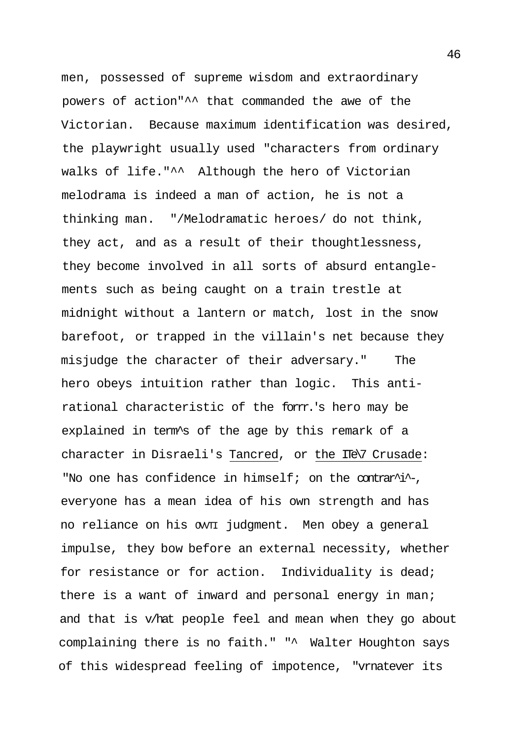men, possessed of supreme wisdom and extraordinary powers of action"[^^] that commanded the awe of the Victorian. Because maximum identification was desired, the playwright usually used "characters from ordinary walks of life."[^^] Although the hero of Victorian melodrama is indeed a man of action, he is not a thinking man. "/Melodramatic heroes/ do not think, they act, and as a result of their thoughtlessness, they become involved in all sorts of absurd entanglements such as being caught on a train trestle at midnight without a lantern or match, lost in the snow barefoot, or trapped in the villain's net because they misjudge the character of their adversary." The hero obeys intuition rather than logic. This anti-rational characteristic of the form's hero may be explained in terms of the age by this remark of a character in Disraeli's Tancred, or the New Crusade: "No one has confidence in himself; on the contrary, everyone has a mean idea of his own strength and has no reliance on his own judgment. Men obey a general impulse, they bow before an external necessity, whether for resistance or for action. Individuality is dead; there is a want of inward and personal energy in man; and that is what people feel and mean when they go about complaining there is no faith." "^ Walter Houghton says of this widespread feeling of impotence, "Whatever its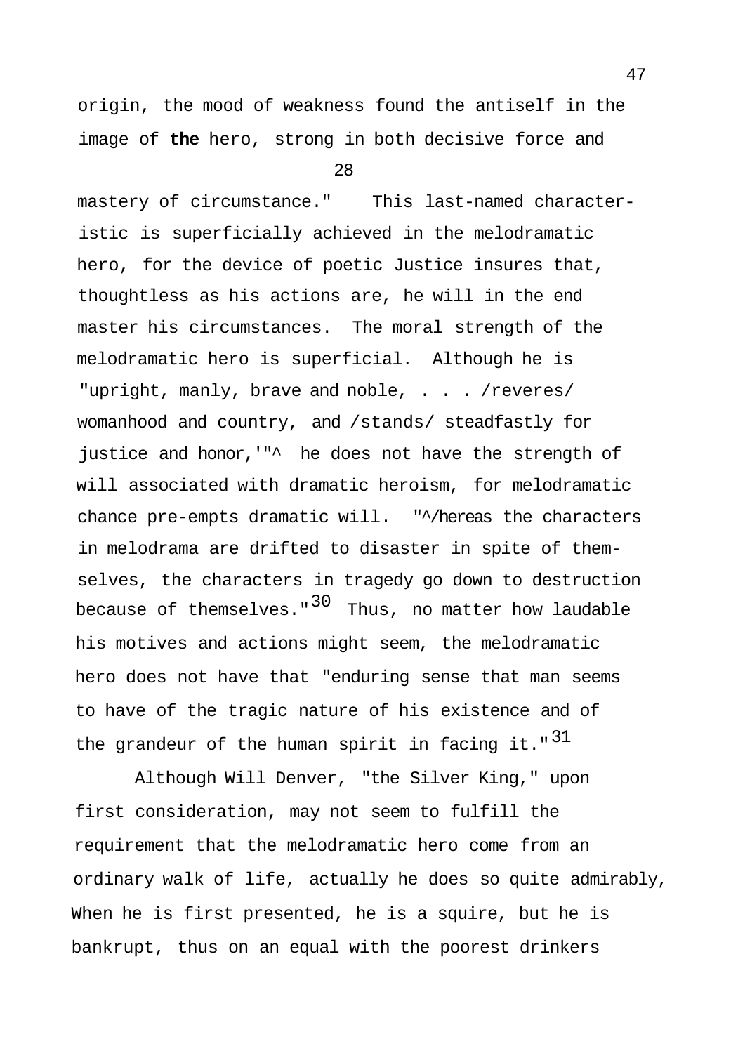origin, the mood of weakness found the antiself in the image of **the** hero, strong in both decisive force and mastery of circumstance."[28] This last-named characteristic is superficially achieved in the melodramatic hero, for the device of poetic Justice insures that, thoughtless as his actions are, he will in the end master his circumstances. The moral strength of the melodramatic hero is superficial. Although he is "upright, manly, brave and noble, . . . /reveres/ womanhood and country, and /stands/ steadfastly for justice and honor,'"^ he does not have the strength of will associated with dramatic heroism, for melodramatic chance pre-empts dramatic will. "^/hereas the characters in melodrama are drifted to disaster in spite of themselves, the characters in tragedy go down to destruction because of themselves."[30] Thus, no matter how laudable his motives and actions might seem, the melodramatic hero does not have that "enduring sense that man seems to have of the tragic nature of his existence and of the grandeur of the human spirit in facing it."[31]

Although Will Denver, "the Silver King," upon first consideration, may not seem to fulfill the requirement that the melodramatic hero come from an ordinary walk of life, actually he does so quite admirably, When he is first presented, he is a squire, but he is bankrupt, thus on an equal with the poorest drinkers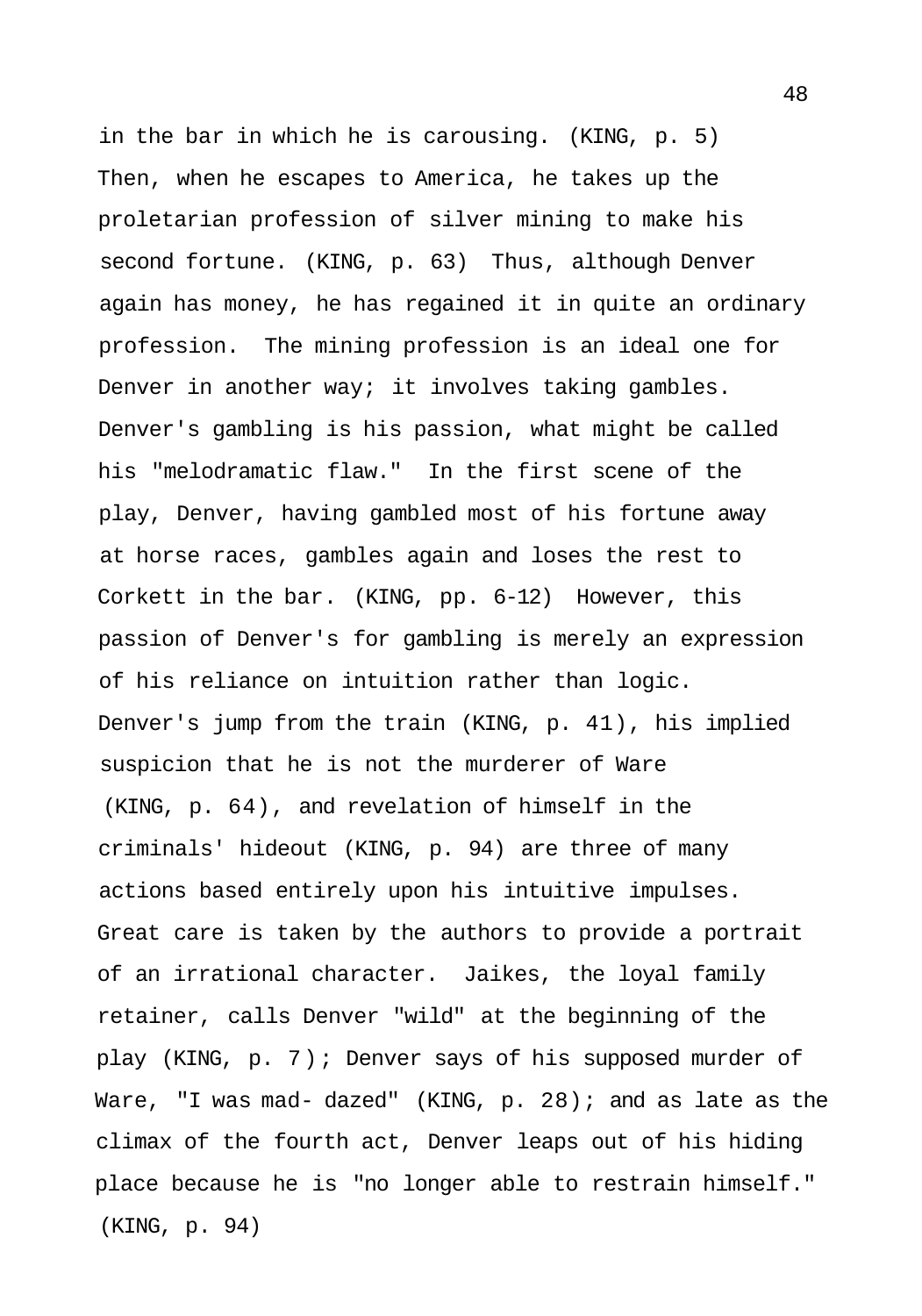in the bar in which he is carousing. (KING, p. 5) Then, when he escapes to America, he takes up the proletarian profession of silver mining to make his second fortune. (KING, p. 63) Thus, although Denver again has money, he has regained it in quite an ordinary profession. The mining profession is an ideal one for Denver in another way; it involves taking gambles. Denver's gambling is his passion, what might be called his "melodramatic flaw." In the first scene of the play, Denver, having gambled most of his fortune away at horse races, gambles again and loses the rest to Corkett in the bar. (KING, pp. 6-12) However, this passion of Denver's for gambling is merely an expression of his reliance on intuition rather than logic. Denver's jump from the train (KING, p. 41), his implied suspicion that he is not the murderer of Ware (KING, p. 64), and revelation of himself in the criminals' hideout (KING, p. 94) are three of many actions based entirely upon his intuitive impulses. Great care is taken by the authors to provide a portrait of an irrational character. Jaikes, the loyal family retainer, calls Denver "wild" at the beginning of the play (KING, p. 7); Denver says of his supposed murder of Ware, "I was mad- dazed" (KING, p. 28); and as late as the climax of the fourth act, Denver leaps out of his hiding place because he is "no longer able to restrain himself." (KING, p. 94)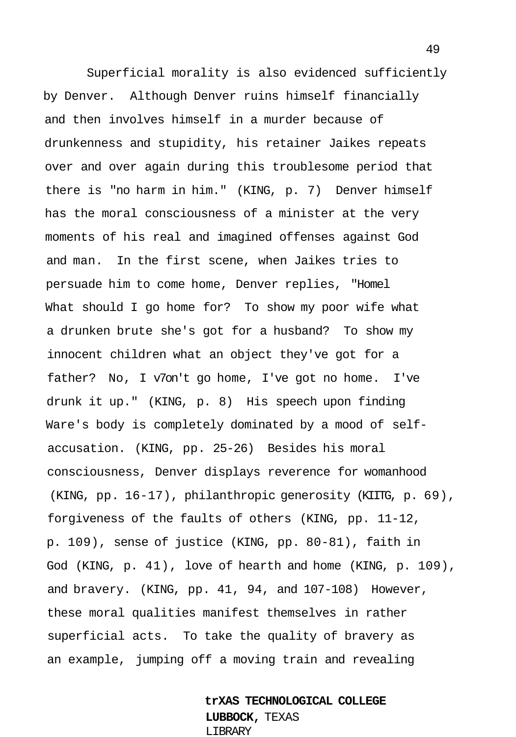Superficial morality is also evidenced sufficiently by Denver. Although Denver ruins himself financially and then involves himself in a murder because of drunkenness and stupidity, his retainer Jaikes repeats over and over again during this troublesome period that there is "no harm in him." (KING, p. 7) Denver himself has the moral consciousness of a minister at the very moments of his real and imagined offenses against God and man. In the first scene, when Jaikes tries to persuade him to come home, Denver replies, "Homel What should I go home for? To show my poor wife what a drunken brute she's got for a husband? To show my innocent children what an object they've got for a father? No, I v7on't go home, I've got no home. I've drunk it up." (KING, p. 8) His speech upon finding Ware's body is completely dominated by a mood of self-accusation. (KING, pp. 25-26) Besides his moral consciousness, Denver displays reverence for womanhood (KING, pp. 16-17), philanthropic generosity (KIITG, p. 69), forgiveness of the faults of others (KING, pp. 11-12, p. 109), sense of justice (KING, pp. 80-81), faith in God (KING, p. 41), love of hearth and home (KING, p. 109), and bravery. (KING, pp. 41, 94, and 107-108) However, these moral qualities manifest themselves in rather superficial acts. To take the quality of bravery as an example, jumping off a moving train and revealing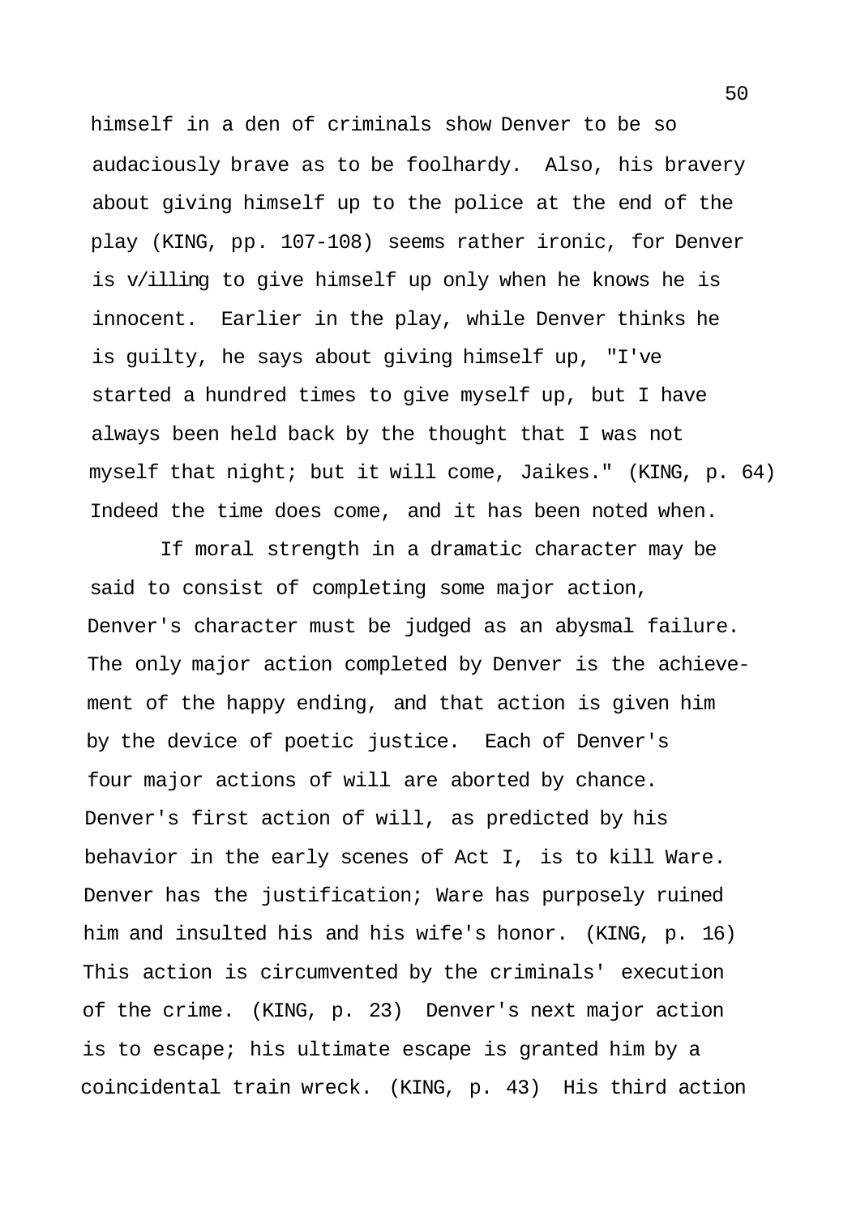himself in a den of criminals show Denver to be so audaciously brave as to be foolhardy. Also, his bravery about giving himself up to the police at the end of the play (KING, pp. 107-108) seems rather ironic, for Denver is v/illing to give himself up only when he knows he is innocent. Earlier in the play, while Denver thinks he is guilty, he says about giving himself up, "I've started a hundred times to give myself up, but I have always been held back by the thought that I was not myself that night; but it will come, Jaikes." (KING, p. 64) Indeed the time does come, and it has been noted when.

If moral strength in a dramatic character may be said to consist of completing some major action, Denver's character must be judged as an abysmal failure. The only major action completed by Denver is the achievement of the happy ending, and that action is given him by the device of poetic justice. Each of Denver's four major actions of will are aborted by chance. Denver's first action of will, as predicted by his behavior in the early scenes of Act I, is to kill Ware. Denver has the justification; Ware has purposely ruined him and insulted his and his wife's honor. (KING, p. 16) This action is circumvented by the criminals' execution of the crime. (KING, p. 23) Denver's next major action is to escape; his ultimate escape is granted him by a coincidental train wreck. (KING, p. 43) His third action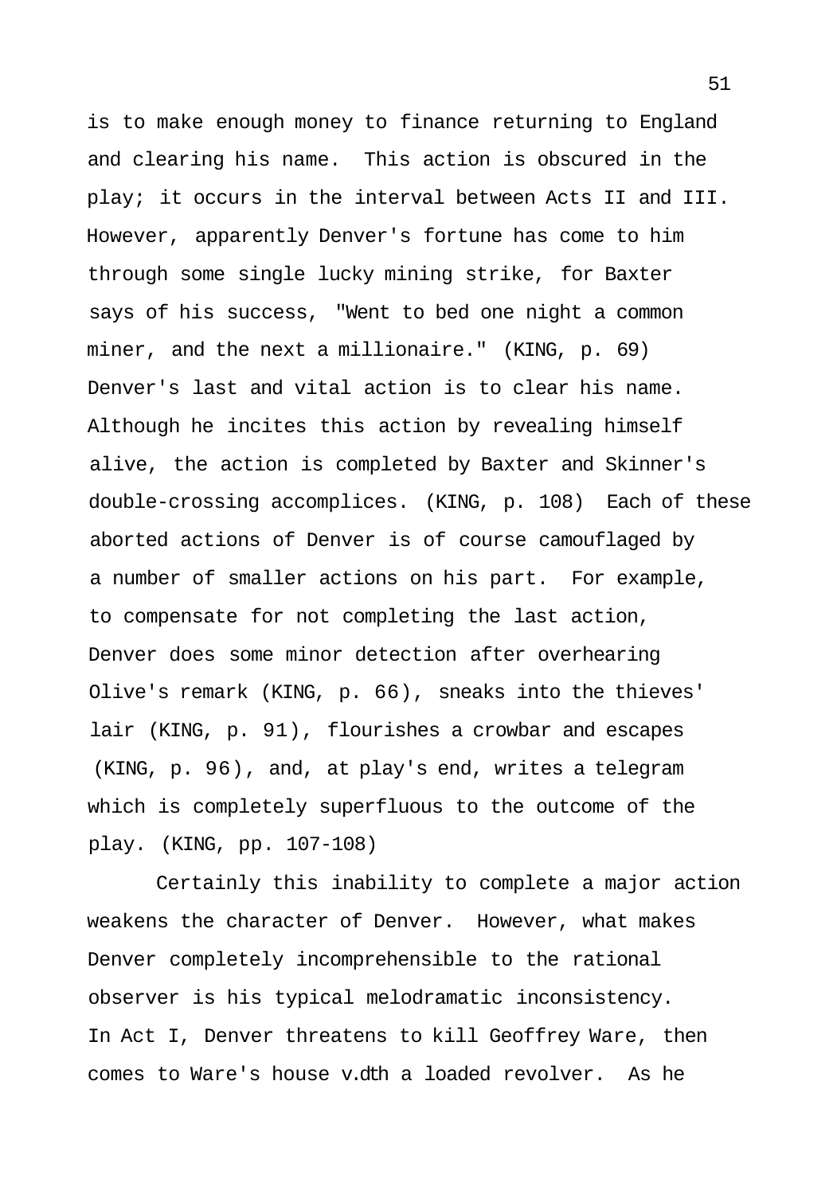is to make enough money to finance returning to England and clearing his name. This action is obscured in the play; it occurs in the interval between Acts II and III. However, apparently Denver's fortune has come to him through some single lucky mining strike, for Baxter says of his success, "Went to bed one night a common miner, and the next a millionaire." (KING, p. 69) Denver's last and vital action is to clear his name. Although he incites this action by revealing himself alive, the action is completed by Baxter and Skinner's double-crossing accomplices. (KING, p. 108) Each of these aborted actions of Denver is of course camouflaged by a number of smaller actions on his part. For example, to compensate for not completing the last action, Denver does some minor detection after overhearing Olive's remark (KING, p. 66), sneaks into the thieves' lair (KING, p. 91), flourishes a crowbar and escapes (KING, p. 96), and, at play's end, writes a telegram which is completely superfluous to the outcome of the play. (KING, pp. 107-108)

Certainly this inability to complete a major action weakens the character of Denver. However, what makes Denver completely incomprehensible to the rational observer is his typical melodramatic inconsistency. In Act I, Denver threatens to kill Geoffrey Ware, then comes to Ware's house v.dth a loaded revolver. As he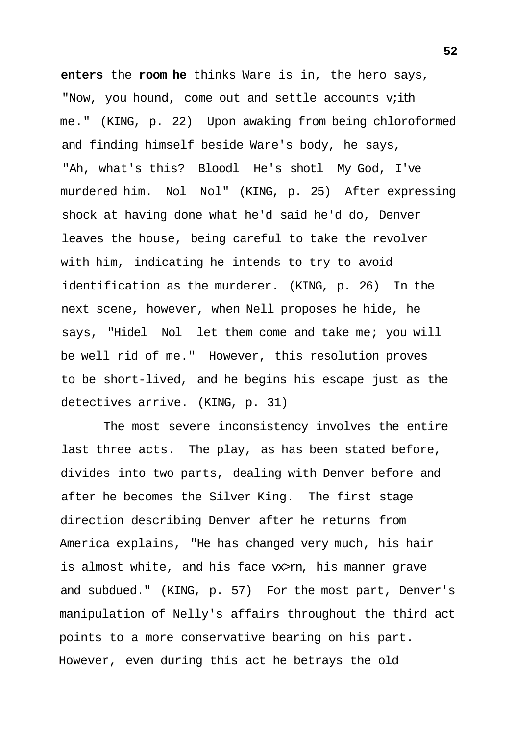**enters** the **room he** thinks Ware is in, the hero says, "Now, you hound, come out and settle accounts v;ith me." (KING, p. 22) Upon awaking from being chloroformed and finding himself beside Ware's body, he says, "Ah, what's this? Bloodl He's shotl My God, I've murdered him. Nol Nol" (KING, p. 25) After expressing shock at having done what he'd said he'd do, Denver leaves the house, being careful to take the revolver with him, indicating he intends to try to avoid identification as the murderer. (KING, p. 26) In the next scene, however, when Nell proposes he hide, he says, "Hidel Nol let them come and take me; you will be well rid of me." However, this resolution proves to be short-lived, and he begins his escape just as the detectives arrive. (KING, p. 31)

The most severe inconsistency involves the entire last three acts. The play, as has been stated before, divides into two parts, dealing with Denver before and after he becomes the Silver King. The first stage direction describing Denver after he returns from America explains, "He has changed very much, his hair is almost white, and his face vx>rn, his manner grave and subdued." (KING, p. 57) For the most part, Denver's manipulation of Nelly's affairs throughout the third act points to a more conservative bearing on his part. However, even during this act he betrays the old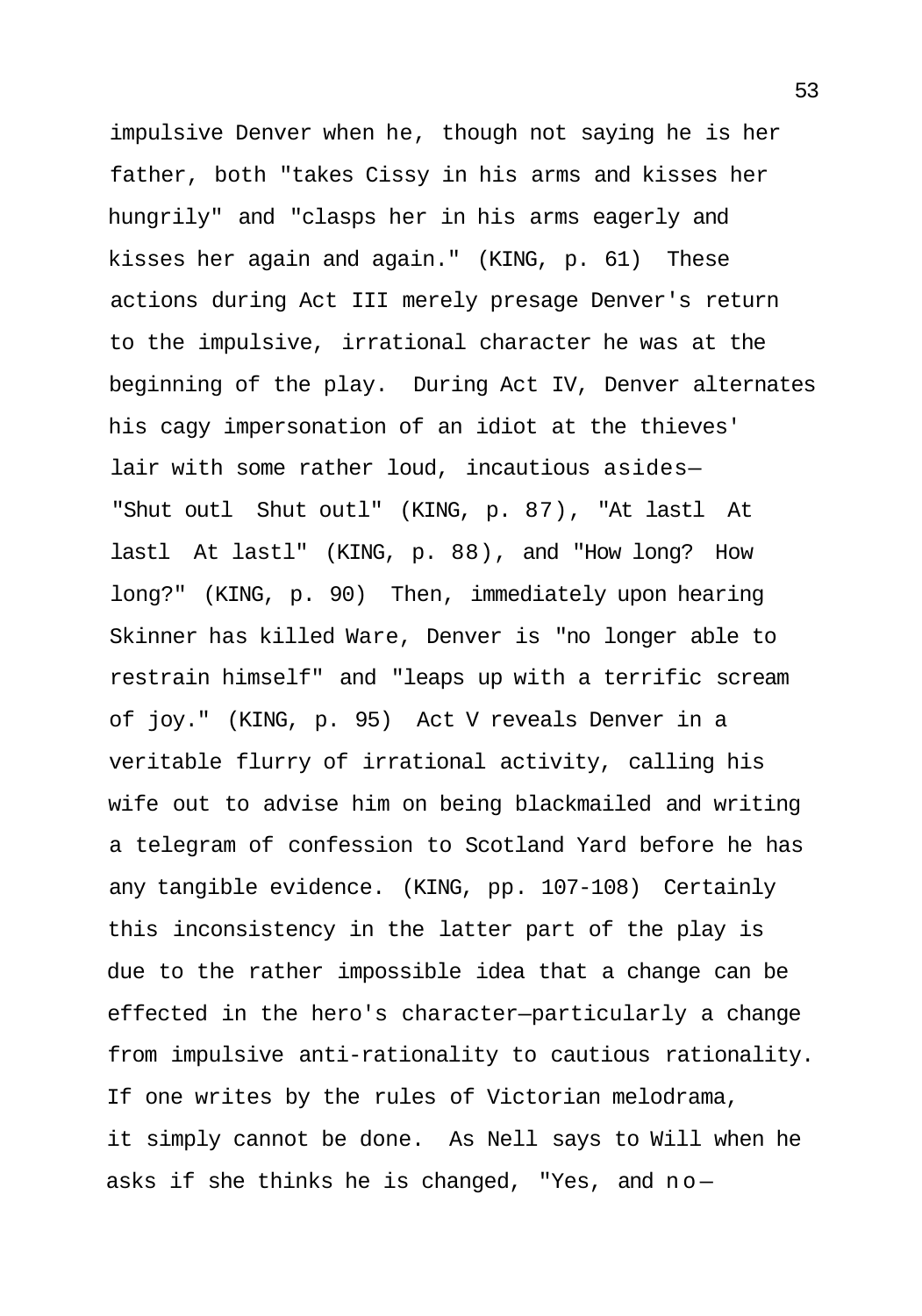impulsive Denver when he, though not saying he is her father, both "takes Cissy in his arms and kisses her hungrily" and "clasps her in his arms eagerly and kisses her again and again." (KING, p. 61) These actions during Act III merely presage Denver's return to the impulsive, irrational character he was at the beginning of the play. During Act IV, Denver alternates his cagy impersonation of an idiot at the thieves' lair with some rather loud, incautious asides— "Shut outl Shut outl" (KING, p. 87), "At lastl At lastl At lastl" (KING, p. 88), and "How long? How long?" (KING, p. 90) Then, immediately upon hearing Skinner has killed Ware, Denver is "no longer able to restrain himself" and "leaps up with a terrific scream of joy." (KING, p. 95) Act V reveals Denver in a veritable flurry of irrational activity, calling his wife out to advise him on being blackmailed and writing a telegram of confession to Scotland Yard before he has any tangible evidence. (KING, pp. 107-108) Certainly this inconsistency in the latter part of the play is due to the rather impossible idea that a change can be effected in the hero's character—particularly a change from impulsive anti-rationality to cautious rationality. If one writes by the rules of Victorian melodrama, it simply cannot be done. As Nell says to Will when he asks if she thinks he is changed, "Yes, and no—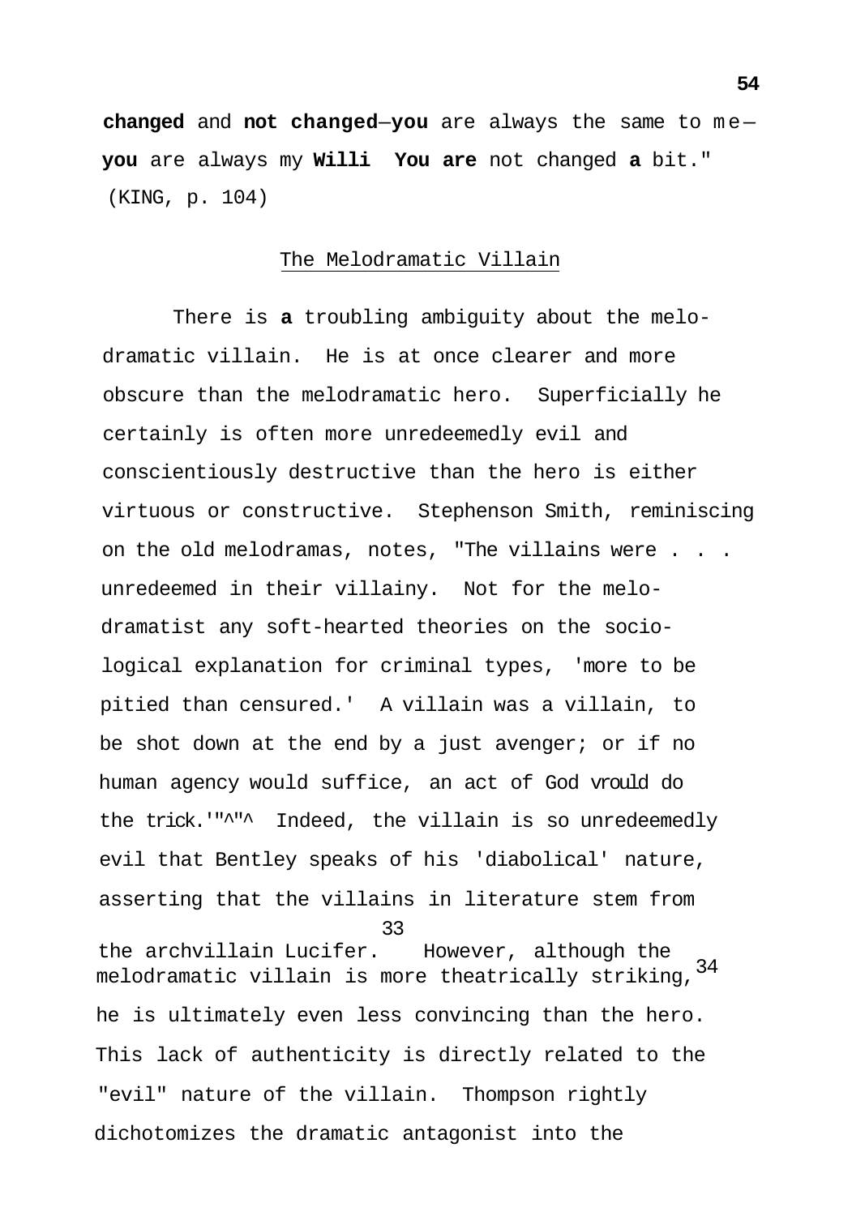changed and not changed—you are always the same to me—you are always my Willi You are not changed a bit." (KING, p. 104)

## The Melodramatic Villain

There is a troubling ambiguity about the melodramatic villain. He is at once clearer and more obscure than the melodramatic hero. Superficially he certainly is often more unredeemedly evil and conscientiously destructive than the hero is either virtuous or constructive. Stephenson Smith, reminiscing on the old melodramas, notes, "The villains were . . . unredeemed in their villainy. Not for the melodramatist any soft-hearted theories on the sociological explanation for criminal types, 'more to be pitied than censured.' A villain was a villain, to be shot down at the end by a just avenger; or if no human agency would suffice, an act of God would do the trick.'"[33] Indeed, the villain is so unredeemedly evil that Bentley speaks of his 'diabolical' nature, asserting that the villains in literature stem from the archvillain Lucifer.[34] However, although the melodramatic villain is more theatrically striking, he is ultimately even less convincing than the hero. This lack of authenticity is directly related to the "evil" nature of the villain. Thompson rightly dichotomizes the dramatic antagonist into the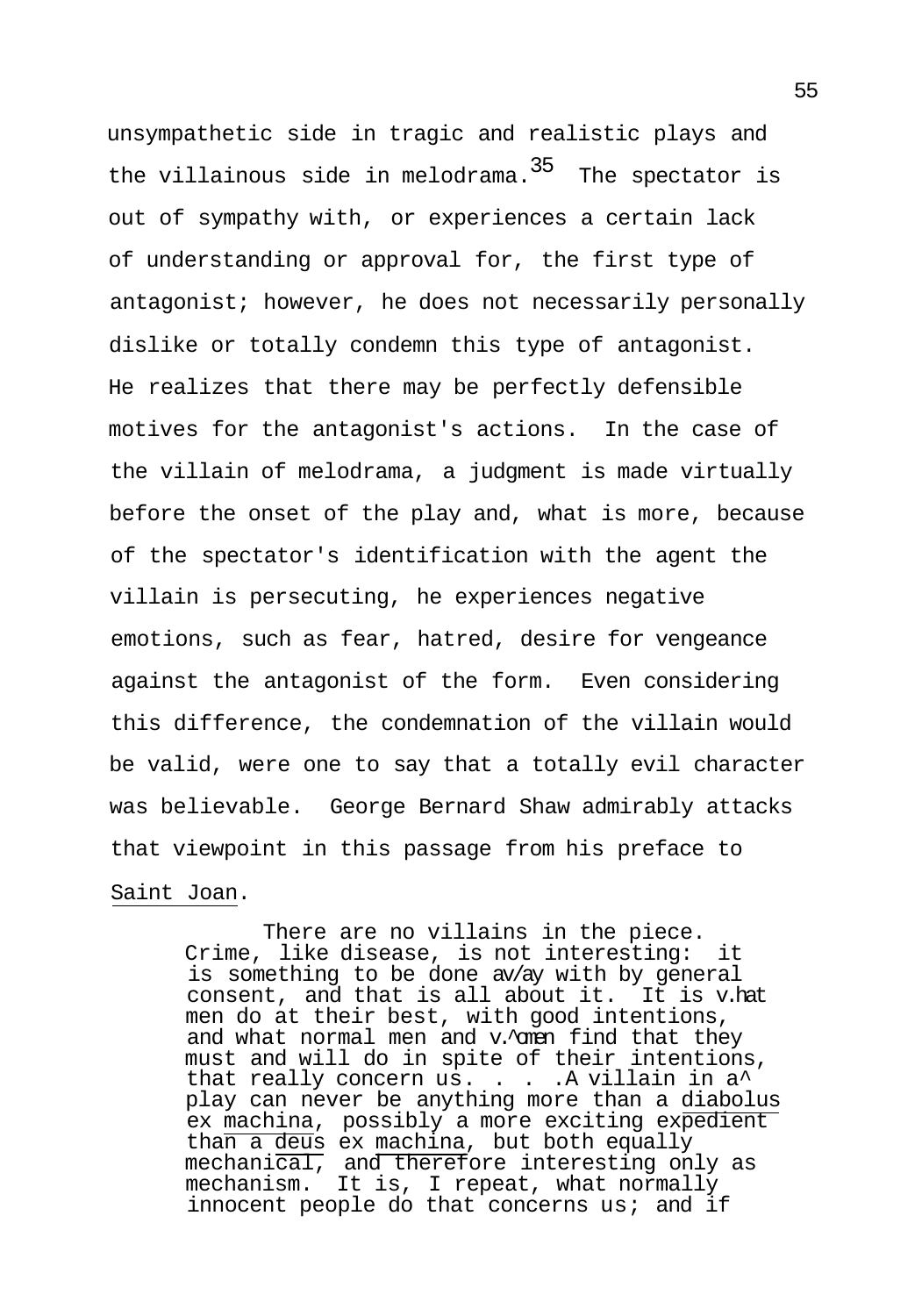unsympathetic side in tragic and realistic plays and the villainous side in melodrama.[35] The spectator is out of sympathy with, or experiences a certain lack of understanding or approval for, the first type of antagonist; however, he does not necessarily personally dislike or totally condemn this type of antagonist. He realizes that there may be perfectly defensible motives for the antagonist's actions. In the case of the villain of melodrama, a judgment is made virtually before the onset of the play and, what is more, because of the spectator's identification with the agent the villain is persecuting, he experiences negative emotions, such as fear, hatred, desire for vengeance against the antagonist of the form. Even considering this difference, the condemnation of the villain would be valid, were one to say that a totally evil character was believable. George Bernard Shaw admirably attacks that viewpoint in this passage from his preface to _Saint Joan_.

> There are no villains in the piece. Crime, like disease, is not interesting: it is something to be done away with by general consent, and that is all about it. It is what men do at their best, with good intentions, and what normal men and women find that they must and will do in spite of their intentions, that really concern us. . . . A villain in a play can never be anything more than a _diabolus ex machina_, possibly a more exciting expedient than a _deus ex machina_, but both equally mechanical, and therefore interesting only as mechanism. It is, I repeat, what normally innocent people do that concerns us; and if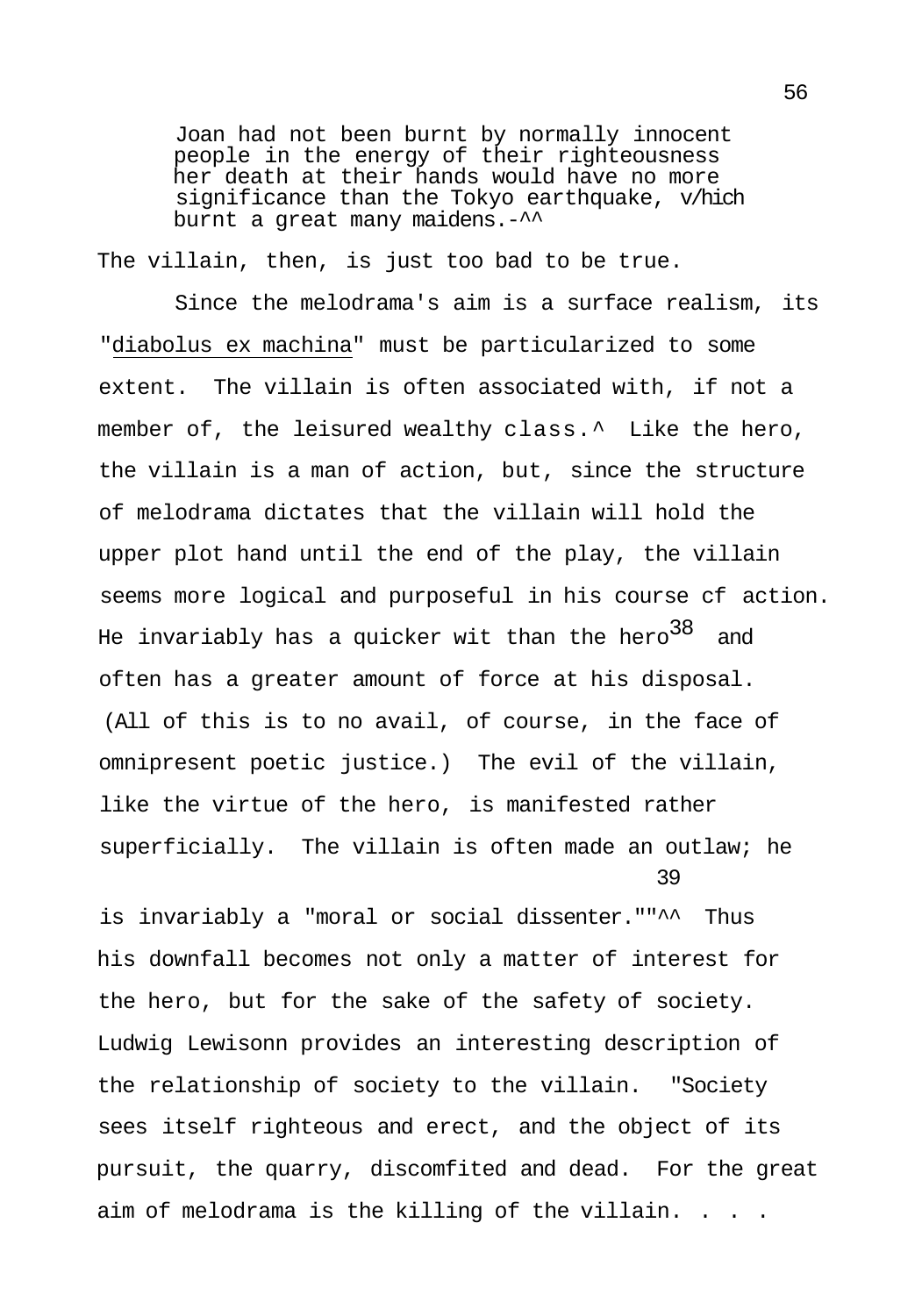> Joan had not been burnt by normally innocent people in the energy of their righteousness her death at their hands would have no more significance than the Tokyo earthquake, v/hich burnt a great many maidens.-^^

The villain, then, is just too bad to be true.

Since the melodrama's aim is a surface realism, its "diabolus ex machina" must be particularized to some extent. The villain is often associated with, if not a member of, the leisured wealthy class.^ Like the hero, the villain is a man of action, but, since the structure of melodrama dictates that the villain will hold the upper plot hand until the end of the play, the villain seems more logical and purposeful in his course cf action. He invariably has a quicker wit than the hero[38] and often has a greater amount of force at his disposal. (All of this is to no avail, of course, in the face of omnipresent poetic justice.) The evil of the villain, like the virtue of the hero, is manifested rather superficially. The villain is often made an outlaw; he is invariably a "moral or social dissenter."[39] Thus his downfall becomes not only a matter of interest for the hero, but for the sake of the safety of society. Ludwig Lewisonn provides an interesting description of the relationship of society to the villain. "Society sees itself righteous and erect, and the object of its pursuit, the quarry, discomfited and dead. For the great aim of melodrama is the killing of the villain. . . .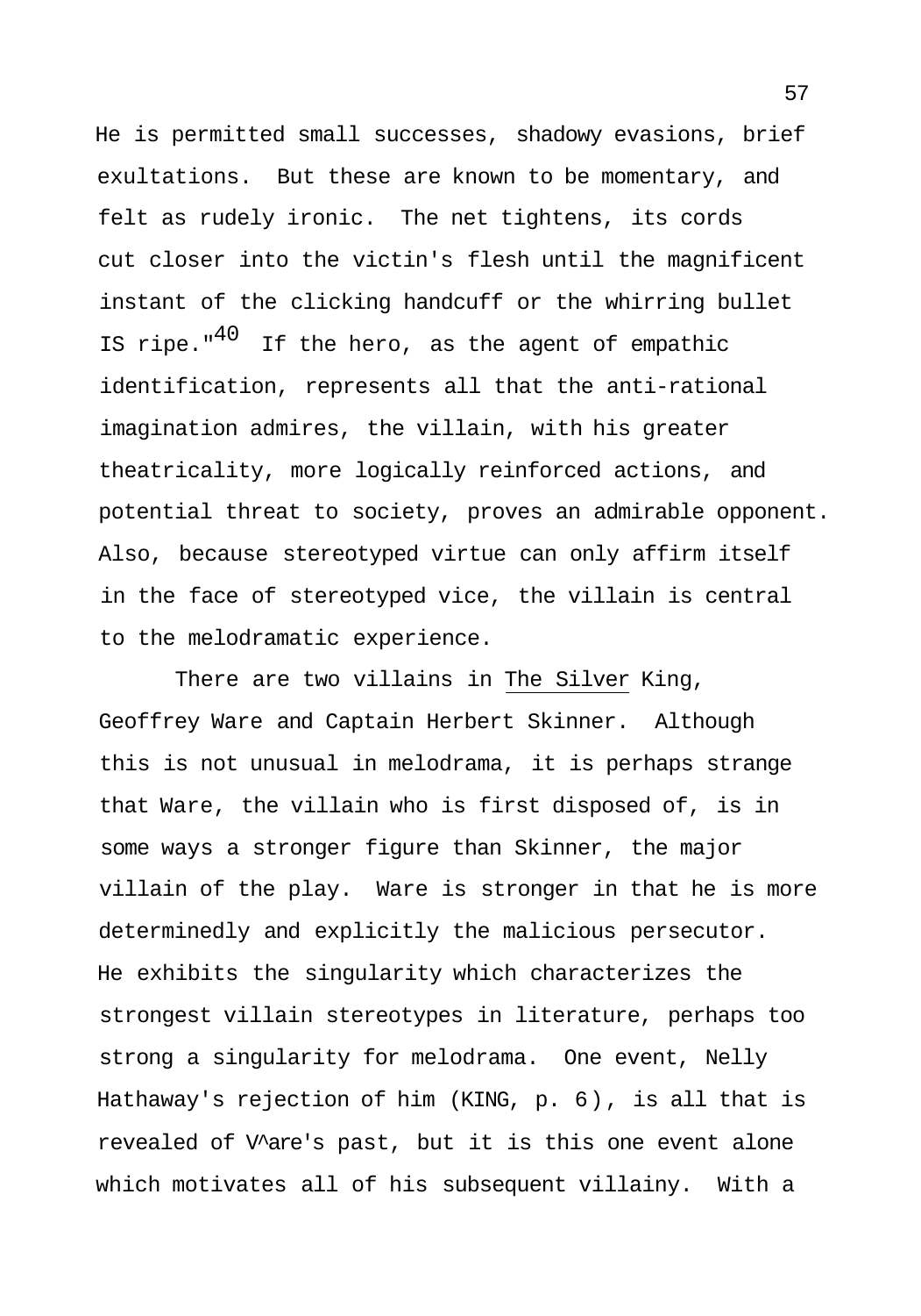He is permitted small successes, shadowy evasions, brief exultations. But these are known to be momentary, and felt as rudely ironic. The net tightens, its cords cut closer into the victin's flesh until the magnificent instant of the clicking handcuff or the whirring bullet IS ripe."[40] If the hero, as the agent of empathic identification, represents all that the anti-rational imagination admires, the villain, with his greater theatricality, more logically reinforced actions, and potential threat to society, proves an admirable opponent. Also, because stereotyped virtue can only affirm itself in the face of stereotyped vice, the villain is central to the melodramatic experience.

There are two villains in The Silver King, Geoffrey Ware and Captain Herbert Skinner. Although this is not unusual in melodrama, it is perhaps strange that Ware, the villain who is first disposed of, is in some ways a stronger figure than Skinner, the major villain of the play. Ware is stronger in that he is more determinedly and explicitly the malicious persecutor. He exhibits the singularity which characterizes the strongest villain stereotypes in literature, perhaps too strong a singularity for melodrama. One event, Nelly Hathaway's rejection of him (KING, p. 6), is all that is revealed of V^are's past, but it is this one event alone which motivates all of his subsequent villainy. With a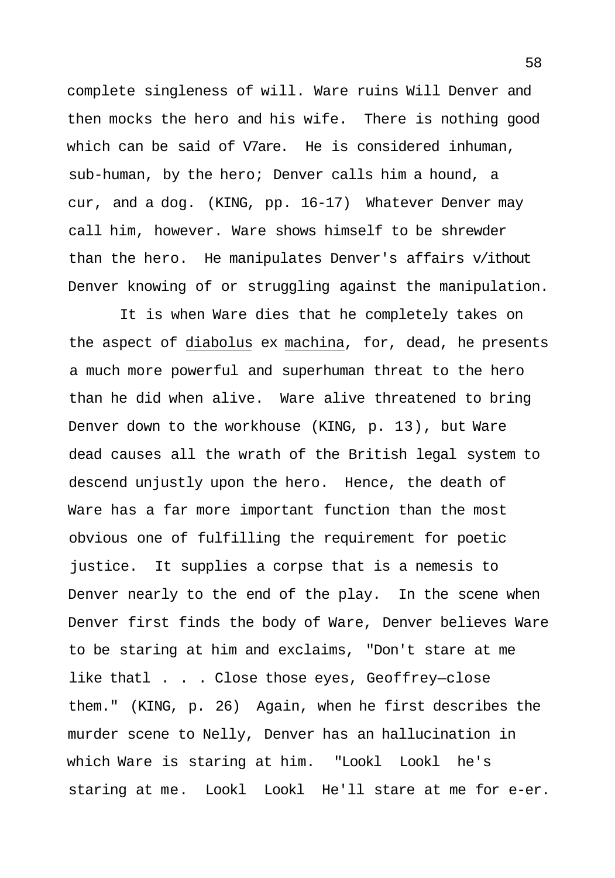complete singleness of will. Ware ruins Will Denver and then mocks the hero and his wife. There is nothing good which can be said of V7are. He is considered inhuman, sub-human, by the hero; Denver calls him a hound, a cur, and a dog. (KING, pp. 16-17) Whatever Denver may call him, however. Ware shows himself to be shrewder than the hero. He manipulates Denver's affairs v/ithout Denver knowing of or struggling against the manipulation.

It is when Ware dies that he completely takes on the aspect of _diabolus_ ex _machina_, for, dead, he presents a much more powerful and superhuman threat to the hero than he did when alive. Ware alive threatened to bring Denver down to the workhouse (KING, p. 13), but Ware dead causes all the wrath of the British legal system to descend unjustly upon the hero. Hence, the death of Ware has a far more important function than the most obvious one of fulfilling the requirement for poetic justice. It supplies a corpse that is a nemesis to Denver nearly to the end of the play. In the scene when Denver first finds the body of Ware, Denver believes Ware to be staring at him and exclaims, "Don't stare at me like thatl . . . Close those eyes, Geoffrey—close them." (KING, p. 26) Again, when he first describes the murder scene to Nelly, Denver has an hallucination in which Ware is staring at him. "Lookl Lookl he's staring at me. Lookl Lookl He'll stare at me for e-er.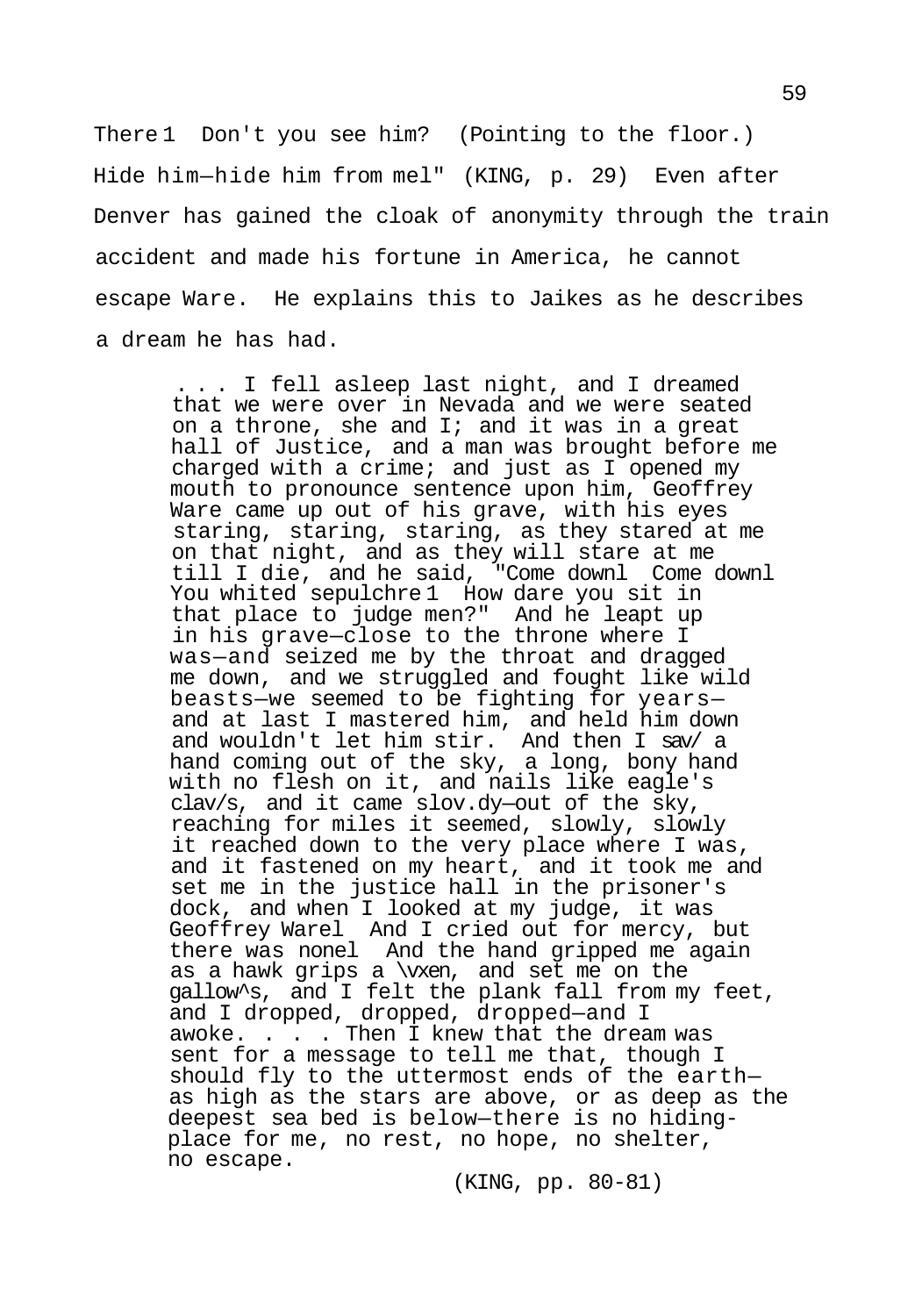There1 Don't you see him? (Pointing to the floor.) Hide him—hide him from mel" (KING, p. 29) Even after Denver has gained the cloak of anonymity through the train accident and made his fortune in America, he cannot escape Ware. He explains this to Jaikes as he describes a dream he has had.

> . . . I fell asleep last night, and I dreamed that we were over in Nevada and we were seated on a throne, she and I; and it was in a great hall of Justice, and a man was brought before me charged with a crime; and just as I opened my mouth to pronounce sentence upon him, Geoffrey Ware came up out of his grave, with his eyes staring, staring, staring, as they stared at me on that night, and as they will stare at me till I die, and he said, "Come downl Come downl You whited sepulchre1 How dare you sit in that place to judge men?" And he leapt up in his grave—close to the throne where I was—and seized me by the throat and dragged me down, and we struggled and fought like wild beasts—we seemed to be fighting for years—and at last I mastered him, and held him down and wouldn't let him stir. And then I sav/ a hand coming out of the sky, a long, bony hand with no flesh on it, and nails like eagle's clav/s, and it came slov.dy—out of the sky, reaching for miles it seemed, slowly, slowly it reached down to the very place where I was, and it fastened on my heart, and it took me and set me in the justice hall in the prisoner's dock, and when I looked at my judge, it was Geoffrey Warel And I cried out for mercy, but there was nonel And the hand gripped me again as a hawk grips a \vxen, and set me on the gallow^s, and I felt the plank fall from my feet, and I dropped, dropped, dropped—and I awoke. . . . Then I knew that the dream was sent for a message to tell me that, though I should fly to the uttermost ends of the earth—as high as the stars are above, or as deep as the deepest sea bed is below—there is no hiding-place for me, no rest, no hope, no shelter, no escape.
>
> (KING, pp. 80-81)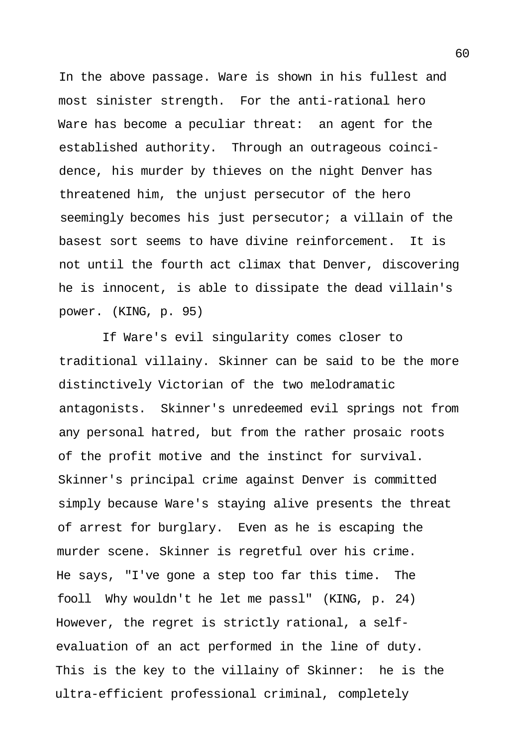In the above passage. Ware is shown in his fullest and most sinister strength. For the anti-rational hero Ware has become a peculiar threat: an agent for the established authority. Through an outrageous coincidence, his murder by thieves on the night Denver has threatened him, the unjust persecutor of the hero seemingly becomes his just persecutor; a villain of the basest sort seems to have divine reinforcement. It is not until the fourth act climax that Denver, discovering he is innocent, is able to dissipate the dead villain's power. (KING, p. 95)

If Ware's evil singularity comes closer to traditional villainy. Skinner can be said to be the more distinctively Victorian of the two melodramatic antagonists. Skinner's unredeemed evil springs not from any personal hatred, but from the rather prosaic roots of the profit motive and the instinct for survival. Skinner's principal crime against Denver is committed simply because Ware's staying alive presents the threat of arrest for burglary. Even as he is escaping the murder scene. Skinner is regretful over his crime. He says, "I've gone a step too far this time. The fooll Why wouldn't he let me passl" (KING, p. 24) However, the regret is strictly rational, a self-evaluation of an act performed in the line of duty. This is the key to the villainy of Skinner: he is the ultra-efficient professional criminal, completely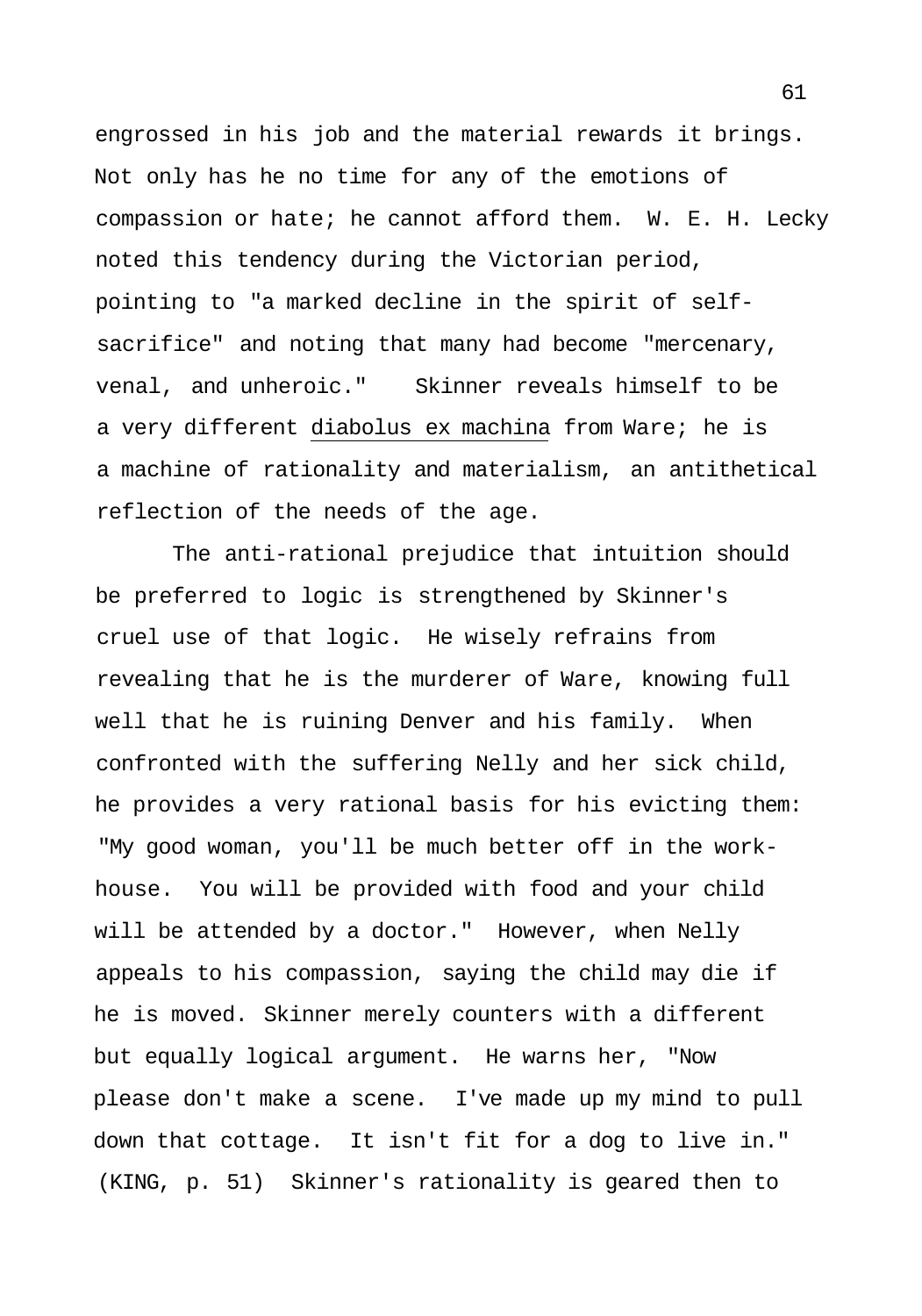engrossed in his job and the material rewards it brings. Not only has he no time for any of the emotions of compassion or hate; he cannot afford them. W. E. H. Lecky noted this tendency during the Victorian period, pointing to "a marked decline in the spirit of self-sacrifice" and noting that many had become "mercenary, venal, and unheroic." Skinner reveals himself to be a very different diabolus ex machina from Ware; he is a machine of rationality and materialism, an antithetical reflection of the needs of the age.

The anti-rational prejudice that intuition should be preferred to logic is strengthened by Skinner's cruel use of that logic. He wisely refrains from revealing that he is the murderer of Ware, knowing full well that he is ruining Denver and his family. When confronted with the suffering Nelly and her sick child, he provides a very rational basis for his evicting them: "My good woman, you'll be much better off in the work-house. You will be provided with food and your child will be attended by a doctor." However, when Nelly appeals to his compassion, saying the child may die if he is moved. Skinner merely counters with a different but equally logical argument. He warns her, "Now please don't make a scene. I've made up my mind to pull down that cottage. It isn't fit for a dog to live in." (KING, p. 51) Skinner's rationality is geared then to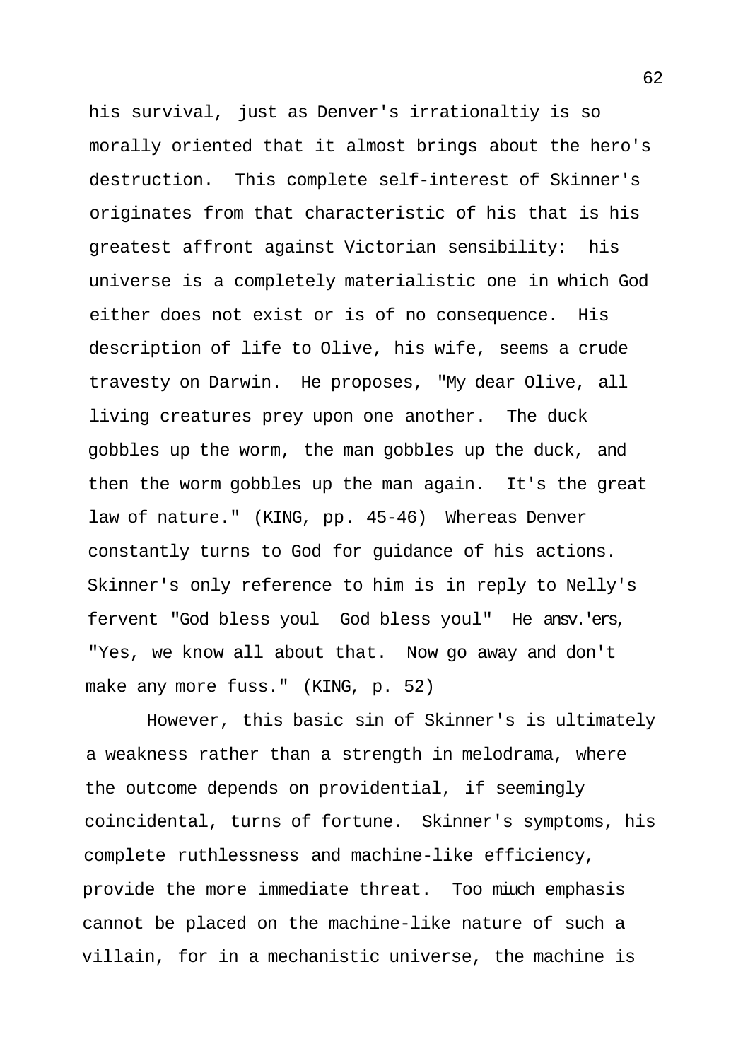his survival, just as Denver's irrationaltiy is so morally oriented that it almost brings about the hero's destruction. This complete self-interest of Skinner's originates from that characteristic of his that is his greatest affront against Victorian sensibility: his universe is a completely materialistic one in which God either does not exist or is of no consequence. His description of life to Olive, his wife, seems a crude travesty on Darwin. He proposes, "My dear Olive, all living creatures prey upon one another. The duck gobbles up the worm, the man gobbles up the duck, and then the worm gobbles up the man again. It's the great law of nature." (KING, pp. 45-46) Whereas Denver constantly turns to God for guidance of his actions. Skinner's only reference to him is in reply to Nelly's fervent "God bless youl God bless youl" He ansv.'ers, "Yes, we know all about that. Now go away and don't make any more fuss." (KING, p. 52)

However, this basic sin of Skinner's is ultimately a weakness rather than a strength in melodrama, where the outcome depends on providential, if seemingly coincidental, turns of fortune. Skinner's symptoms, his complete ruthlessness and machine-like efficiency, provide the more immediate threat. Too miuch emphasis cannot be placed on the machine-like nature of such a villain, for in a mechanistic universe, the machine is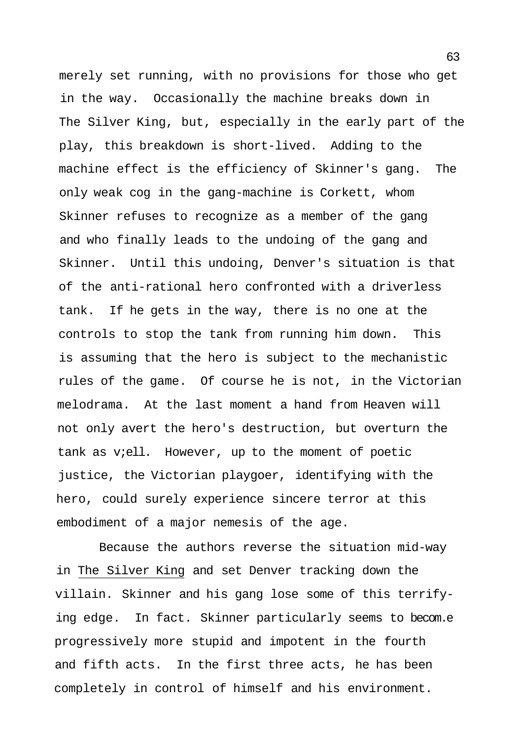merely set running, with no provisions for those who get in the way. Occasionally the machine breaks down in The Silver King, but, especially in the early part of the play, this breakdown is short-lived. Adding to the machine effect is the efficiency of Skinner's gang. The only weak cog in the gang-machine is Corkett, whom Skinner refuses to recognize as a member of the gang and who finally leads to the undoing of the gang and Skinner. Until this undoing, Denver's situation is that of the anti-rational hero confronted with a driverless tank. If he gets in the way, there is no one at the controls to stop the tank from running him down. This is assuming that the hero is subject to the mechanistic rules of the game. Of course he is not, in the Victorian melodrama. At the last moment a hand from Heaven will not only avert the hero's destruction, but overturn the tank as v;ell. However, up to the moment of poetic justice, the Victorian playgoer, identifying with the hero, could surely experience sincere terror at this embodiment of a major nemesis of the age.

Because the authors reverse the situation mid-way in The Silver King and set Denver tracking down the villain. Skinner and his gang lose some of this terrifying edge. In fact. Skinner particularly seems to becom.e progressively more stupid and impotent in the fourth and fifth acts. In the first three acts, he has been completely in control of himself and his environment.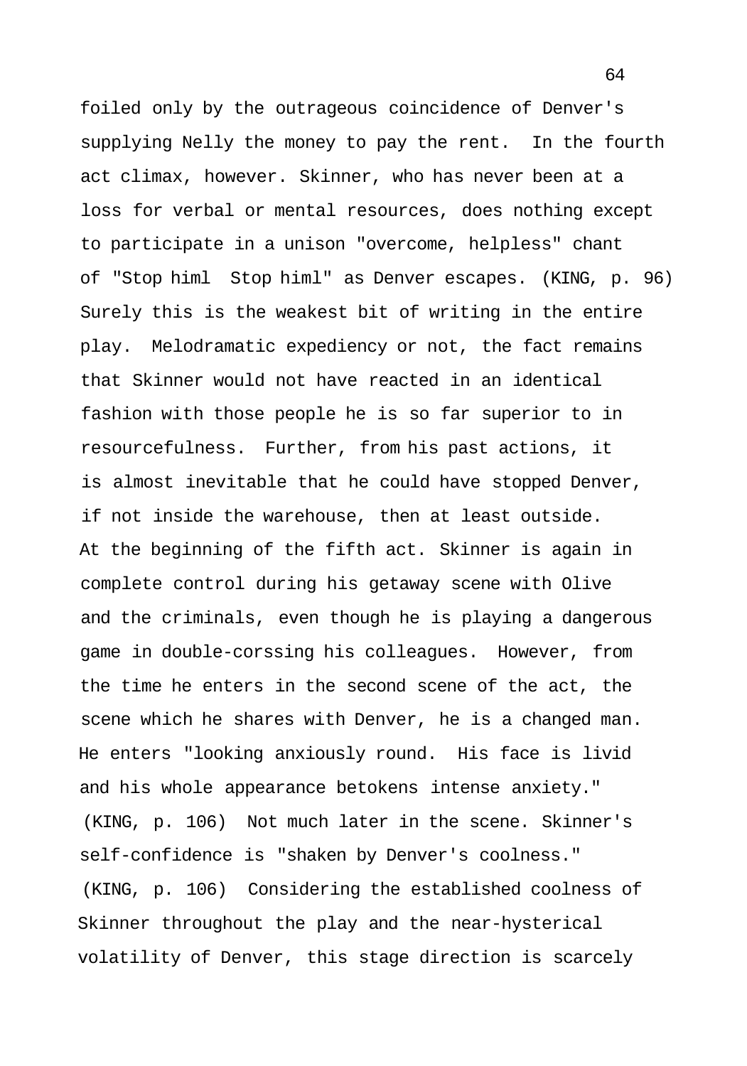foiled only by the outrageous coincidence of Denver's supplying Nelly the money to pay the rent. In the fourth act climax, however. Skinner, who has never been at a loss for verbal or mental resources, does nothing except to participate in a unison "overcome, helpless" chant of "Stop himl Stop himl" as Denver escapes. (KING, p. 96) Surely this is the weakest bit of writing in the entire play. Melodramatic expediency or not, the fact remains that Skinner would not have reacted in an identical fashion with those people he is so far superior to in resourcefulness. Further, from his past actions, it is almost inevitable that he could have stopped Denver, if not inside the warehouse, then at least outside. At the beginning of the fifth act. Skinner is again in complete control during his getaway scene with Olive and the criminals, even though he is playing a dangerous game in double-corssing his colleagues. However, from the time he enters in the second scene of the act, the scene which he shares with Denver, he is a changed man. He enters "looking anxiously round. His face is livid and his whole appearance betokens intense anxiety." (KING, p. 106) Not much later in the scene. Skinner's self-confidence is "shaken by Denver's coolness." (KING, p. 106) Considering the established coolness of Skinner throughout the play and the near-hysterical volatility of Denver, this stage direction is scarcely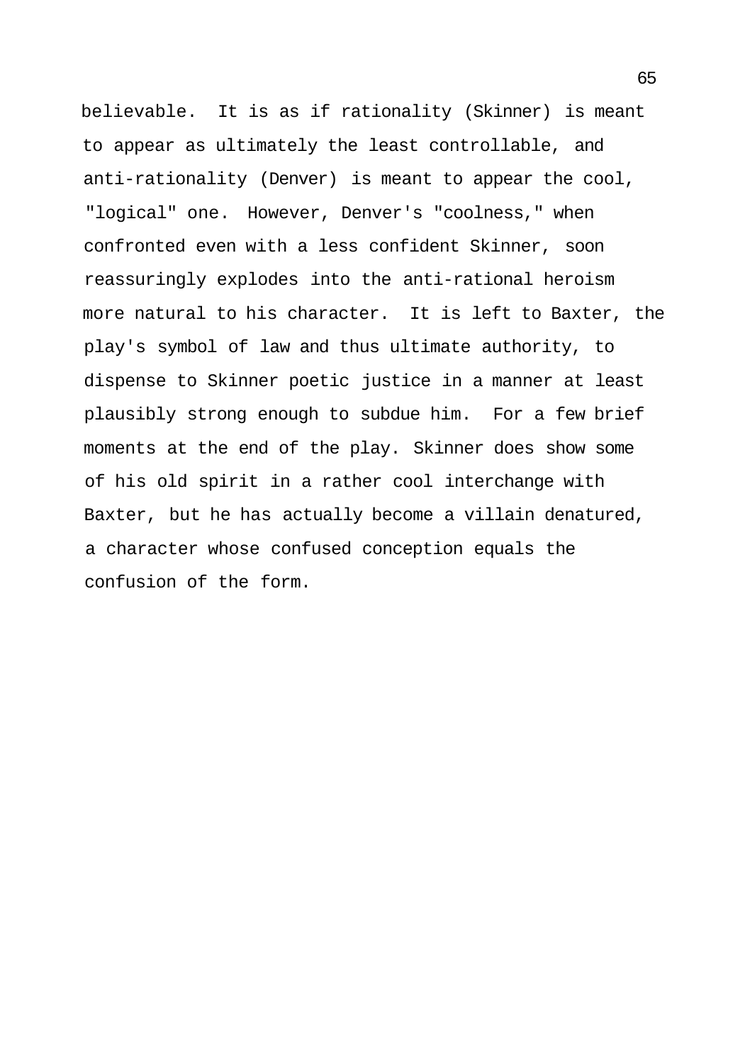believable. It is as if rationality (Skinner) is meant to appear as ultimately the least controllable, and anti-rationality (Denver) is meant to appear the cool, "logical" one. However, Denver's "coolness," when confronted even with a less confident Skinner, soon reassuringly explodes into the anti-rational heroism more natural to his character. It is left to Baxter, the play's symbol of law and thus ultimate authority, to dispense to Skinner poetic justice in a manner at least plausibly strong enough to subdue him. For a few brief moments at the end of the play. Skinner does show some of his old spirit in a rather cool interchange with Baxter, but he has actually become a villain denatured, a character whose confused conception equals the confusion of the form.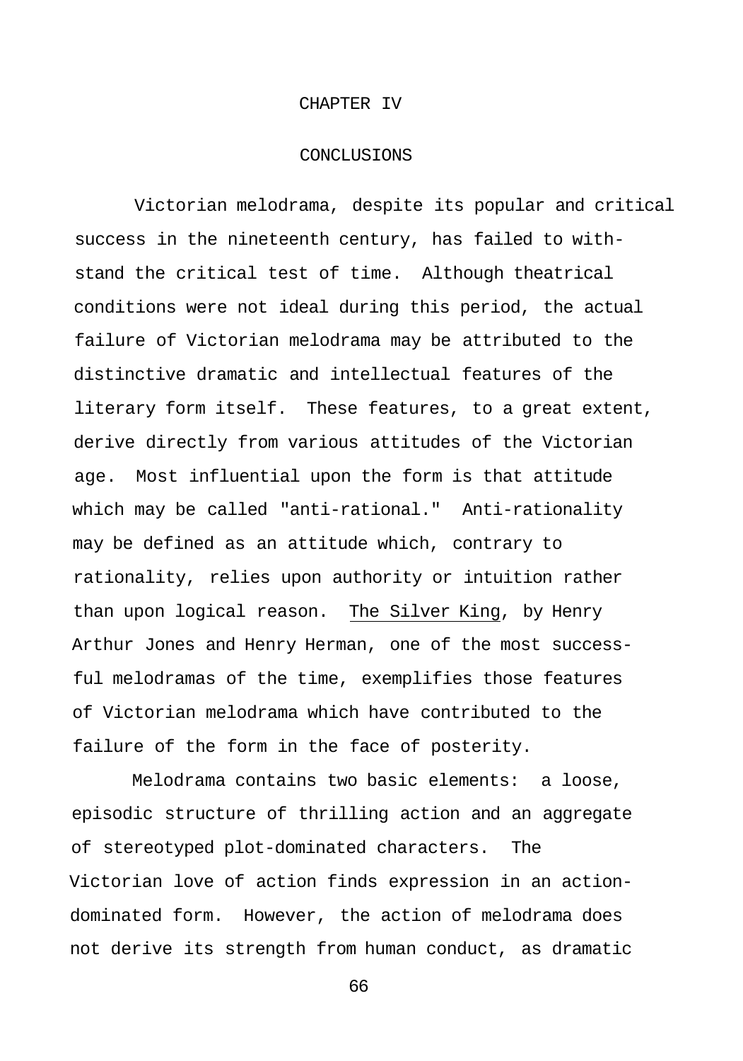# CHAPTER IV

## CONCLUSIONS

Victorian melodrama, despite its popular and critical success in the nineteenth century, has failed to withstand the critical test of time. Although theatrical conditions were not ideal during this period, the actual failure of Victorian melodrama may be attributed to the distinctive dramatic and intellectual features of the literary form itself. These features, to a great extent, derive directly from various attitudes of the Victorian age. Most influential upon the form is that attitude which may be called "anti-rational." Anti-rationality may be defined as an attitude which, contrary to rationality, relies upon authority or intuition rather than upon logical reason. _The Silver King_, by Henry Arthur Jones and Henry Herman, one of the most successful melodramas of the time, exemplifies those features of Victorian melodrama which have contributed to the failure of the form in the face of posterity.

Melodrama contains two basic elements: a loose, episodic structure of thrilling action and an aggregate of stereotyped plot-dominated characters. The Victorian love of action finds expression in an action-dominated form. However, the action of melodrama does not derive its strength from human conduct, as dramatic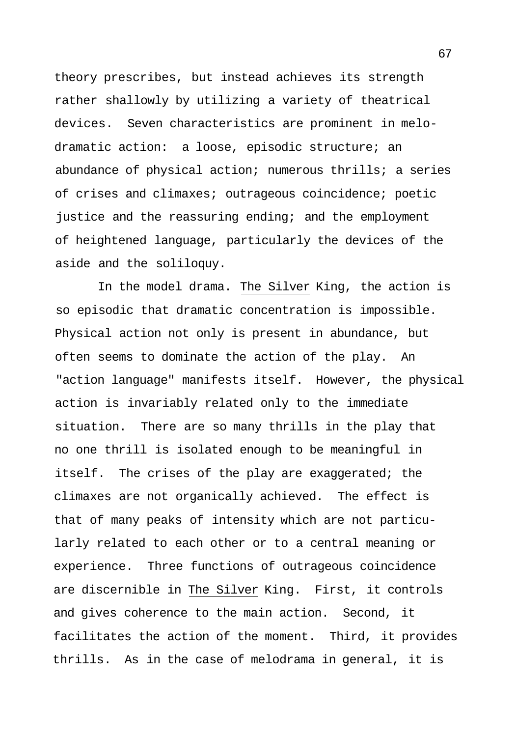theory prescribes, but instead achieves its strength rather shallowly by utilizing a variety of theatrical devices. Seven characteristics are prominent in melodramatic action: a loose, episodic structure; an abundance of physical action; numerous thrills; a series of crises and climaxes; outrageous coincidence; poetic justice and the reassuring ending; and the employment of heightened language, particularly the devices of the aside and the soliloquy.

In the model drama. The Silver King, the action is so episodic that dramatic concentration is impossible. Physical action not only is present in abundance, but often seems to dominate the action of the play. An "action language" manifests itself. However, the physical action is invariably related only to the immediate situation. There are so many thrills in the play that no one thrill is isolated enough to be meaningful in itself. The crises of the play are exaggerated; the climaxes are not organically achieved. The effect is that of many peaks of intensity which are not particularly related to each other or to a central meaning or experience. Three functions of outrageous coincidence are discernible in The Silver King. First, it controls and gives coherence to the main action. Second, it facilitates the action of the moment. Third, it provides thrills. As in the case of melodrama in general, it is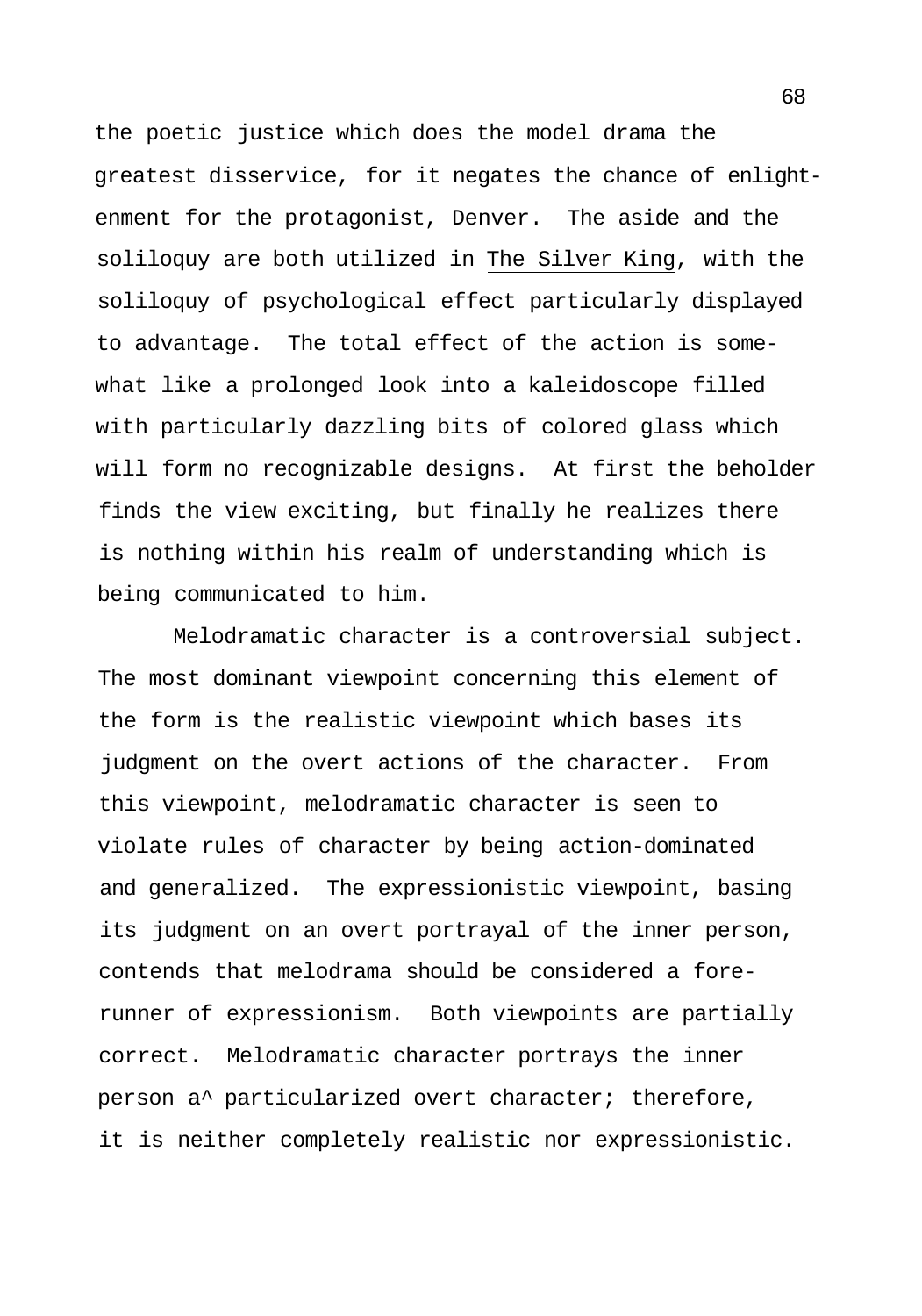the poetic justice which does the model drama the greatest disservice, for it negates the chance of enlightenment for the protagonist, Denver. The aside and the soliloquy are both utilized in The Silver King, with the soliloquy of psychological effect particularly displayed to advantage. The total effect of the action is somewhat like a prolonged look into a kaleidoscope filled with particularly dazzling bits of colored glass which will form no recognizable designs. At first the beholder finds the view exciting, but finally he realizes there is nothing within his realm of understanding which is being communicated to him.

Melodramatic character is a controversial subject. The most dominant viewpoint concerning this element of the form is the realistic viewpoint which bases its judgment on the overt actions of the character. From this viewpoint, melodramatic character is seen to violate rules of character by being action-dominated and generalized. The expressionistic viewpoint, basing its judgment on an overt portrayal of the inner person, contends that melodrama should be considered a forerunner of expressionism. Both viewpoints are partially correct. Melodramatic character portrays the inner person a^ particularized overt character; therefore, it is neither completely realistic nor expressionistic.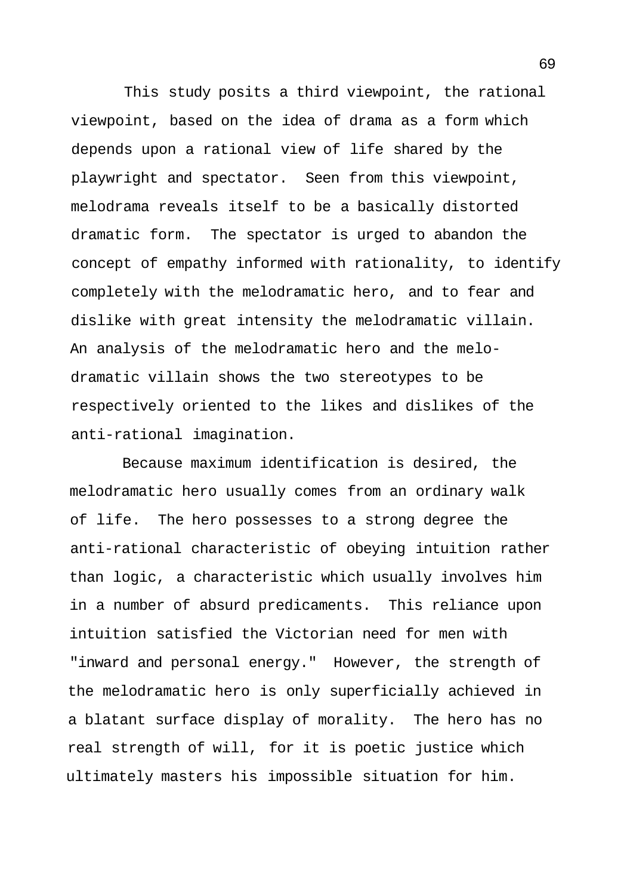This study posits a third viewpoint, the rational viewpoint, based on the idea of drama as a form which depends upon a rational view of life shared by the playwright and spectator. Seen from this viewpoint, melodrama reveals itself to be a basically distorted dramatic form. The spectator is urged to abandon the concept of empathy informed with rationality, to identify completely with the melodramatic hero, and to fear and dislike with great intensity the melodramatic villain. An analysis of the melodramatic hero and the melodramatic villain shows the two stereotypes to be respectively oriented to the likes and dislikes of the anti-rational imagination.

Because maximum identification is desired, the melodramatic hero usually comes from an ordinary walk of life. The hero possesses to a strong degree the anti-rational characteristic of obeying intuition rather than logic, a characteristic which usually involves him in a number of absurd predicaments. This reliance upon intuition satisfied the Victorian need for men with "inward and personal energy." However, the strength of the melodramatic hero is only superficially achieved in a blatant surface display of morality. The hero has no real strength of will, for it is poetic justice which ultimately masters his impossible situation for him.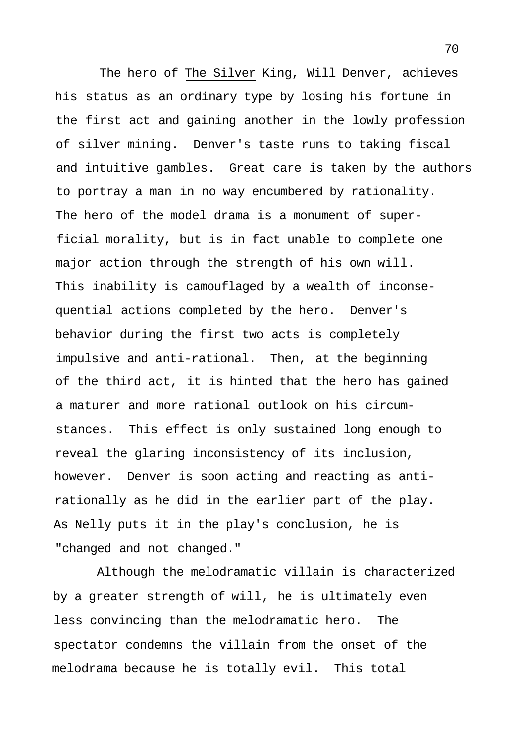The hero of The Silver King, Will Denver, achieves his status as an ordinary type by losing his fortune in the first act and gaining another in the lowly profession of silver mining. Denver's taste runs to taking fiscal and intuitive gambles. Great care is taken by the authors to portray a man in no way encumbered by rationality. The hero of the model drama is a monument of superficial morality, but is in fact unable to complete one major action through the strength of his own will. This inability is camouflaged by a wealth of inconsequential actions completed by the hero. Denver's behavior during the first two acts is completely impulsive and anti-rational. Then, at the beginning of the third act, it is hinted that the hero has gained a maturer and more rational outlook on his circumstances. This effect is only sustained long enough to reveal the glaring inconsistency of its inclusion, however. Denver is soon acting and reacting as anti-rationally as he did in the earlier part of the play. As Nelly puts it in the play's conclusion, he is "changed and not changed."

Although the melodramatic villain is characterized by a greater strength of will, he is ultimately even less convincing than the melodramatic hero. The spectator condemns the villain from the onset of the melodrama because he is totally evil. This total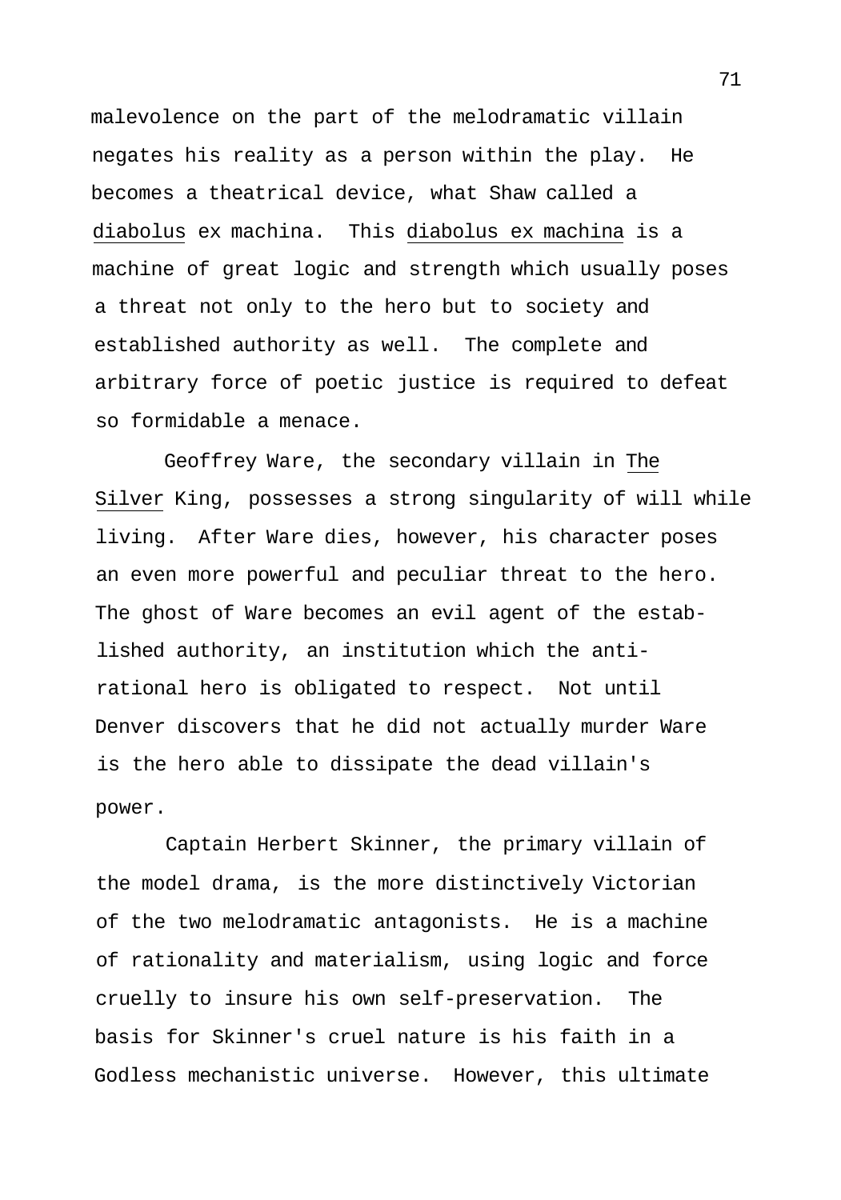malevolence on the part of the melodramatic villain negates his reality as a person within the play. He becomes a theatrical device, what Shaw called a *diabolus* ex machina. This *diabolus ex machina* is a machine of great logic and strength which usually poses a threat not only to the hero but to society and established authority as well. The complete and arbitrary force of poetic justice is required to defeat so formidable a menace.

Geoffrey Ware, the secondary villain in *The Silver* King, possesses a strong singularity of will while living. After Ware dies, however, his character poses an even more powerful and peculiar threat to the hero. The ghost of Ware becomes an evil agent of the established authority, an institution which the anti-rational hero is obligated to respect. Not until Denver discovers that he did not actually murder Ware is the hero able to dissipate the dead villain's power.

Captain Herbert Skinner, the primary villain of the model drama, is the more distinctively Victorian of the two melodramatic antagonists. He is a machine of rationality and materialism, using logic and force cruelly to insure his own self-preservation. The basis for Skinner's cruel nature is his faith in a Godless mechanistic universe. However, this ultimate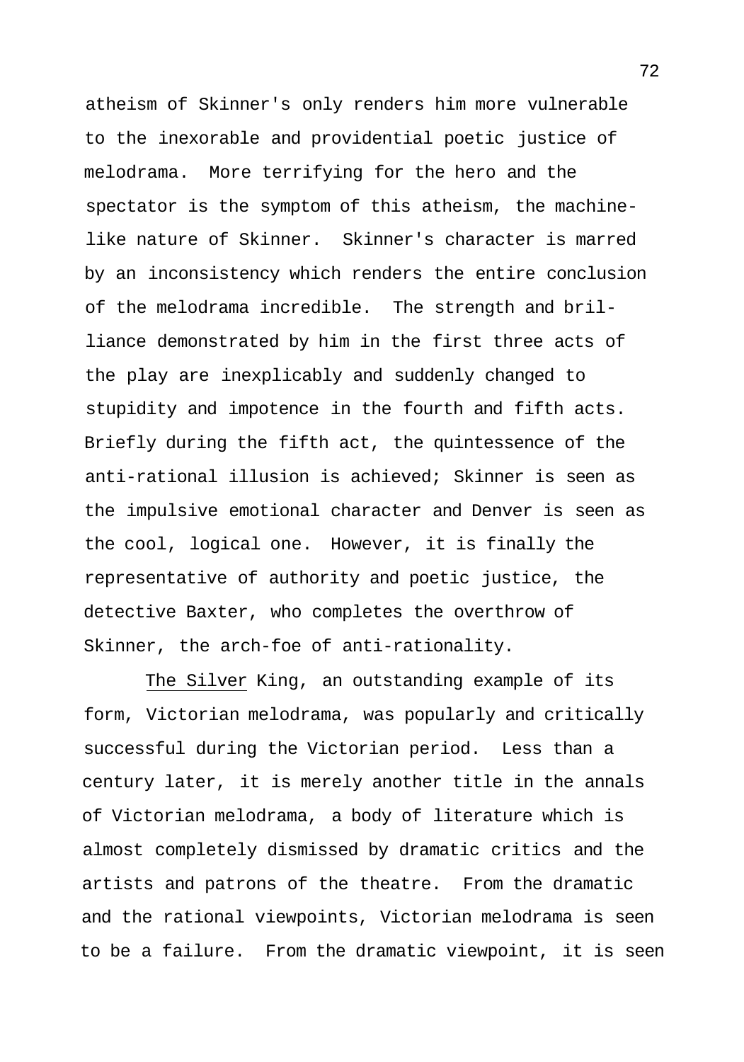atheism of Skinner's only renders him more vulnerable to the inexorable and providential poetic justice of melodrama. More terrifying for the hero and the spectator is the symptom of this atheism, the machine-like nature of Skinner. Skinner's character is marred by an inconsistency which renders the entire conclusion of the melodrama incredible. The strength and brilliance demonstrated by him in the first three acts of the play are inexplicably and suddenly changed to stupidity and impotence in the fourth and fifth acts. Briefly during the fifth act, the quintessence of the anti-rational illusion is achieved; Skinner is seen as the impulsive emotional character and Denver is seen as the cool, logical one. However, it is finally the representative of authority and poetic justice, the detective Baxter, who completes the overthrow of Skinner, the arch-foe of anti-rationality.

The Silver King, an outstanding example of its form, Victorian melodrama, was popularly and critically successful during the Victorian period. Less than a century later, it is merely another title in the annals of Victorian melodrama, a body of literature which is almost completely dismissed by dramatic critics and the artists and patrons of the theatre. From the dramatic and the rational viewpoints, Victorian melodrama is seen to be a failure. From the dramatic viewpoint, it is seen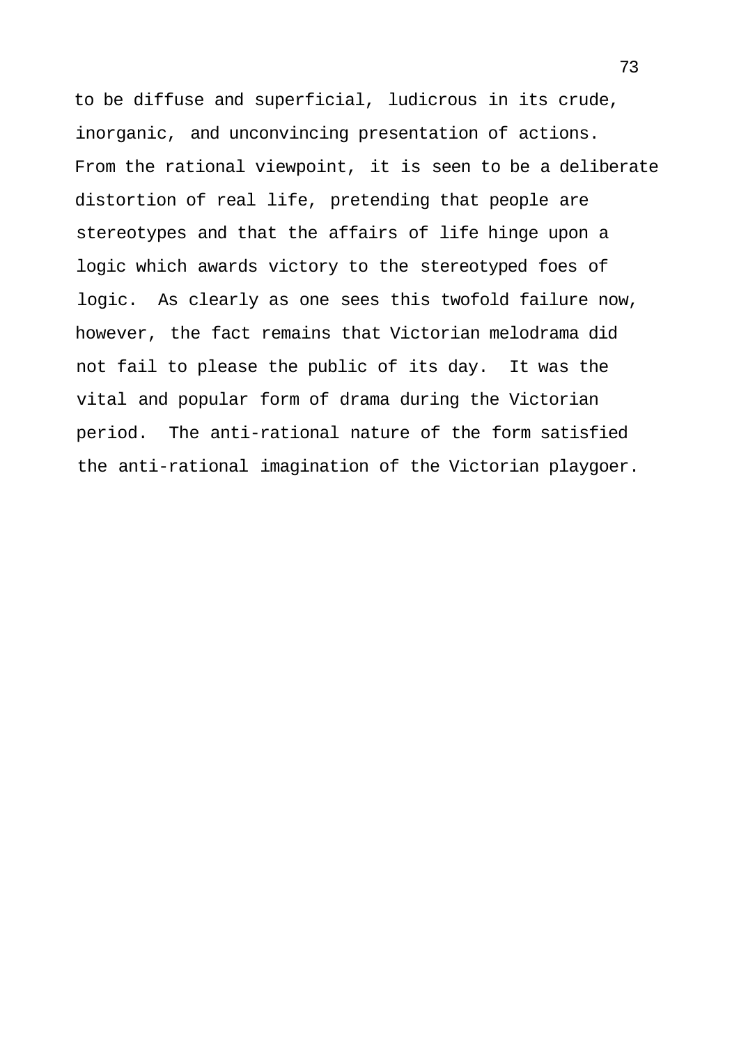to be diffuse and superficial, ludicrous in its crude, inorganic, and unconvincing presentation of actions. From the rational viewpoint, it is seen to be a deliberate distortion of real life, pretending that people are stereotypes and that the affairs of life hinge upon a logic which awards victory to the stereotyped foes of logic. As clearly as one sees this twofold failure now, however, the fact remains that Victorian melodrama did not fail to please the public of its day. It was the vital and popular form of drama during the Victorian period. The anti-rational nature of the form satisfied the anti-rational imagination of the Victorian playgoer.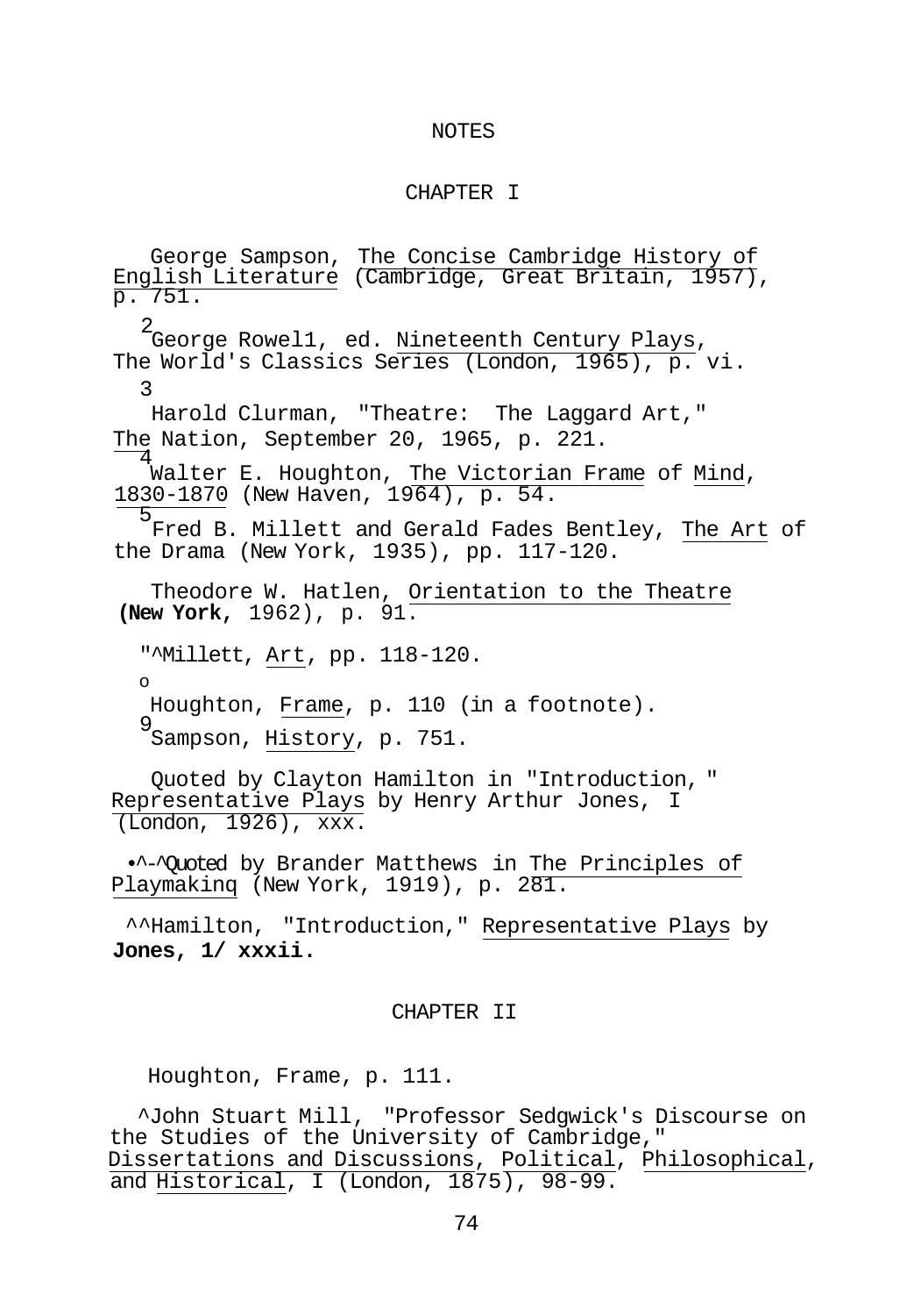# NOTES

## CHAPTER I

[1] George Sampson, The Concise Cambridge History of English Literature (Cambridge, Great Britain, 1957), p. 751.

[2] George Rowell, ed. Nineteenth Century Plays, The World's Classics Series (London, 1965), p. vi.

[3] Harold Clurman, "Theatre: The Laggard Art," The Nation, September 20, 1965, p. 221.

[4] Walter E. Houghton, The Victorian Frame of Mind, 1830-1870 (New Haven, 1964), p. 54.

[5] Fred B. Millett and Gerald Eades Bentley, The Art of the Drama (New York, 1935), pp. 117-120.

[6] Theodore W. Hatlen, Orientation to the Theatre (New York, 1962), p. 91.

[7] Millett, Art, pp. 118-120.

[8] Houghton, Frame, p. 110 (in a footnote).

[9] Sampson, History, p. 751.

[10] Quoted by Clayton Hamilton in "Introduction," Representative Plays by Henry Arthur Jones, I (London, 1926), xxx.

[11] Quoted by Brander Matthews in The Principles of Playmaking (New York, 1919), p. 281.

[12] Hamilton, "Introduction," Representative Plays by Jones, I, xxxii.

## CHAPTER II

[1] Houghton, Frame, p. 111.

[2] John Stuart Mill, "Professor Sedgwick's Discourse on the Studies of the University of Cambridge," Dissertations and Discussions, Political, Philosophical, and Historical, I (London, 1875), 98-99.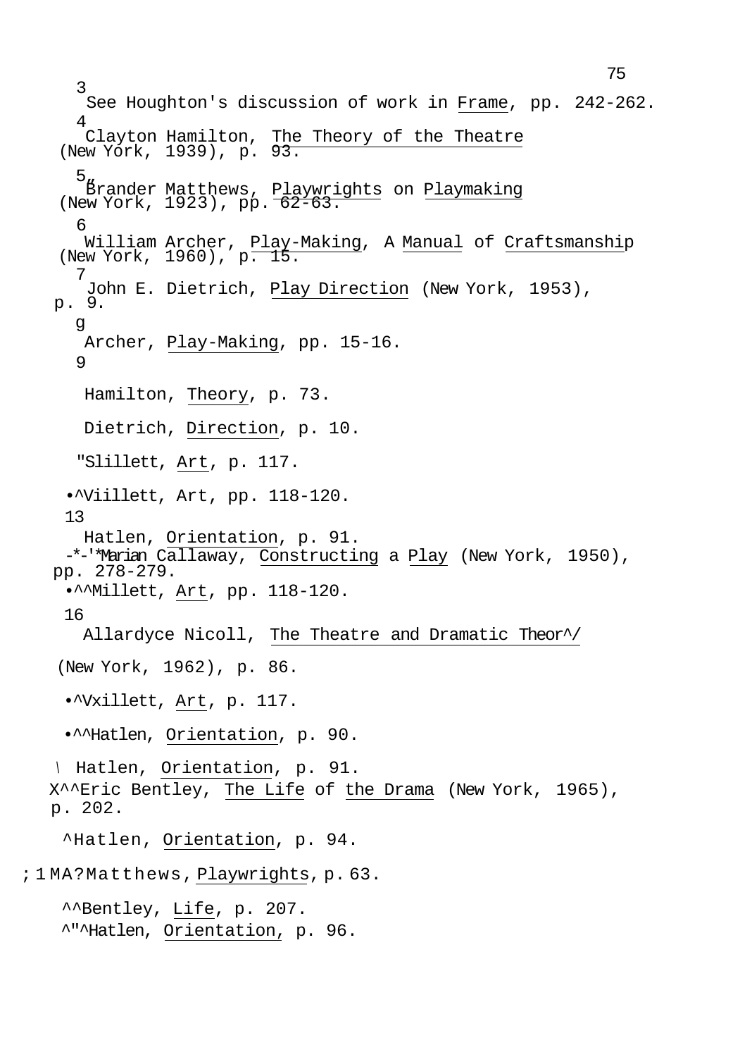[3] See Houghton's discussion of work in Frame, pp. 242-262.

[4] Clayton Hamilton, The Theory of the Theatre (New York, 1939), p. 93.

[5] Brander Matthews, Playwrights on Playmaking (New York, 1923), pp. 62-63.

[6] William Archer, Play-Making, A Manual of Craftsmanship (New York, 1960), p. 15.

[7] John E. Dietrich, Play Direction (New York, 1953), p. 9.

[8] Archer, Play-Making, pp. 15-16.

[9] Hamilton, Theory, p. 73.

Dietrich, Direction, p. 10.

"Slillett, Art, p. 117.

•^Viillett, Art, pp. 118-120.

[13] Hatlen, Orientation, p. 91.

-*-'*Marian Callaway, Constructing a Play (New York, 1950), pp. 278-279.

•^^Millett, Art, pp. 118-120.

[16] Allardyce Nicoll, The Theatre and Dramatic Theor^/ (New York, 1962), p. 86.

•^Vxillett, Art, p. 117.

•^^Hatlen, Orientation, p. 90.

\ Hatlen, Orientation, p. 91.

X^^Eric Bentley, The Life of the Drama (New York, 1965), p. 202.

^Hatlen, Orientation, p. 94.

;1MA?Matthews, Playwrights, p. 63.

^^Bentley, Life, p. 207.

^"^Hatlen, Orientation, p. 96.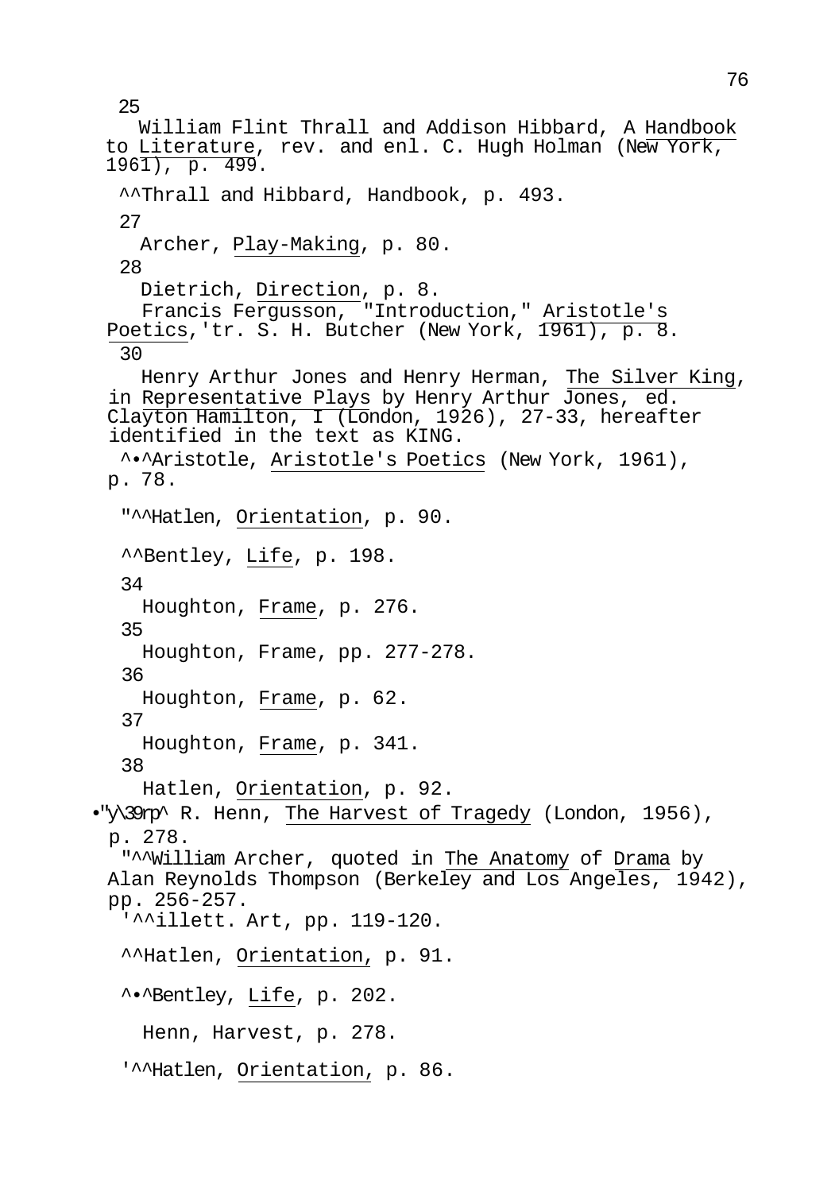[25] William Flint Thrall and Addison Hibbard, A Handbook to Literature, rev. and enl. C. Hugh Holman (New York, 1961), p. 499.

^^Thrall and Hibbard, Handbook, p. 493.

[27] Archer, Play-Making, p. 80.

[28] Dietrich, Direction, p. 8.

Francis Fergusson, "Introduction," Aristotle's Poetics,'tr. S. H. Butcher (New York, 1961), p. 8.

[30] Henry Arthur Jones and Henry Herman, The Silver King, in Representative Plays by Henry Arthur Jones, ed. Clayton Hamilton, I (London, 1926), 27-33, hereafter identified in the text as KING.

^•^Aristotle, Aristotle's Poetics (New York, 1961), p. 78.

"^^Hatlen, Orientation, p. 90.

^^Bentley, Life, p. 198.

[34] Houghton, Frame, p. 276.

[35] Houghton, Frame, pp. 277-278.

[36] Houghton, Frame, p. 62.

[37] Houghton, Frame, p. 341.

[38] Hatlen, Orientation, p. 92.

•"y\39rp^ R. Henn, The Harvest of Tragedy (London, 1956), p. 278.

"^^William Archer, quoted in The Anatomy of Drama by Alan Reynolds Thompson (Berkeley and Los Angeles, 1942), pp. 256-257.

'^^illett. Art, pp. 119-120.

^^Hatlen, Orientation, p. 91.

^•^Bentley, Life, p. 202.

Henn, Harvest, p. 278.

'^^Hatlen, Orientation, p. 86.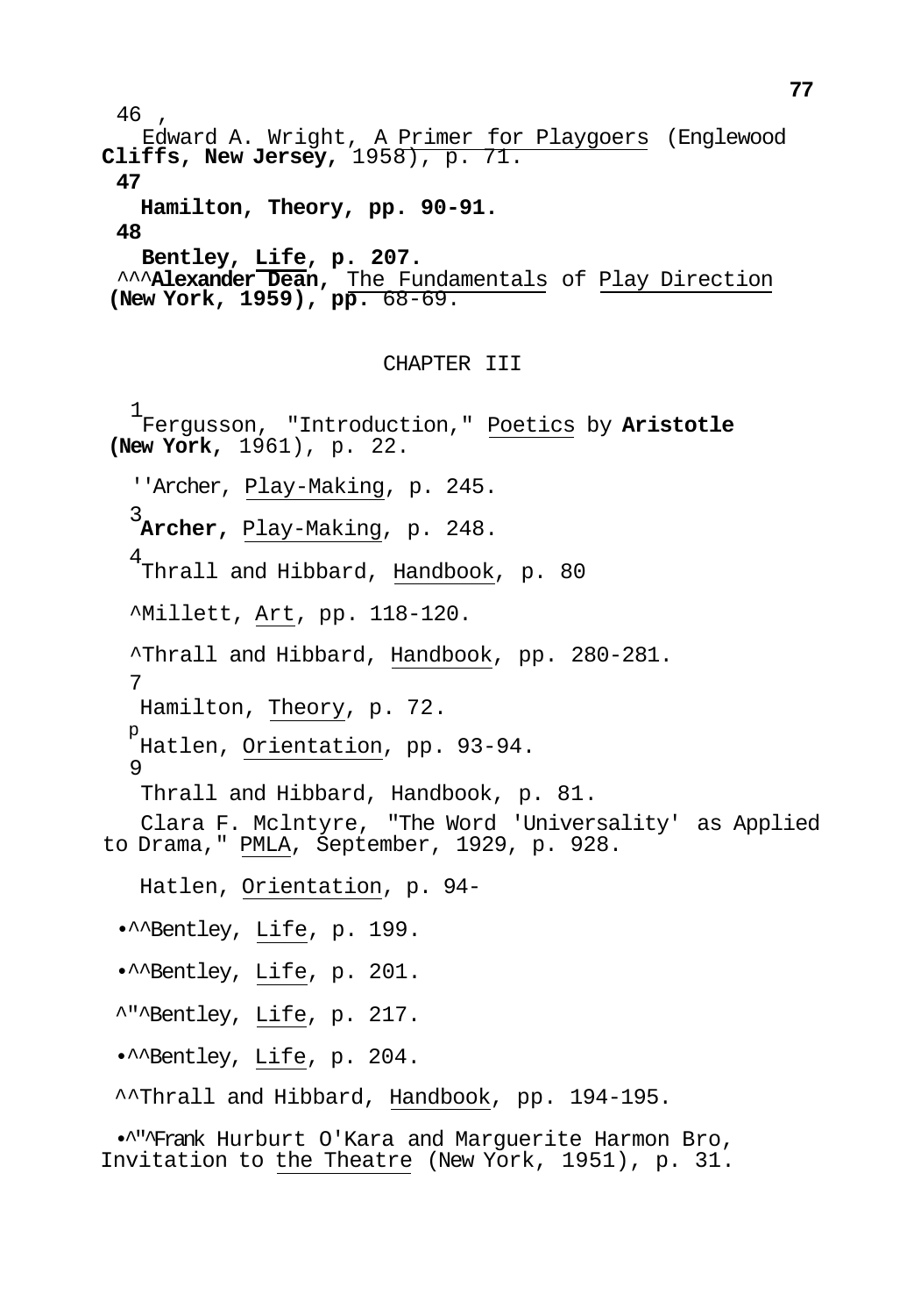[46] Edward A. Wright, A Primer for Playgoers (Englewood Cliffs, New Jersey, 1958), p. 71.

[47] Hamilton, Theory, pp. 90-91.

[48] Bentley, Life, p. 207.

^^^Alexander Dean, The Fundamentals of Play Direction (New York, 1959), pp. 68-69.

## CHAPTER III

[1] Fergusson, "Introduction," Poetics by Aristotle (New York, 1961), p. 22.

''Archer, Play-Making, p. 245.

[3] Archer, Play-Making, p. 248.

[4] Thrall and Hibbard, Handbook, p. 80

^Millett, Art, pp. 118-120.

^Thrall and Hibbard, Handbook, pp. 280-281.

[7] Hamilton, Theory, p. 72.

[p] Hatlen, Orientation, pp. 93-94.

[9] Thrall and Hibbard, Handbook, p. 81.

Clara F. Mclntyre, "The Word 'Universality' as Applied to Drama," PMLA, September, 1929, p. 928.

Hatlen, Orientation, p. 94-

•^^Bentley, Life, p. 199.

•^^Bentley, Life, p. 201.

^"^Bentley, Life, p. 217.

•^^Bentley, Life, p. 204.

^^Thrall and Hibbard, Handbook, pp. 194-195.

•^"^Frank Hurburt O'Kara and Marguerite Harmon Bro, Invitation to the Theatre (New York, 1951), p. 31.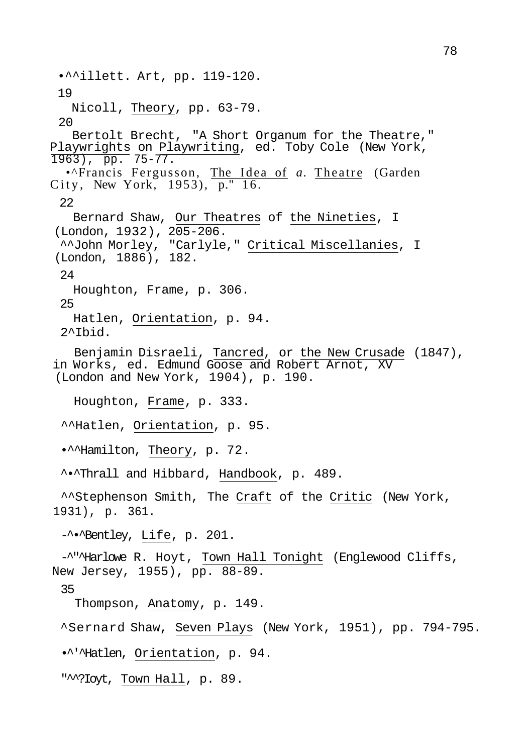[18]Willett. Art, pp. 119-120.

[19] Nicoll, Theory, pp. 63-79.

[20] Bertolt Brecht, "A Short Organum for the Theatre," Playwrights on Playwriting, ed. Toby Cole (New York, 1963), pp. 75-77.

[21]Francis Fergusson, The Idea of a Theatre (Garden City, New York, 1953), p. 16.

[22] Bernard Shaw, Our Theatres of the Nineties, I (London, 1932), 205-206.

[23]John Morley, "Carlyle," Critical Miscellanies, I (London, 1886), 182.

[24] Houghton, Frame, p. 306.

[25] Hatlen, Orientation, p. 94.

[26]Ibid.

Benjamin Disraeli, Tancred, or the New Crusade (1847), in Works, ed. Edmund Goose and Robert Arnot, XV (London and New York, 1904), p. 190.

Houghton, Frame, p. 333.

[29]Hatlen, Orientation, p. 95.

[30]Hamilton, Theory, p. 72.

[31]Thrall and Hibbard, Handbook, p. 489.

[32]Stephenson Smith, The Craft of the Critic (New York, 1931), p. 361.

[33]Bentley, Life, p. 201.

[34]Harlowe R. Hoyt, Town Hall Tonight (Englewood Cliffs, New Jersey, 1955), pp. 88-89.

[35] Thompson, Anatomy, p. 149.

[36]Bernard Shaw, Seven Plays (New York, 1951), pp. 794-795.

[37]Hatlen, Orientation, p. 94.

[38]Hoyt, Town Hall, p. 89.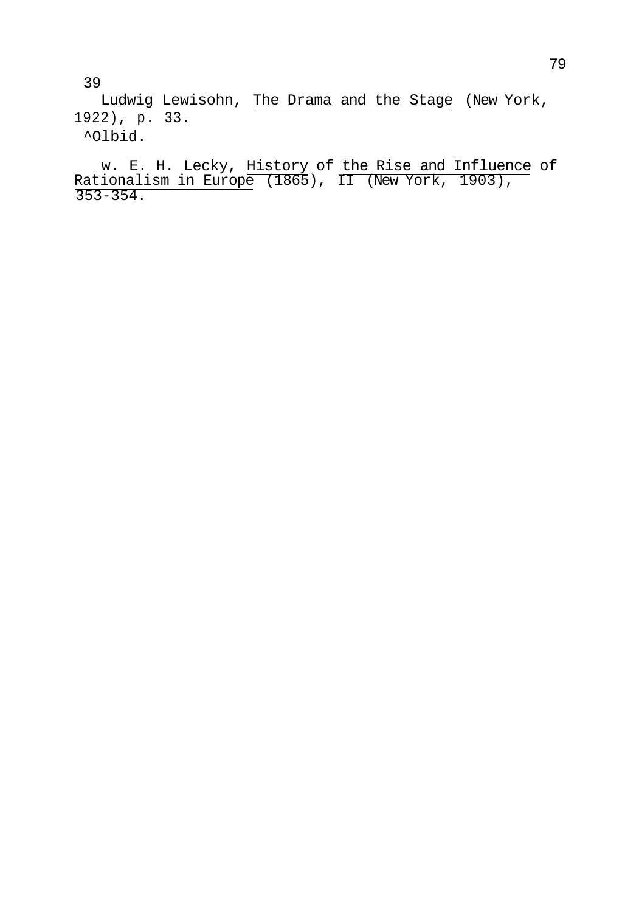[39] Ludwig Lewisohn, *The Drama and the Stage* (New York, 1922), p. 33.

[40] Ibid.

[41] W. E. H. Lecky, *History of the Rise and Influence of Rationalism in Europe* (1865), II (New York, 1903), 353-354.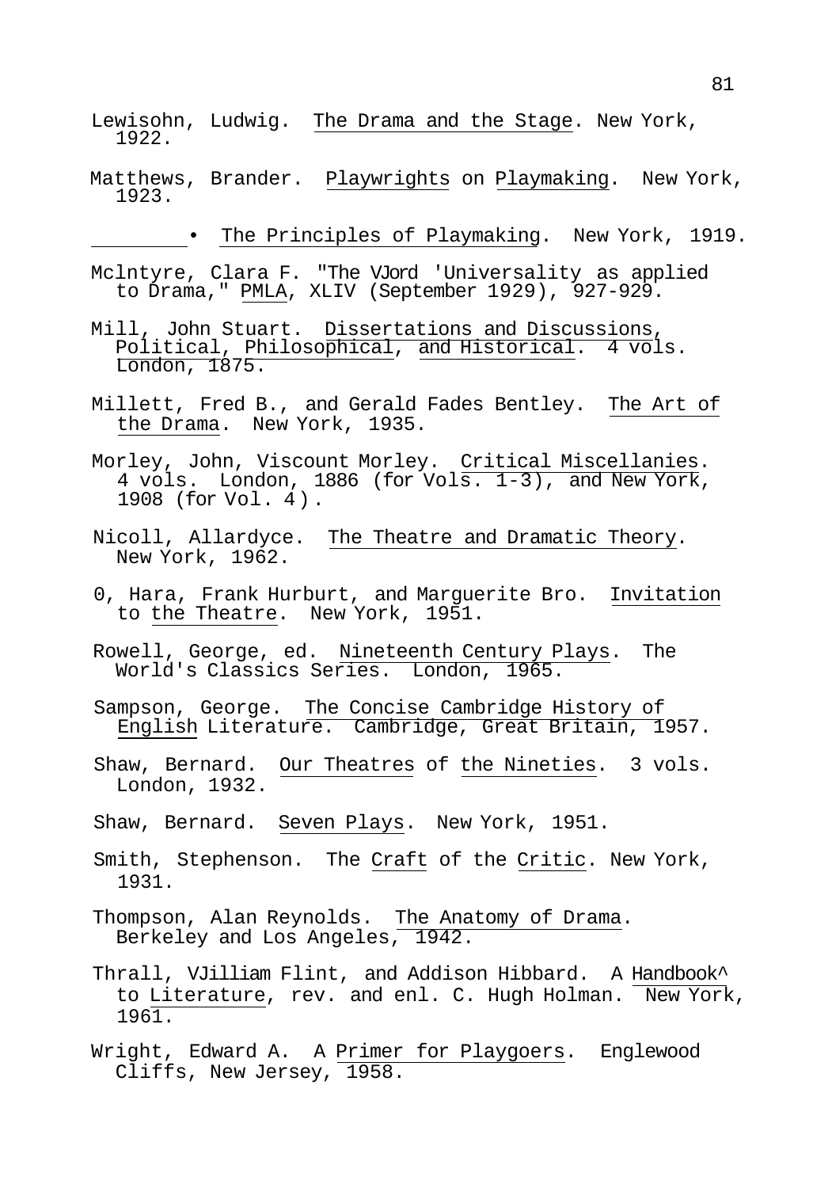Lewisohn, Ludwig. *The Drama and the Stage*. New York, 1922.

Matthews, Brander. *Playwrights on Playmaking*. New York, 1923.

________. *The Principles of Playmaking*. New York, 1919.

Mclntyre, Clara F. "The VJord 'Universality as applied to Drama," *PMLA*, XLIV (September 1929), 927-929.

Mill, John Stuart. *Dissertations and Discussions, Political, Philosophical, and Historical*. 4 vols. London, 1875.

Millett, Fred B., and Gerald Fades Bentley. *The Art of the Drama*. New York, 1935.

Morley, John, Viscount Morley. *Critical Miscellanies*. 4 vols. London, 1886 (for Vols. 1-3), and New York, 1908 (for Vol. 4).

Nicoll, Allardyce. *The Theatre and Dramatic Theory*. New York, 1962.

0, Hara, Frank Hurburt, and Marguerite Bro. *Invitation to the Theatre*. New York, 1951.

Rowell, George, ed. *Nineteenth Century Plays*. The World's Classics Series. London, 1965.

Sampson, George. *The Concise Cambridge History of English* Literature. Cambridge, Great Britain, 1957.

Shaw, Bernard. *Our Theatres* of *the Nineties*. 3 vols. London, 1932.

Shaw, Bernard. *Seven Plays*. New York, 1951.

Smith, Stephenson. The *Craft* of the *Critic*. New York, 1931.

Thompson, Alan Reynolds. *The Anatomy of Drama*. Berkeley and Los Angeles, 1942.

Thrall, VJilliam Flint, and Addison Hibbard. A *Handbook^ to Literature*, rev. and enl. C. Hugh Holman. New York, 1961.

Wright, Edward A. A *Primer for Playgoers*. Englewood Cliffs, New Jersey, 1958.